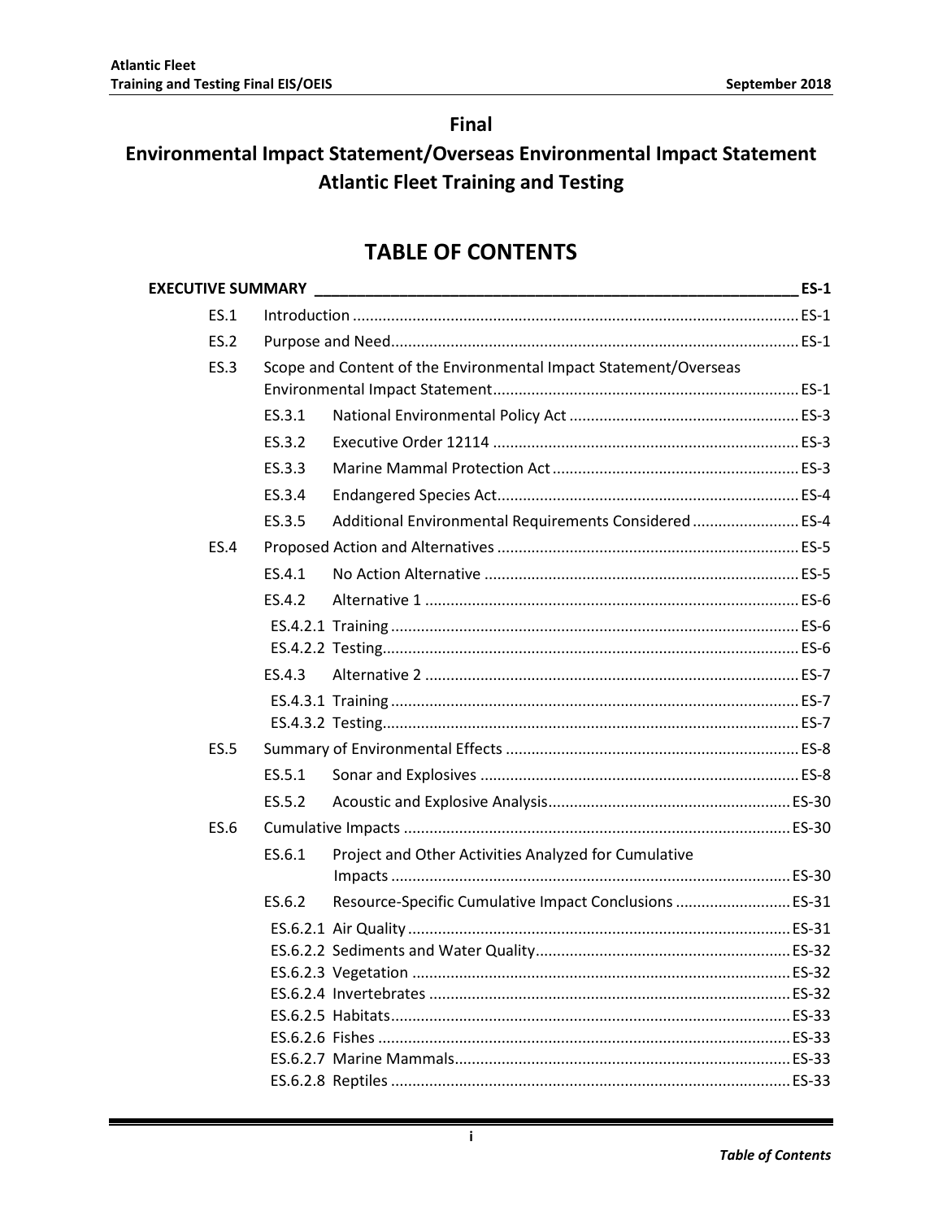# Final

# Environmental Impact Statement/Overseas Environmental Impact Statement Atlantic Fleet Training and Testing

## TABLE OF CONTENTS

**EXECUTIVE SUMMARY ..... ES-1**

- ES.1 Introduction ..... ES-1
- ES.2 Purpose and Need ..... ES-1
- ES.3 Scope and Content of the Environmental Impact Statement/Overseas Environmental Impact Statement ..... ES-1
  - ES.3.1 National Environmental Policy Act ..... ES-3
  - ES.3.2 Executive Order 12114 ..... ES-3
  - ES.3.3 Marine Mammal Protection Act ..... ES-3
  - ES.3.4 Endangered Species Act ..... ES-4
  - ES.3.5 Additional Environmental Requirements Considered ..... ES-4
- ES.4 Proposed Action and Alternatives ..... ES-5
  - ES.4.1 No Action Alternative ..... ES-5
  - ES.4.2 Alternative 1 ..... ES-6
    - ES.4.2.1 Training ..... ES-6
    - ES.4.2.2 Testing ..... ES-6
  - ES.4.3 Alternative 2 ..... ES-7
    - ES.4.3.1 Training ..... ES-7
    - ES.4.3.2 Testing ..... ES-7
- ES.5 Summary of Environmental Effects ..... ES-8
  - ES.5.1 Sonar and Explosives ..... ES-8
  - ES.5.2 Acoustic and Explosive Analysis ..... ES-30
- ES.6 Cumulative Impacts ..... ES-30
  - ES.6.1 Project and Other Activities Analyzed for Cumulative Impacts ..... ES-30
  - ES.6.2 Resource-Specific Cumulative Impact Conclusions ..... ES-31
    - ES.6.2.1 Air Quality ..... ES-31
    - ES.6.2.2 Sediments and Water Quality ..... ES-32
    - ES.6.2.3 Vegetation ..... ES-32
    - ES.6.2.4 Invertebrates ..... ES-32
    - ES.6.2.5 Habitats ..... ES-33
    - ES.6.2.6 Fishes ..... ES-33
    - ES.6.2.7 Marine Mammals ..... ES-33
    - ES.6.2.8 Reptiles ..... ES-33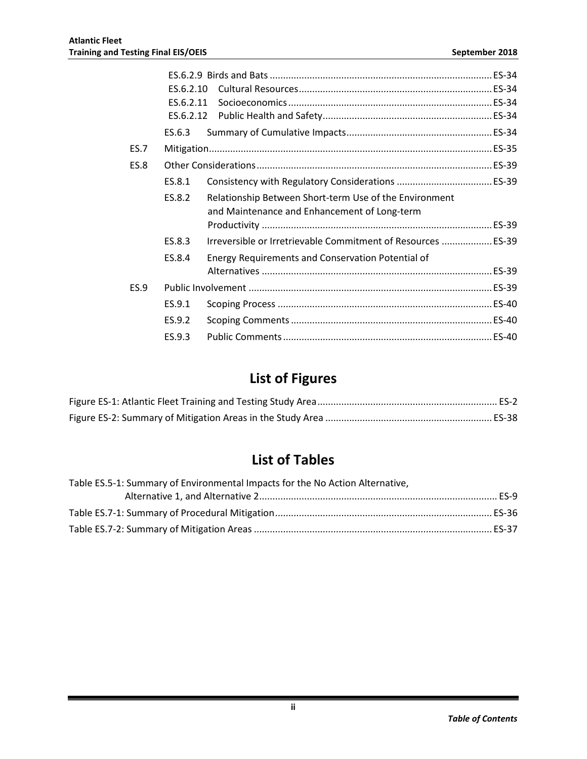ES.6.2.9 Birds and Bats ................................................................................... ES-34
ES.6.2.10 Cultural Resources ........................................................................ ES-34
ES.6.2.11 Socioeconomics ............................................................................ ES-34
ES.6.2.12 Public Health and Safety ................................................................ ES-34
ES.6.3 Summary of Cumulative Impacts ....................................................... ES-34
ES.7 Mitigation .......................................................................................................... ES-35
ES.8 Other Considerations ........................................................................................ ES-39
ES.8.1 Consistency with Regulatory Considerations .................................... ES-39
ES.8.2 Relationship Between Short-term Use of the Environment and Maintenance and Enhancement of Long-term Productivity ...................................................................................... ES-39
ES.8.3 Irreversible or Irretrievable Commitment of Resources ................... ES-39
ES.8.4 Energy Requirements and Conservation Potential of Alternatives ...................................................................................... ES-39
ES.9 Public Involvement ........................................................................................... ES-39
ES.9.1 Scoping Process ................................................................................ ES-40
ES.9.2 Scoping Comments ........................................................................... ES-40
ES.9.3 Public Comments .............................................................................. ES-40

## List of Figures

Figure ES-1: Atlantic Fleet Training and Testing Study Area .................................................................... ES-2
Figure ES-2: Summary of Mitigation Areas in the Study Area ............................................................... ES-38

## List of Tables

Table ES.5-1: Summary of Environmental Impacts for the No Action Alternative, Alternative 1, and Alternative 2 ......................................................................................... ES-9
Table ES.7-1: Summary of Procedural Mitigation .................................................................................. ES-36
Table ES.7-2: Summary of Mitigation Areas .......................................................................................... ES-37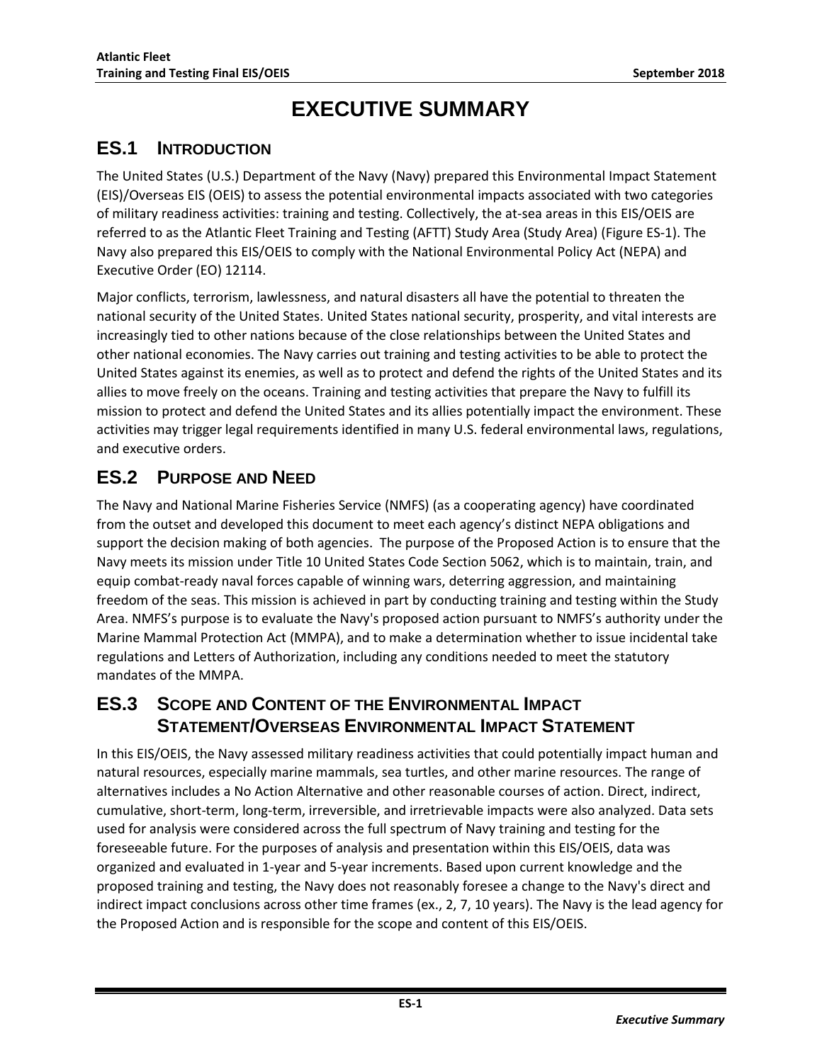# EXECUTIVE SUMMARY

## ES.1 INTRODUCTION

The United States (U.S.) Department of the Navy (Navy) prepared this Environmental Impact Statement (EIS)/Overseas EIS (OEIS) to assess the potential environmental impacts associated with two categories of military readiness activities: training and testing. Collectively, the at-sea areas in this EIS/OEIS are referred to as the Atlantic Fleet Training and Testing (AFTT) Study Area (Study Area) (Figure ES-1). The Navy also prepared this EIS/OEIS to comply with the National Environmental Policy Act (NEPA) and Executive Order (EO) 12114.

Major conflicts, terrorism, lawlessness, and natural disasters all have the potential to threaten the national security of the United States. United States national security, prosperity, and vital interests are increasingly tied to other nations because of the close relationships between the United States and other national economies. The Navy carries out training and testing activities to be able to protect the United States against its enemies, as well as to protect and defend the rights of the United States and its allies to move freely on the oceans. Training and testing activities that prepare the Navy to fulfill its mission to protect and defend the United States and its allies potentially impact the environment. These activities may trigger legal requirements identified in many U.S. federal environmental laws, regulations, and executive orders.

## ES.2 PURPOSE AND NEED

The Navy and National Marine Fisheries Service (NMFS) (as a cooperating agency) have coordinated from the outset and developed this document to meet each agency's distinct NEPA obligations and support the decision making of both agencies. The purpose of the Proposed Action is to ensure that the Navy meets its mission under Title 10 United States Code Section 5062, which is to maintain, train, and equip combat-ready naval forces capable of winning wars, deterring aggression, and maintaining freedom of the seas. This mission is achieved in part by conducting training and testing within the Study Area. NMFS's purpose is to evaluate the Navy's proposed action pursuant to NMFS's authority under the Marine Mammal Protection Act (MMPA), and to make a determination whether to issue incidental take regulations and Letters of Authorization, including any conditions needed to meet the statutory mandates of the MMPA.

## ES.3 SCOPE AND CONTENT OF THE ENVIRONMENTAL IMPACT STATEMENT/OVERSEAS ENVIRONMENTAL IMPACT STATEMENT

In this EIS/OEIS, the Navy assessed military readiness activities that could potentially impact human and natural resources, especially marine mammals, sea turtles, and other marine resources. The range of alternatives includes a No Action Alternative and other reasonable courses of action. Direct, indirect, cumulative, short-term, long-term, irreversible, and irretrievable impacts were also analyzed. Data sets used for analysis were considered across the full spectrum of Navy training and testing for the foreseeable future. For the purposes of analysis and presentation within this EIS/OEIS, data was organized and evaluated in 1-year and 5-year increments. Based upon current knowledge and the proposed training and testing, the Navy does not reasonably foresee a change to the Navy's direct and indirect impact conclusions across other time frames (ex., 2, 7, 10 years). The Navy is the lead agency for the Proposed Action and is responsible for the scope and content of this EIS/OEIS.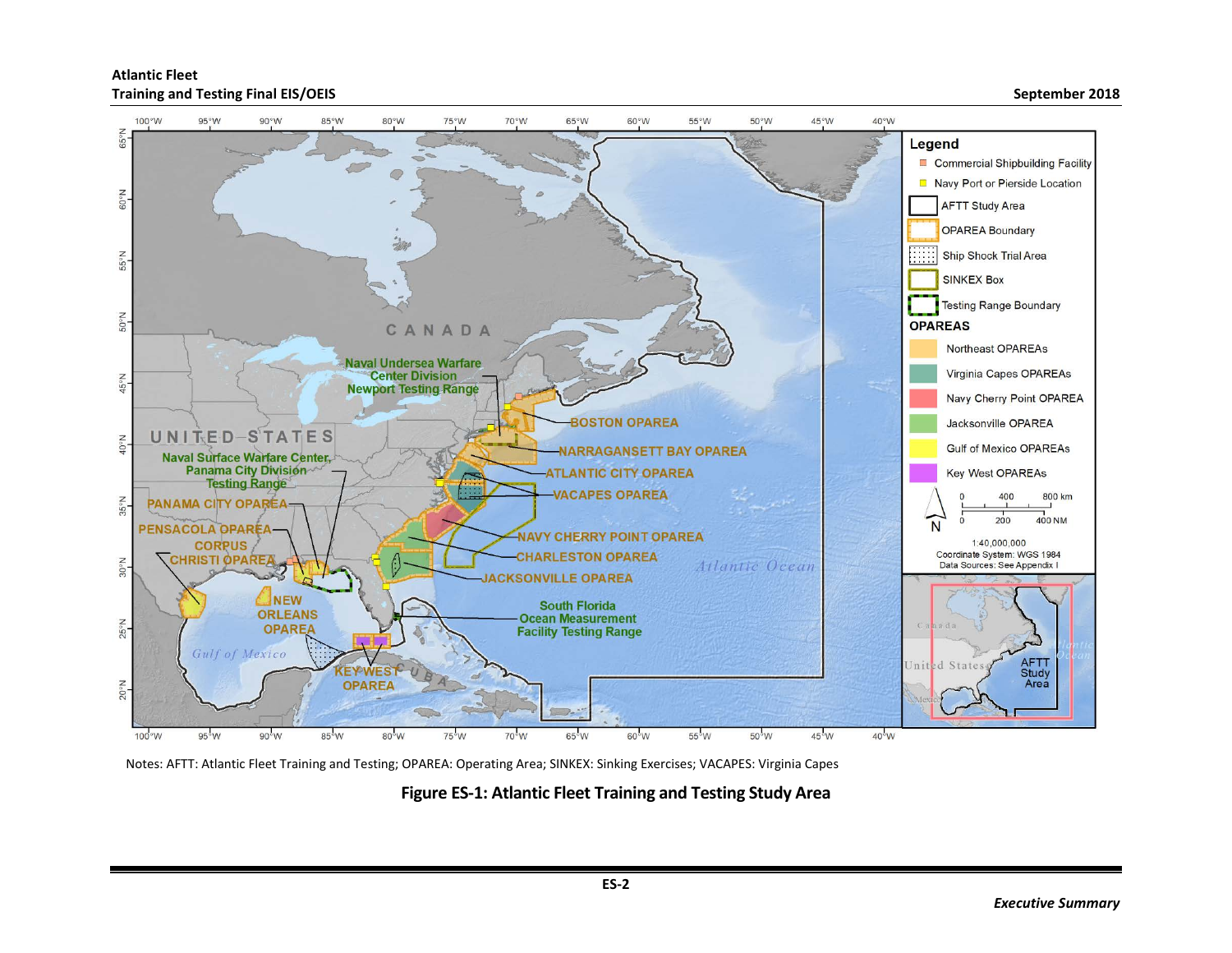Notes: AFTT: Atlantic Fleet Training and Testing; OPAREA: Operating Area; SINKEX: Sinking Exercises; VACAPES: Virginia Capes

**Figure ES-1: Atlantic Fleet Training and Testing Study Area**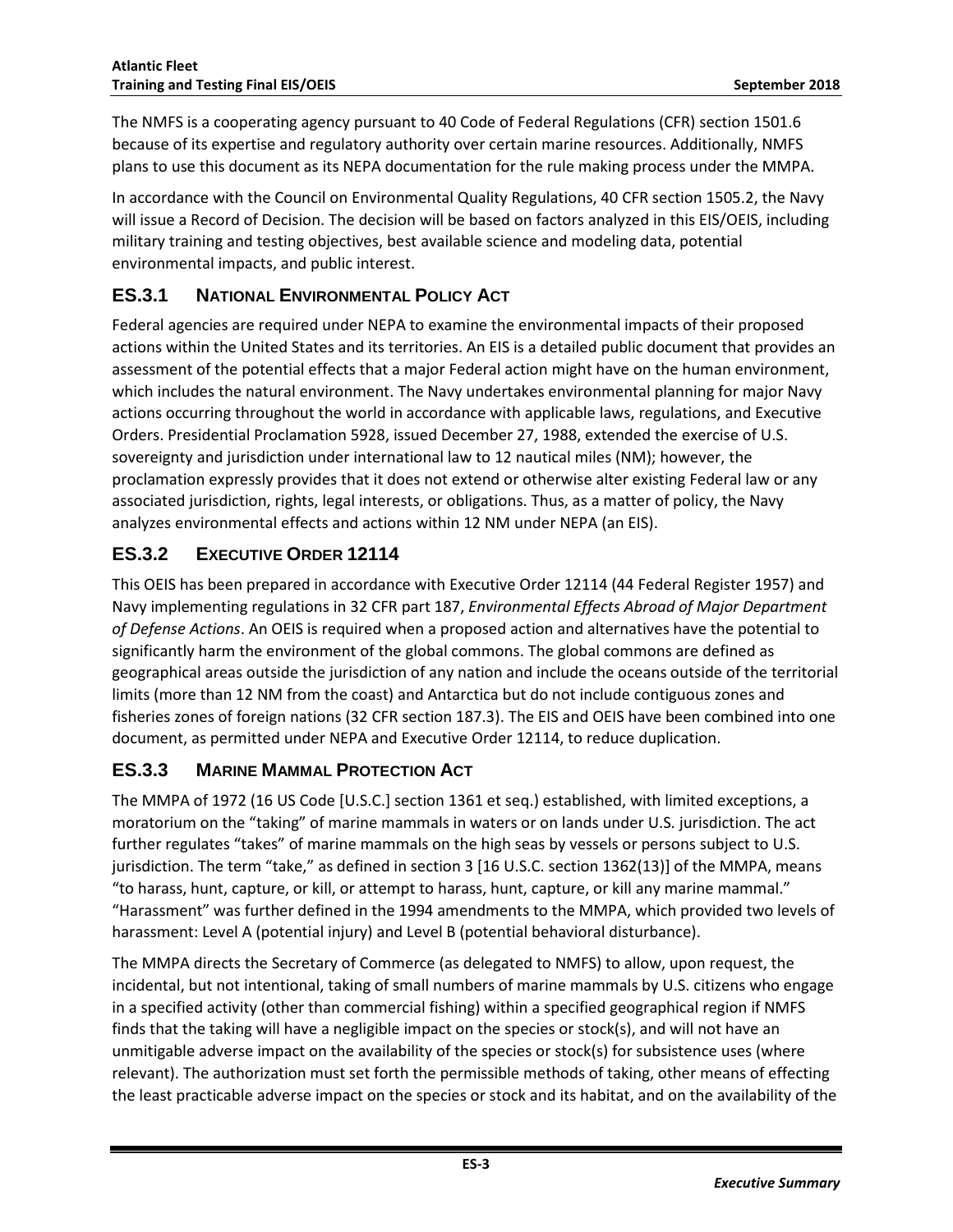The NMFS is a cooperating agency pursuant to 40 Code of Federal Regulations (CFR) section 1501.6 because of its expertise and regulatory authority over certain marine resources. Additionally, NMFS plans to use this document as its NEPA documentation for the rule making process under the MMPA.

In accordance with the Council on Environmental Quality Regulations, 40 CFR section 1505.2, the Navy will issue a Record of Decision. The decision will be based on factors analyzed in this EIS/OEIS, including military training and testing objectives, best available science and modeling data, potential environmental impacts, and public interest.

### ES.3.1 NATIONAL ENVIRONMENTAL POLICY ACT

Federal agencies are required under NEPA to examine the environmental impacts of their proposed actions within the United States and its territories. An EIS is a detailed public document that provides an assessment of the potential effects that a major Federal action might have on the human environment, which includes the natural environment. The Navy undertakes environmental planning for major Navy actions occurring throughout the world in accordance with applicable laws, regulations, and Executive Orders. Presidential Proclamation 5928, issued December 27, 1988, extended the exercise of U.S. sovereignty and jurisdiction under international law to 12 nautical miles (NM); however, the proclamation expressly provides that it does not extend or otherwise alter existing Federal law or any associated jurisdiction, rights, legal interests, or obligations. Thus, as a matter of policy, the Navy analyzes environmental effects and actions within 12 NM under NEPA (an EIS).

### ES.3.2 EXECUTIVE ORDER 12114

This OEIS has been prepared in accordance with Executive Order 12114 (44 Federal Register 1957) and Navy implementing regulations in 32 CFR part 187, *Environmental Effects Abroad of Major Department of Defense Actions*. An OEIS is required when a proposed action and alternatives have the potential to significantly harm the environment of the global commons. The global commons are defined as geographical areas outside the jurisdiction of any nation and include the oceans outside of the territorial limits (more than 12 NM from the coast) and Antarctica but do not include contiguous zones and fisheries zones of foreign nations (32 CFR section 187.3). The EIS and OEIS have been combined into one document, as permitted under NEPA and Executive Order 12114, to reduce duplication.

### ES.3.3 MARINE MAMMAL PROTECTION ACT

The MMPA of 1972 (16 US Code [U.S.C.] section 1361 et seq.) established, with limited exceptions, a moratorium on the "taking" of marine mammals in waters or on lands under U.S. jurisdiction. The act further regulates "takes" of marine mammals on the high seas by vessels or persons subject to U.S. jurisdiction. The term "take," as defined in section 3 [16 U.S.C. section 1362(13)] of the MMPA, means "to harass, hunt, capture, or kill, or attempt to harass, hunt, capture, or kill any marine mammal." "Harassment" was further defined in the 1994 amendments to the MMPA, which provided two levels of harassment: Level A (potential injury) and Level B (potential behavioral disturbance).

The MMPA directs the Secretary of Commerce (as delegated to NMFS) to allow, upon request, the incidental, but not intentional, taking of small numbers of marine mammals by U.S. citizens who engage in a specified activity (other than commercial fishing) within a specified geographical region if NMFS finds that the taking will have a negligible impact on the species or stock(s), and will not have an unmitigable adverse impact on the availability of the species or stock(s) for subsistence uses (where relevant). The authorization must set forth the permissible methods of taking, other means of effecting the least practicable adverse impact on the species or stock and its habitat, and on the availability of the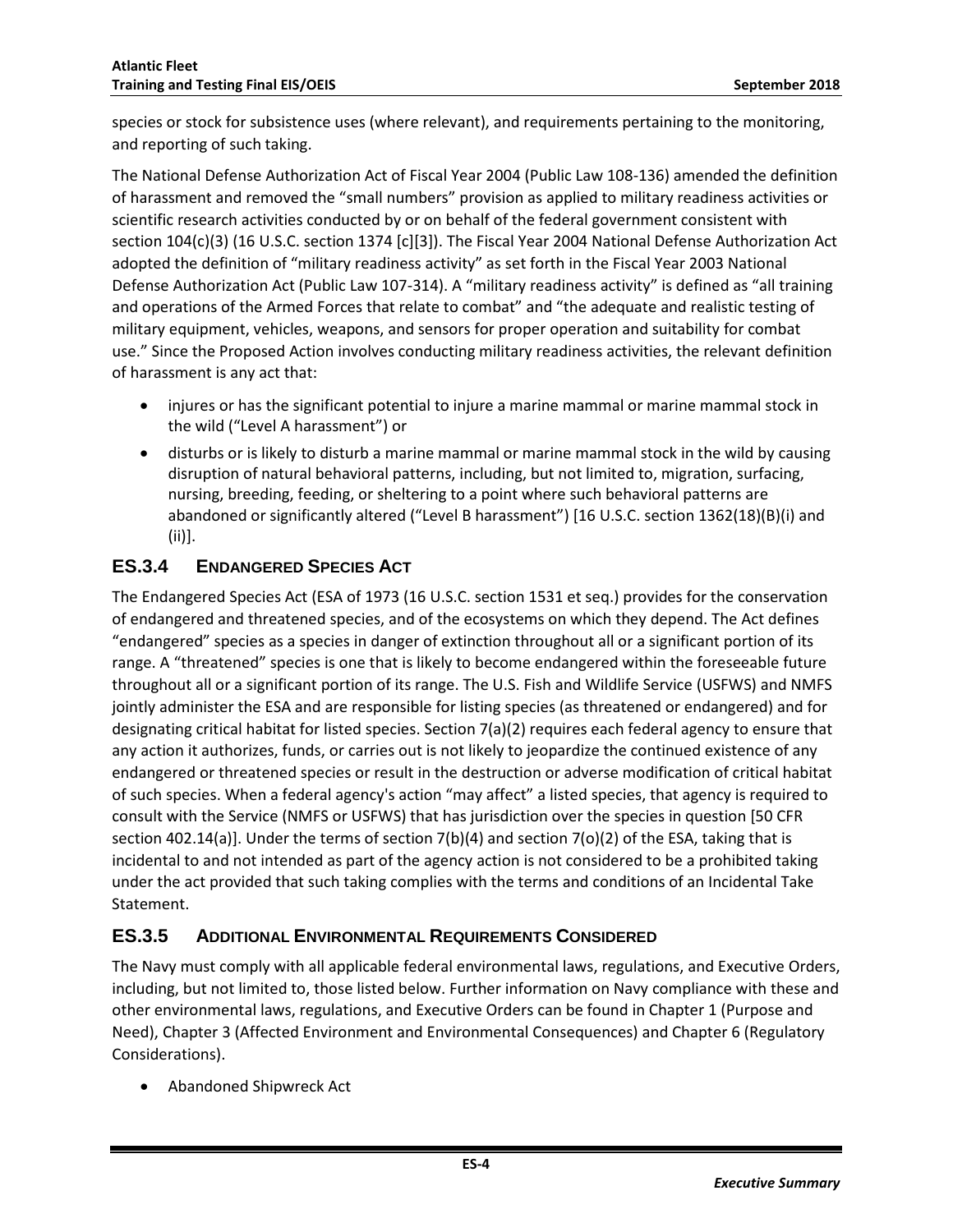species or stock for subsistence uses (where relevant), and requirements pertaining to the monitoring, and reporting of such taking.

The National Defense Authorization Act of Fiscal Year 2004 (Public Law 108-136) amended the definition of harassment and removed the "small numbers" provision as applied to military readiness activities or scientific research activities conducted by or on behalf of the federal government consistent with section 104(c)(3) (16 U.S.C. section 1374 [c][3]). The Fiscal Year 2004 National Defense Authorization Act adopted the definition of "military readiness activity" as set forth in the Fiscal Year 2003 National Defense Authorization Act (Public Law 107-314). A "military readiness activity" is defined as "all training and operations of the Armed Forces that relate to combat" and "the adequate and realistic testing of military equipment, vehicles, weapons, and sensors for proper operation and suitability for combat use." Since the Proposed Action involves conducting military readiness activities, the relevant definition of harassment is any act that:

- injures or has the significant potential to injure a marine mammal or marine mammal stock in the wild ("Level A harassment") or
- disturbs or is likely to disturb a marine mammal or marine mammal stock in the wild by causing disruption of natural behavioral patterns, including, but not limited to, migration, surfacing, nursing, breeding, feeding, or sheltering to a point where such behavioral patterns are abandoned or significantly altered ("Level B harassment") [16 U.S.C. section 1362(18)(B)(i) and (ii)].

## ES.3.4 Endangered Species Act

The Endangered Species Act (ESA of 1973 (16 U.S.C. section 1531 et seq.) provides for the conservation of endangered and threatened species, and of the ecosystems on which they depend. The Act defines "endangered" species as a species in danger of extinction throughout all or a significant portion of its range. A "threatened" species is one that is likely to become endangered within the foreseeable future throughout all or a significant portion of its range. The U.S. Fish and Wildlife Service (USFWS) and NMFS jointly administer the ESA and are responsible for listing species (as threatened or endangered) and for designating critical habitat for listed species. Section 7(a)(2) requires each federal agency to ensure that any action it authorizes, funds, or carries out is not likely to jeopardize the continued existence of any endangered or threatened species or result in the destruction or adverse modification of critical habitat of such species. When a federal agency's action "may affect" a listed species, that agency is required to consult with the Service (NMFS or USFWS) that has jurisdiction over the species in question [50 CFR section 402.14(a)]. Under the terms of section 7(b)(4) and section 7(o)(2) of the ESA, taking that is incidental to and not intended as part of the agency action is not considered to be a prohibited taking under the act provided that such taking complies with the terms and conditions of an Incidental Take Statement.

## ES.3.5 Additional Environmental Requirements Considered

The Navy must comply with all applicable federal environmental laws, regulations, and Executive Orders, including, but not limited to, those listed below. Further information on Navy compliance with these and other environmental laws, regulations, and Executive Orders can be found in Chapter 1 (Purpose and Need), Chapter 3 (Affected Environment and Environmental Consequences) and Chapter 6 (Regulatory Considerations).

- Abandoned Shipwreck Act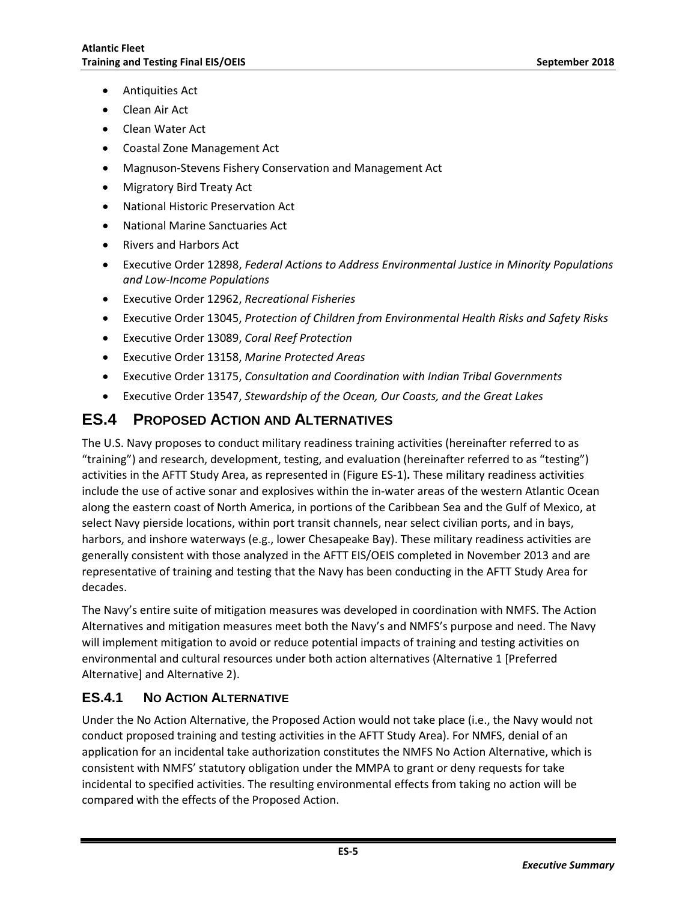- Antiquities Act
- Clean Air Act
- Clean Water Act
- Coastal Zone Management Act
- Magnuson-Stevens Fishery Conservation and Management Act
- Migratory Bird Treaty Act
- National Historic Preservation Act
- National Marine Sanctuaries Act
- Rivers and Harbors Act
- Executive Order 12898, *Federal Actions to Address Environmental Justice in Minority Populations and Low-Income Populations*
- Executive Order 12962, *Recreational Fisheries*
- Executive Order 13045, *Protection of Children from Environmental Health Risks and Safety Risks*
- Executive Order 13089, *Coral Reef Protection*
- Executive Order 13158, *Marine Protected Areas*
- Executive Order 13175, *Consultation and Coordination with Indian Tribal Governments*
- Executive Order 13547, *Stewardship of the Ocean, Our Coasts, and the Great Lakes*

## ES.4 PROPOSED ACTION AND ALTERNATIVES

The U.S. Navy proposes to conduct military readiness training activities (hereinafter referred to as "training") and research, development, testing, and evaluation (hereinafter referred to as "testing") activities in the AFTT Study Area, as represented in (Figure ES-1)**.** These military readiness activities include the use of active sonar and explosives within the in-water areas of the western Atlantic Ocean along the eastern coast of North America, in portions of the Caribbean Sea and the Gulf of Mexico, at select Navy pierside locations, within port transit channels, near select civilian ports, and in bays, harbors, and inshore waterways (e.g., lower Chesapeake Bay). These military readiness activities are generally consistent with those analyzed in the AFTT EIS/OEIS completed in November 2013 and are representative of training and testing that the Navy has been conducting in the AFTT Study Area for decades.

The Navy's entire suite of mitigation measures was developed in coordination with NMFS. The Action Alternatives and mitigation measures meet both the Navy's and NMFS's purpose and need. The Navy will implement mitigation to avoid or reduce potential impacts of training and testing activities on environmental and cultural resources under both action alternatives (Alternative 1 [Preferred Alternative] and Alternative 2).

### ES.4.1 NO ACTION ALTERNATIVE

Under the No Action Alternative, the Proposed Action would not take place (i.e., the Navy would not conduct proposed training and testing activities in the AFTT Study Area). For NMFS, denial of an application for an incidental take authorization constitutes the NMFS No Action Alternative, which is consistent with NMFS' statutory obligation under the MMPA to grant or deny requests for take incidental to specified activities. The resulting environmental effects from taking no action will be compared with the effects of the Proposed Action.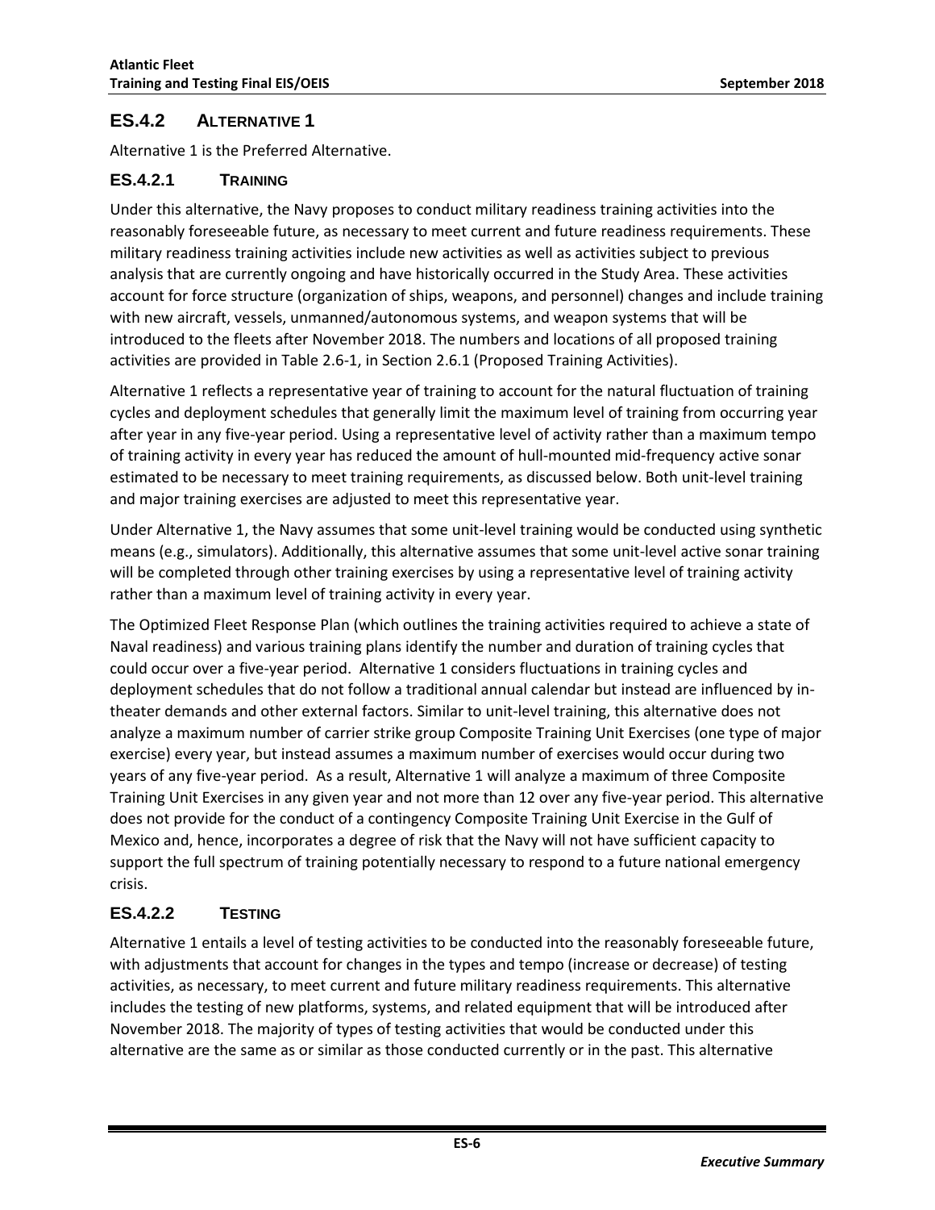## ES.4.2 ALTERNATIVE 1

Alternative 1 is the Preferred Alternative.

### ES.4.2.1 TRAINING

Under this alternative, the Navy proposes to conduct military readiness training activities into the reasonably foreseeable future, as necessary to meet current and future readiness requirements. These military readiness training activities include new activities as well as activities subject to previous analysis that are currently ongoing and have historically occurred in the Study Area. These activities account for force structure (organization of ships, weapons, and personnel) changes and include training with new aircraft, vessels, unmanned/autonomous systems, and weapon systems that will be introduced to the fleets after November 2018. The numbers and locations of all proposed training activities are provided in Table 2.6-1, in Section 2.6.1 (Proposed Training Activities).

Alternative 1 reflects a representative year of training to account for the natural fluctuation of training cycles and deployment schedules that generally limit the maximum level of training from occurring year after year in any five-year period. Using a representative level of activity rather than a maximum tempo of training activity in every year has reduced the amount of hull-mounted mid-frequency active sonar estimated to be necessary to meet training requirements, as discussed below. Both unit-level training and major training exercises are adjusted to meet this representative year.

Under Alternative 1, the Navy assumes that some unit-level training would be conducted using synthetic means (e.g., simulators). Additionally, this alternative assumes that some unit-level active sonar training will be completed through other training exercises by using a representative level of training activity rather than a maximum level of training activity in every year.

The Optimized Fleet Response Plan (which outlines the training activities required to achieve a state of Naval readiness) and various training plans identify the number and duration of training cycles that could occur over a five-year period. Alternative 1 considers fluctuations in training cycles and deployment schedules that do not follow a traditional annual calendar but instead are influenced by in-theater demands and other external factors. Similar to unit-level training, this alternative does not analyze a maximum number of carrier strike group Composite Training Unit Exercises (one type of major exercise) every year, but instead assumes a maximum number of exercises would occur during two years of any five-year period. As a result, Alternative 1 will analyze a maximum of three Composite Training Unit Exercises in any given year and not more than 12 over any five-year period. This alternative does not provide for the conduct of a contingency Composite Training Unit Exercise in the Gulf of Mexico and, hence, incorporates a degree of risk that the Navy will not have sufficient capacity to support the full spectrum of training potentially necessary to respond to a future national emergency crisis.

### ES.4.2.2 TESTING

Alternative 1 entails a level of testing activities to be conducted into the reasonably foreseeable future, with adjustments that account for changes in the types and tempo (increase or decrease) of testing activities, as necessary, to meet current and future military readiness requirements. This alternative includes the testing of new platforms, systems, and related equipment that will be introduced after November 2018. The majority of types of testing activities that would be conducted under this alternative are the same as or similar as those conducted currently or in the past. This alternative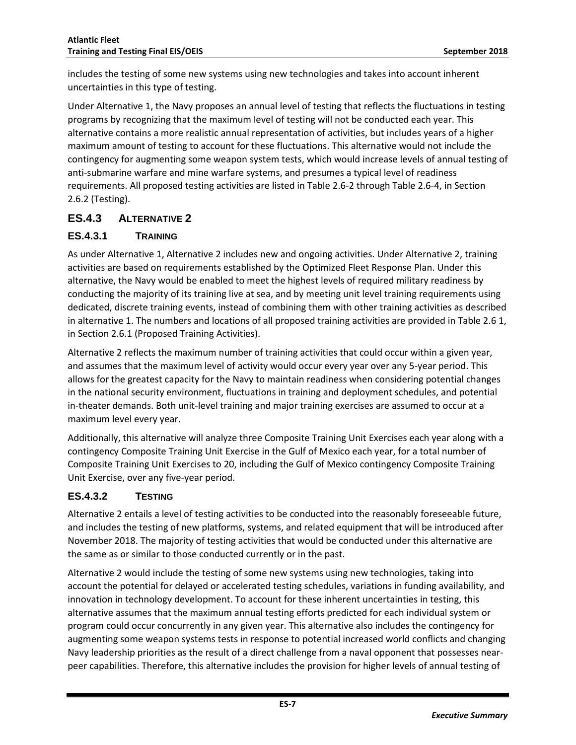includes the testing of some new systems using new technologies and takes into account inherent uncertainties in this type of testing.

Under Alternative 1, the Navy proposes an annual level of testing that reflects the fluctuations in testing programs by recognizing that the maximum level of testing will not be conducted each year. This alternative contains a more realistic annual representation of activities, but includes years of a higher maximum amount of testing to account for these fluctuations. This alternative would not include the contingency for augmenting some weapon system tests, which would increase levels of annual testing of anti-submarine warfare and mine warfare systems, and presumes a typical level of readiness requirements. All proposed testing activities are listed in Table 2.6-2 through Table 2.6-4, in Section 2.6.2 (Testing).

## ES.4.3 Alternative 2

### ES.4.3.1 Training

As under Alternative 1, Alternative 2 includes new and ongoing activities. Under Alternative 2, training activities are based on requirements established by the Optimized Fleet Response Plan. Under this alternative, the Navy would be enabled to meet the highest levels of required military readiness by conducting the majority of its training live at sea, and by meeting unit level training requirements using dedicated, discrete training events, instead of combining them with other training activities as described in alternative 1. The numbers and locations of all proposed training activities are provided in Table 2.6 1, in Section 2.6.1 (Proposed Training Activities).

Alternative 2 reflects the maximum number of training activities that could occur within a given year, and assumes that the maximum level of activity would occur every year over any 5-year period. This allows for the greatest capacity for the Navy to maintain readiness when considering potential changes in the national security environment, fluctuations in training and deployment schedules, and potential in-theater demands. Both unit-level training and major training exercises are assumed to occur at a maximum level every year.

Additionally, this alternative will analyze three Composite Training Unit Exercises each year along with a contingency Composite Training Unit Exercise in the Gulf of Mexico each year, for a total number of Composite Training Unit Exercises to 20, including the Gulf of Mexico contingency Composite Training Unit Exercise, over any five-year period.

### ES.4.3.2 Testing

Alternative 2 entails a level of testing activities to be conducted into the reasonably foreseeable future, and includes the testing of new platforms, systems, and related equipment that will be introduced after November 2018. The majority of testing activities that would be conducted under this alternative are the same as or similar to those conducted currently or in the past.

Alternative 2 would include the testing of some new systems using new technologies, taking into account the potential for delayed or accelerated testing schedules, variations in funding availability, and innovation in technology development. To account for these inherent uncertainties in testing, this alternative assumes that the maximum annual testing efforts predicted for each individual system or program could occur concurrently in any given year. This alternative also includes the contingency for augmenting some weapon systems tests in response to potential increased world conflicts and changing Navy leadership priorities as the result of a direct challenge from a naval opponent that possesses near-peer capabilities. Therefore, this alternative includes the provision for higher levels of annual testing of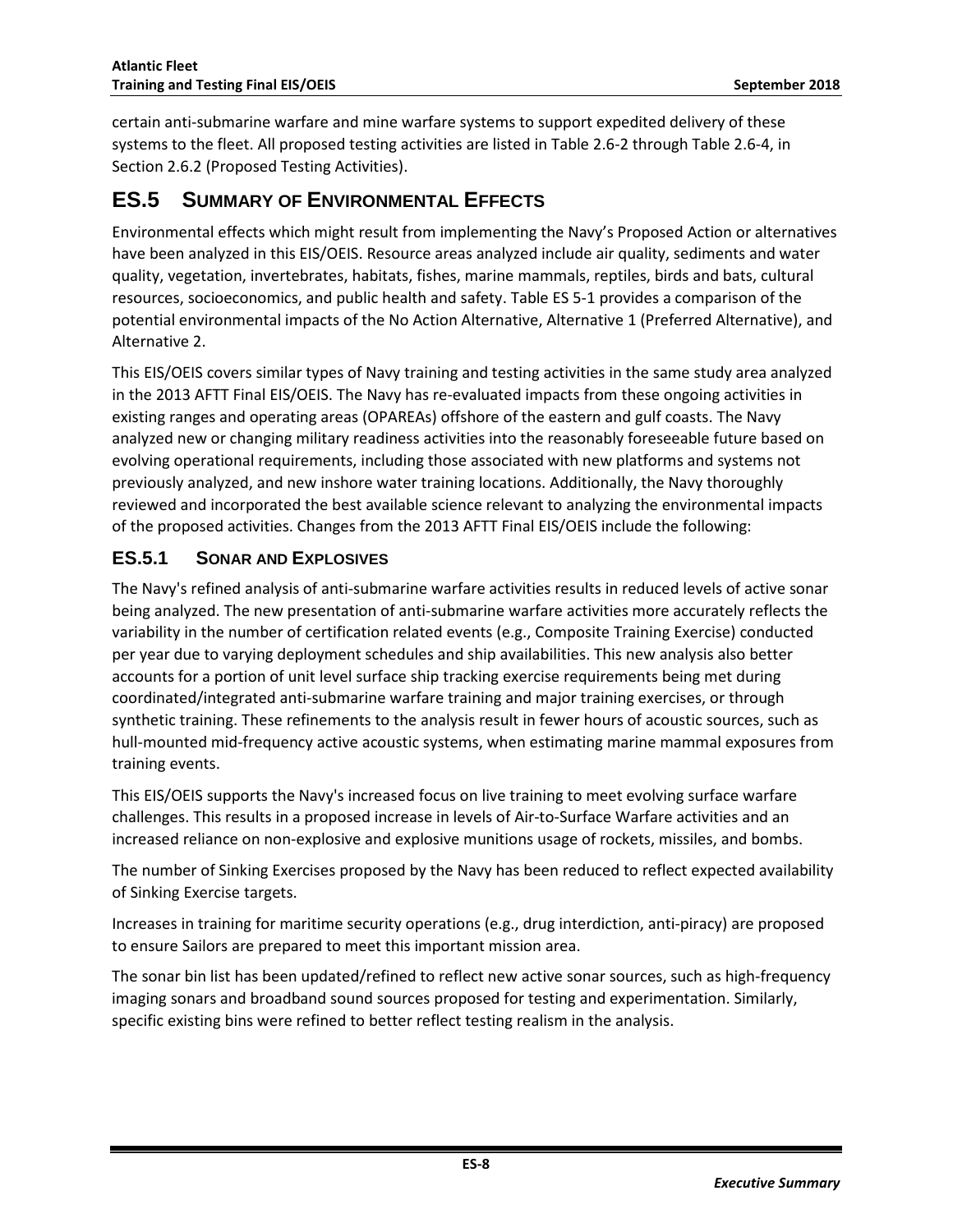certain anti-submarine warfare and mine warfare systems to support expedited delivery of these systems to the fleet. All proposed testing activities are listed in Table 2.6-2 through Table 2.6-4, in Section 2.6.2 (Proposed Testing Activities).

## ES.5 SUMMARY OF ENVIRONMENTAL EFFECTS

Environmental effects which might result from implementing the Navy's Proposed Action or alternatives have been analyzed in this EIS/OEIS. Resource areas analyzed include air quality, sediments and water quality, vegetation, invertebrates, habitats, fishes, marine mammals, reptiles, birds and bats, cultural resources, socioeconomics, and public health and safety. Table ES 5-1 provides a comparison of the potential environmental impacts of the No Action Alternative, Alternative 1 (Preferred Alternative), and Alternative 2.

This EIS/OEIS covers similar types of Navy training and testing activities in the same study area analyzed in the 2013 AFTT Final EIS/OEIS. The Navy has re-evaluated impacts from these ongoing activities in existing ranges and operating areas (OPAREAs) offshore of the eastern and gulf coasts. The Navy analyzed new or changing military readiness activities into the reasonably foreseeable future based on evolving operational requirements, including those associated with new platforms and systems not previously analyzed, and new inshore water training locations. Additionally, the Navy thoroughly reviewed and incorporated the best available science relevant to analyzing the environmental impacts of the proposed activities. Changes from the 2013 AFTT Final EIS/OEIS include the following:

### ES.5.1 SONAR AND EXPLOSIVES

The Navy's refined analysis of anti-submarine warfare activities results in reduced levels of active sonar being analyzed. The new presentation of anti-submarine warfare activities more accurately reflects the variability in the number of certification related events (e.g., Composite Training Exercise) conducted per year due to varying deployment schedules and ship availabilities. This new analysis also better accounts for a portion of unit level surface ship tracking exercise requirements being met during coordinated/integrated anti-submarine warfare training and major training exercises, or through synthetic training. These refinements to the analysis result in fewer hours of acoustic sources, such as hull-mounted mid-frequency active acoustic systems, when estimating marine mammal exposures from training events.

This EIS/OEIS supports the Navy's increased focus on live training to meet evolving surface warfare challenges. This results in a proposed increase in levels of Air-to-Surface Warfare activities and an increased reliance on non-explosive and explosive munitions usage of rockets, missiles, and bombs.

The number of Sinking Exercises proposed by the Navy has been reduced to reflect expected availability of Sinking Exercise targets.

Increases in training for maritime security operations (e.g., drug interdiction, anti-piracy) are proposed to ensure Sailors are prepared to meet this important mission area.

The sonar bin list has been updated/refined to reflect new active sonar sources, such as high-frequency imaging sonars and broadband sound sources proposed for testing and experimentation. Similarly, specific existing bins were refined to better reflect testing realism in the analysis.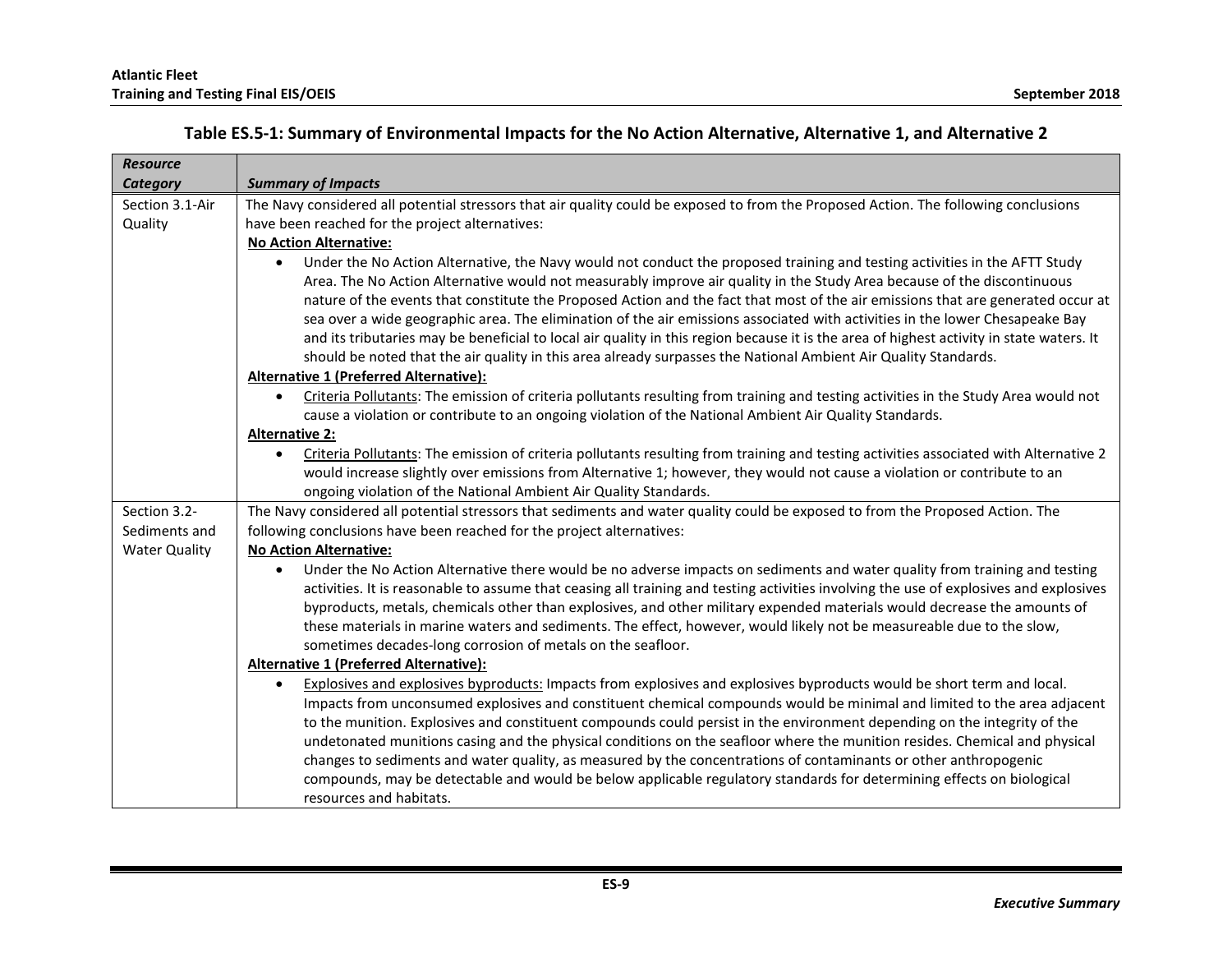**Table ES.5-1: Summary of Environmental Impacts for the No Action Alternative, Alternative 1, and Alternative 2**

| *Resource Category* | *Summary of Impacts* |
|---|---|
| Section 3.1-Air Quality | The Navy considered all potential stressors that air quality could be exposed to from the Proposed Action. The following conclusions have been reached for the project alternatives:<br>**No Action Alternative:**<br>• Under the No Action Alternative, the Navy would not conduct the proposed training and testing activities in the AFTT Study Area. The No Action Alternative would not measurably improve air quality in the Study Area because of the discontinuous nature of the events that constitute the Proposed Action and the fact that most of the air emissions that are generated occur at sea over a wide geographic area. The elimination of the air emissions associated with activities in the lower Chesapeake Bay and its tributaries may be beneficial to local air quality in this region because it is the area of highest activity in state waters. It should be noted that the air quality in this area already surpasses the National Ambient Air Quality Standards.<br>**Alternative 1 (Preferred Alternative):**<br>• Criteria Pollutants: The emission of criteria pollutants resulting from training and testing activities in the Study Area would not cause a violation or contribute to an ongoing violation of the National Ambient Air Quality Standards.<br>**Alternative 2:**<br>• Criteria Pollutants: The emission of criteria pollutants resulting from training and testing activities associated with Alternative 2 would increase slightly over emissions from Alternative 1; however, they would not cause a violation or contribute to an ongoing violation of the National Ambient Air Quality Standards. |
| Section 3.2-Sediments and Water Quality | The Navy considered all potential stressors that sediments and water quality could be exposed to from the Proposed Action. The following conclusions have been reached for the project alternatives:<br>**No Action Alternative:**<br>• Under the No Action Alternative there would be no adverse impacts on sediments and water quality from training and testing activities. It is reasonable to assume that ceasing all training and testing activities involving the use of explosives and explosives byproducts, metals, chemicals other than explosives, and other military expended materials would decrease the amounts of these materials in marine waters and sediments. The effect, however, would likely not be measureable due to the slow, sometimes decades-long corrosion of metals on the seafloor.<br>**Alternative 1 (Preferred Alternative):**<br>• Explosives and explosives byproducts: Impacts from explosives and explosives byproducts would be short term and local. Impacts from unconsumed explosives and constituent chemical compounds would be minimal and limited to the area adjacent to the munition. Explosives and constituent compounds could persist in the environment depending on the integrity of the undetonated munitions casing and the physical conditions on the seafloor where the munition resides. Chemical and physical changes to sediments and water quality, as measured by the concentrations of contaminants or other anthropogenic compounds, may be detectable and would be below applicable regulatory standards for determining effects on biological resources and habitats. |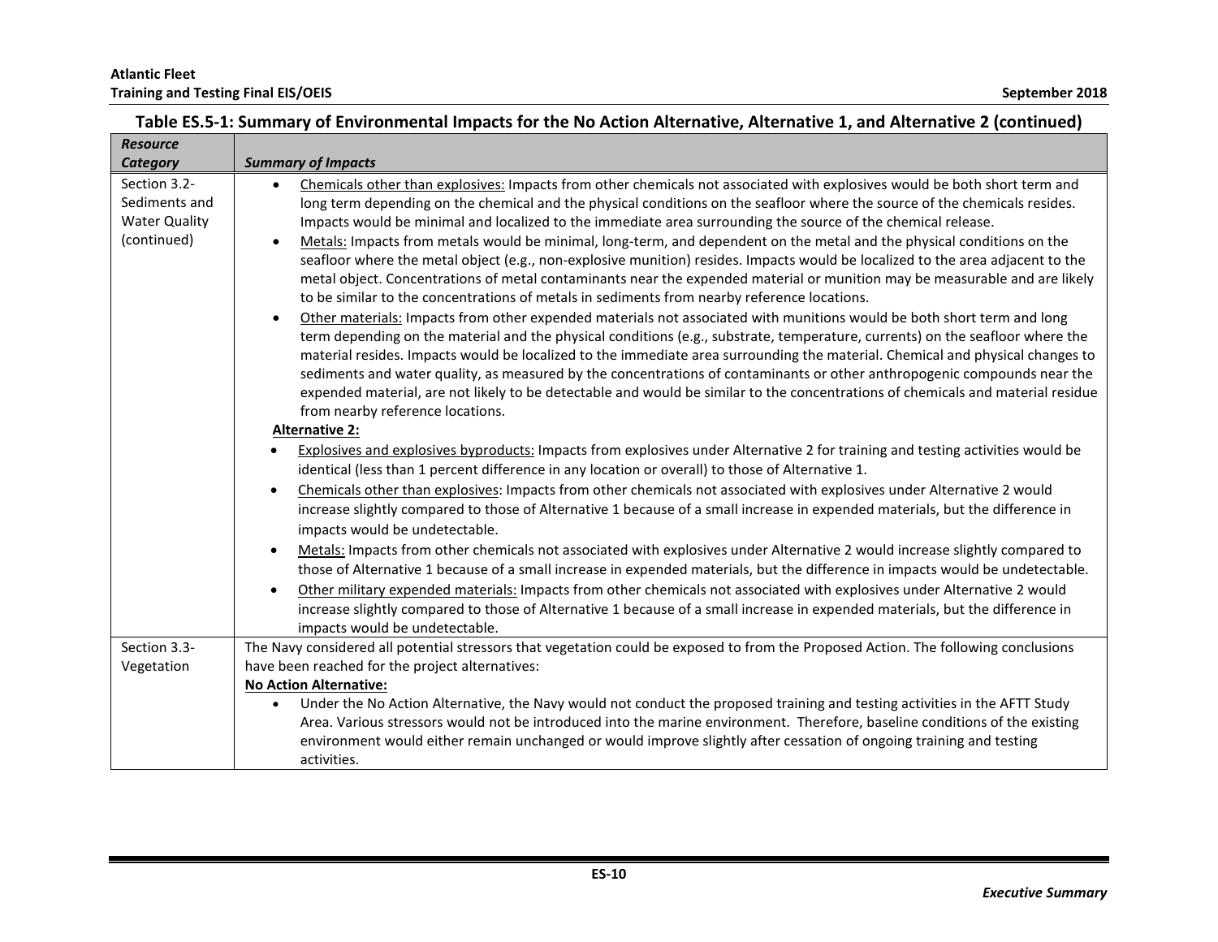**Table ES.5-1: Summary of Environmental Impacts for the No Action Alternative, Alternative 1, and Alternative 2 (continued)**

| *Resource Category* | *Summary of Impacts* |
|---|---|
| Section 3.2-Sediments and Water Quality (continued) | • Chemicals other than explosives: Impacts from other chemicals not associated with explosives would be both short term and long term depending on the chemical and the physical conditions on the seafloor where the source of the chemicals resides. Impacts would be minimal and localized to the immediate area surrounding the source of the chemical release.<br>• Metals: Impacts from metals would be minimal, long-term, and dependent on the metal and the physical conditions on the seafloor where the metal object (e.g., non-explosive munition) resides. Impacts would be localized to the area adjacent to the metal object. Concentrations of metal contaminants near the expended material or munition may be measurable and are likely to be similar to the concentrations of metals in sediments from nearby reference locations.<br>• Other materials: Impacts from other expended materials not associated with munitions would be both short term and long term depending on the material and the physical conditions (e.g., substrate, temperature, currents) on the seafloor where the material resides. Impacts would be localized to the immediate area surrounding the material. Chemical and physical changes to sediments and water quality, as measured by the concentrations of contaminants or other anthropogenic compounds near the expended material, are not likely to be detectable and would be similar to the concentrations of chemicals and material residue from nearby reference locations.<br>**Alternative 2:**<br>• Explosives and explosives byproducts: Impacts from explosives under Alternative 2 for training and testing activities would be identical (less than 1 percent difference in any location or overall) to those of Alternative 1.<br>• Chemicals other than explosives: Impacts from other chemicals not associated with explosives under Alternative 2 would increase slightly compared to those of Alternative 1 because of a small increase in expended materials, but the difference in impacts would be undetectable.<br>• Metals: Impacts from other chemicals not associated with explosives under Alternative 2 would increase slightly compared to those of Alternative 1 because of a small increase in expended materials, but the difference in impacts would be undetectable.<br>• Other military expended materials: Impacts from other chemicals not associated with explosives under Alternative 2 would increase slightly compared to those of Alternative 1 because of a small increase in expended materials, but the difference in impacts would be undetectable. |
| Section 3.3-Vegetation | The Navy considered all potential stressors that vegetation could be exposed to from the Proposed Action. The following conclusions have been reached for the project alternatives:<br>**No Action Alternative:**<br>• Under the No Action Alternative, the Navy would not conduct the proposed training and testing activities in the AFTT Study Area. Various stressors would not be introduced into the marine environment. Therefore, baseline conditions of the existing environment would either remain unchanged or would improve slightly after cessation of ongoing training and testing activities. |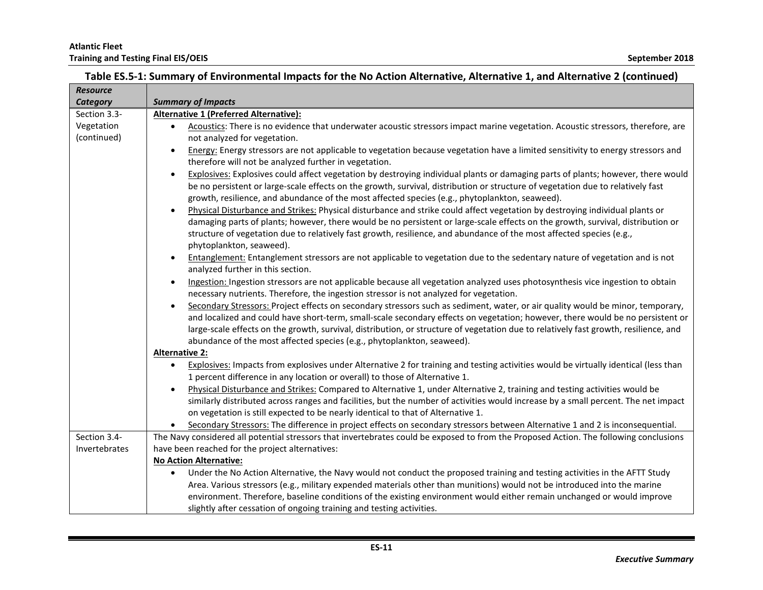**Table ES.5-1: Summary of Environmental Impacts for the No Action Alternative, Alternative 1, and Alternative 2 (continued)**

| *Resource Category* | *Summary of Impacts* |
| --- | --- |
| Section 3.3- Vegetation (continued) | **Alternative 1 (Preferred Alternative):**<br>• Acoustics: There is no evidence that underwater acoustic stressors impact marine vegetation. Acoustic stressors, therefore, are not analyzed for vegetation.<br>• Energy: Energy stressors are not applicable to vegetation because vegetation have a limited sensitivity to energy stressors and therefore will not be analyzed further in vegetation.<br>• Explosives: Explosives could affect vegetation by destroying individual plants or damaging parts of plants; however, there would be no persistent or large-scale effects on the growth, survival, distribution or structure of vegetation due to relatively fast growth, resilience, and abundance of the most affected species (e.g., phytoplankton, seaweed).<br>• Physical Disturbance and Strikes: Physical disturbance and strike could affect vegetation by destroying individual plants or damaging parts of plants; however, there would be no persistent or large-scale effects on the growth, survival, distribution or structure of vegetation due to relatively fast growth, resilience, and abundance of the most affected species (e.g., phytoplankton, seaweed).<br>• Entanglement: Entanglement stressors are not applicable to vegetation due to the sedentary nature of vegetation and is not analyzed further in this section.<br>• Ingestion: Ingestion stressors are not applicable because all vegetation analyzed uses photosynthesis vice ingestion to obtain necessary nutrients. Therefore, the ingestion stressor is not analyzed for vegetation.<br>• Secondary Stressors: Project effects on secondary stressors such as sediment, water, or air quality would be minor, temporary, and localized and could have short-term, small-scale secondary effects on vegetation; however, there would be no persistent or large-scale effects on the growth, survival, distribution, or structure of vegetation due to relatively fast growth, resilience, and abundance of the most affected species (e.g., phytoplankton, seaweed).<br>**Alternative 2:**<br>• Explosives: Impacts from explosives under Alternative 2 for training and testing activities would be virtually identical (less than 1 percent difference in any location or overall) to those of Alternative 1.<br>• Physical Disturbance and Strikes: Compared to Alternative 1, under Alternative 2, training and testing activities would be similarly distributed across ranges and facilities, but the number of activities would increase by a small percent. The net impact on vegetation is still expected to be nearly identical to that of Alternative 1.<br>• Secondary Stressors: The difference in project effects on secondary stressors between Alternative 1 and 2 is inconsequential. |
| Section 3.4- Invertebrates | The Navy considered all potential stressors that invertebrates could be exposed to from the Proposed Action. The following conclusions have been reached for the project alternatives:<br>**No Action Alternative:**<br>• Under the No Action Alternative, the Navy would not conduct the proposed training and testing activities in the AFTT Study Area. Various stressors (e.g., military expended materials other than munitions) would not be introduced into the marine environment. Therefore, baseline conditions of the existing environment would either remain unchanged or would improve slightly after cessation of ongoing training and testing activities. |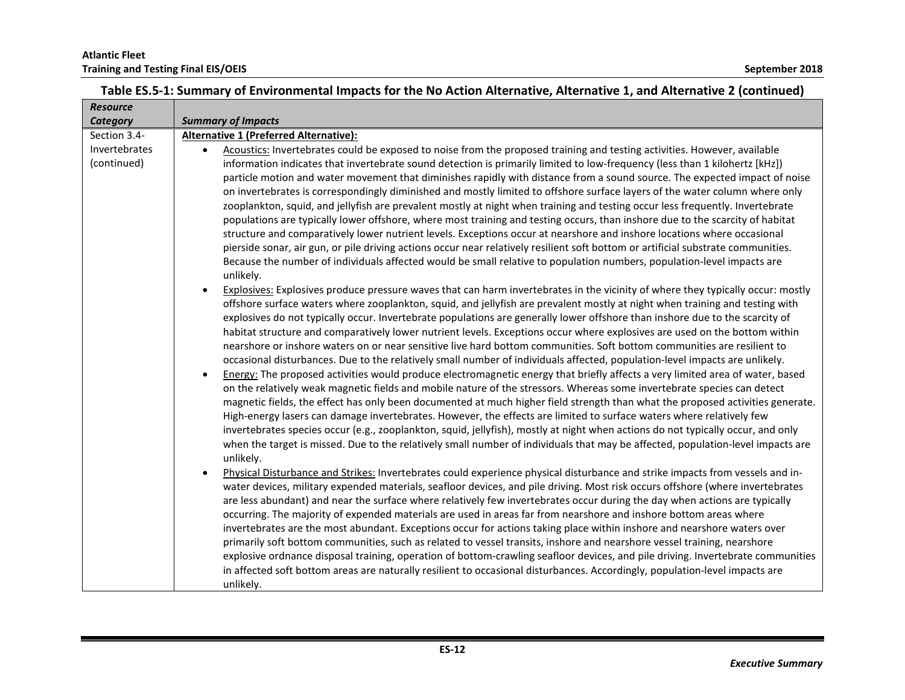**Table ES.5-1: Summary of Environmental Impacts for the No Action Alternative, Alternative 1, and Alternative 2 (continued)**

| *Resource Category* | *Summary of Impacts* |
| --- | --- |
| Section 3.4- Invertebrates (continued) | **Alternative 1 (Preferred Alternative):** <br> • Acoustics: Invertebrates could be exposed to noise from the proposed training and testing activities. However, available information indicates that invertebrate sound detection is primarily limited to low-frequency (less than 1 kilohertz [kHz]) particle motion and water movement that diminishes rapidly with distance from a sound source. The expected impact of noise on invertebrates is correspondingly diminished and mostly limited to offshore surface layers of the water column where only zooplankton, squid, and jellyfish are prevalent mostly at night when training and testing occur less frequently. Invertebrate populations are typically lower offshore, where most training and testing occurs, than inshore due to the scarcity of habitat structure and comparatively lower nutrient levels. Exceptions occur at nearshore and inshore locations where occasional pierside sonar, air gun, or pile driving actions occur near relatively resilient soft bottom or artificial substrate communities. Because the number of individuals affected would be small relative to population numbers, population-level impacts are unlikely. <br> • Explosives: Explosives produce pressure waves that can harm invertebrates in the vicinity of where they typically occur: mostly offshore surface waters where zooplankton, squid, and jellyfish are prevalent mostly at night when training and testing with explosives do not typically occur. Invertebrate populations are generally lower offshore than inshore due to the scarcity of habitat structure and comparatively lower nutrient levels. Exceptions occur where explosives are used on the bottom within nearshore or inshore waters on or near sensitive live hard bottom communities. Soft bottom communities are resilient to occasional disturbances. Due to the relatively small number of individuals affected, population-level impacts are unlikely. <br> • Energy: The proposed activities would produce electromagnetic energy that briefly affects a very limited area of water, based on the relatively weak magnetic fields and mobile nature of the stressors. Whereas some invertebrate species can detect magnetic fields, the effect has only been documented at much higher field strength than what the proposed activities generate. High-energy lasers can damage invertebrates. However, the effects are limited to surface waters where relatively few invertebrates species occur (e.g., zooplankton, squid, jellyfish), mostly at night when actions do not typically occur, and only when the target is missed. Due to the relatively small number of individuals that may be affected, population-level impacts are unlikely. <br> • Physical Disturbance and Strikes: Invertebrates could experience physical disturbance and strike impacts from vessels and in-water devices, military expended materials, seafloor devices, and pile driving. Most risk occurs offshore (where invertebrates are less abundant) and near the surface where relatively few invertebrates occur during the day when actions are typically occurring. The majority of expended materials are used in areas far from nearshore and inshore bottom areas where invertebrates are the most abundant. Exceptions occur for actions taking place within inshore and nearshore waters over primarily soft bottom communities, such as related to vessel transits, inshore and nearshore vessel training, nearshore explosive ordnance disposal training, operation of bottom-crawling seafloor devices, and pile driving. Invertebrate communities in affected soft bottom areas are naturally resilient to occasional disturbances. Accordingly, population-level impacts are unlikely. |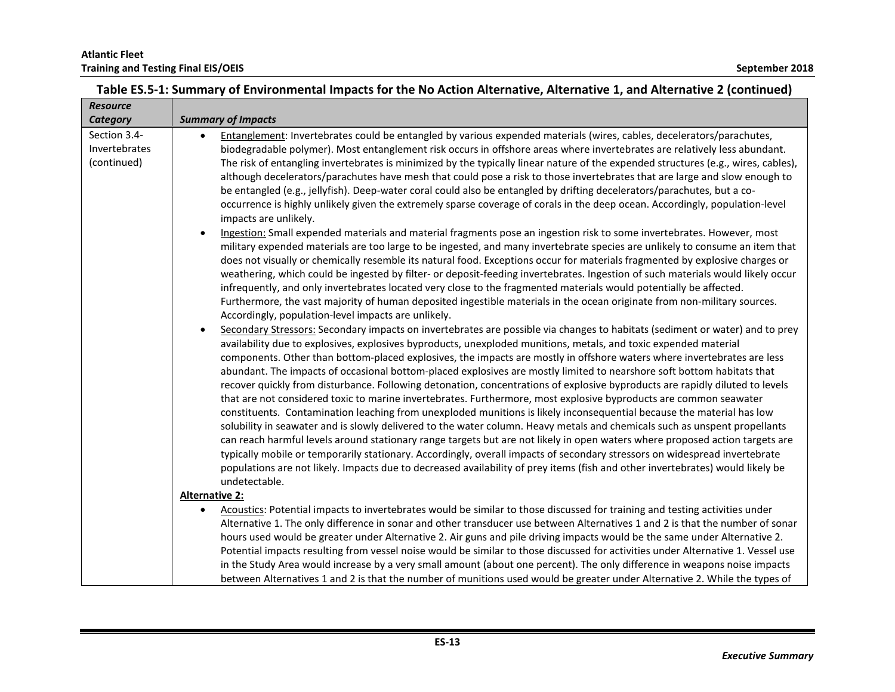**Table ES.5-1: Summary of Environmental Impacts for the No Action Alternative, Alternative 1, and Alternative 2 (continued)**

| *Resource Category* | *Summary of Impacts* |
|---|---|
| Section 3.4- Invertebrates (continued) | • Entanglement: Invertebrates could be entangled by various expended materials (wires, cables, decelerators/parachutes, biodegradable polymer). Most entanglement risk occurs in offshore areas where invertebrates are relatively less abundant. The risk of entangling invertebrates is minimized by the typically linear nature of the expended structures (e.g., wires, cables), although decelerators/parachutes have mesh that could pose a risk to those invertebrates that are large and slow enough to be entangled (e.g., jellyfish). Deep-water coral could also be entangled by drifting decelerators/parachutes, but a co-occurrence is highly unlikely given the extremely sparse coverage of corals in the deep ocean. Accordingly, population-level impacts are unlikely.<br>• Ingestion: Small expended materials and material fragments pose an ingestion risk to some invertebrates. However, most military expended materials are too large to be ingested, and many invertebrate species are unlikely to consume an item that does not visually or chemically resemble its natural food. Exceptions occur for materials fragmented by explosive charges or weathering, which could be ingested by filter- or deposit-feeding invertebrates. Ingestion of such materials would likely occur infrequently, and only invertebrates located very close to the fragmented materials would potentially be affected. Furthermore, the vast majority of human deposited ingestible materials in the ocean originate from non-military sources. Accordingly, population-level impacts are unlikely.<br>• Secondary Stressors: Secondary impacts on invertebrates are possible via changes to habitats (sediment or water) and to prey availability due to explosives, explosives byproducts, unexploded munitions, metals, and toxic expended material components. Other than bottom-placed explosives, the impacts are mostly in offshore waters where invertebrates are less abundant. The impacts of occasional bottom-placed explosives are mostly limited to nearshore soft bottom habitats that recover quickly from disturbance. Following detonation, concentrations of explosive byproducts are rapidly diluted to levels that are not considered toxic to marine invertebrates. Furthermore, most explosive byproducts are common seawater constituents. Contamination leaching from unexploded munitions is likely inconsequential because the material has low solubility in seawater and is slowly delivered to the water column. Heavy metals and chemicals such as unspent propellants can reach harmful levels around stationary range targets but are not likely in open waters where proposed action targets are typically mobile or temporarily stationary. Accordingly, overall impacts of secondary stressors on widespread invertebrate populations are not likely. Impacts due to decreased availability of prey items (fish and other invertebrates) would likely be undetectable.<br>**Alternative 2:**<br>• Acoustics: Potential impacts to invertebrates would be similar to those discussed for training and testing activities under Alternative 1. The only difference in sonar and other transducer use between Alternatives 1 and 2 is that the number of sonar hours used would be greater under Alternative 2. Air guns and pile driving impacts would be the same under Alternative 2. Potential impacts resulting from vessel noise would be similar to those discussed for activities under Alternative 1. Vessel use in the Study Area would increase by a very small amount (about one percent). The only difference in weapons noise impacts between Alternatives 1 and 2 is that the number of munitions used would be greater under Alternative 2. While the types of |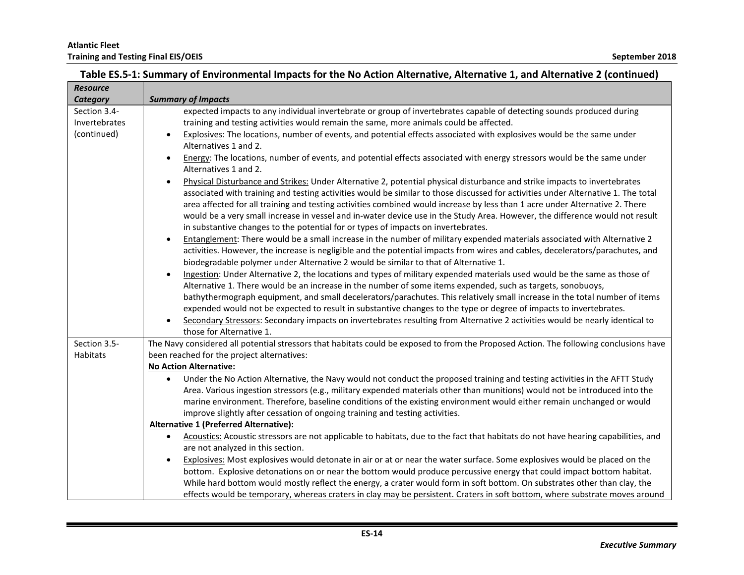**Table ES.5-1: Summary of Environmental Impacts for the No Action Alternative, Alternative 1, and Alternative 2 (continued)**

| *Resource Category* | *Summary of Impacts* |
|---|---|
| Section 3.4- Invertebrates (continued) | expected impacts to any individual invertebrate or group of invertebrates capable of detecting sounds produced during training and testing activities would remain the same, more animals could be affected.<br>• Explosives: The locations, number of events, and potential effects associated with explosives would be the same under Alternatives 1 and 2.<br>• Energy: The locations, number of events, and potential effects associated with energy stressors would be the same under Alternatives 1 and 2.<br>• Physical Disturbance and Strikes: Under Alternative 2, potential physical disturbance and strike impacts to invertebrates associated with training and testing activities would be similar to those discussed for activities under Alternative 1. The total area affected for all training and testing activities combined would increase by less than 1 acre under Alternative 2. There would be a very small increase in vessel and in-water device use in the Study Area. However, the difference would not result in substantive changes to the potential for or types of impacts on invertebrates.<br>• Entanglement: There would be a small increase in the number of military expended materials associated with Alternative 2 activities. However, the increase is negligible and the potential impacts from wires and cables, decelerators/parachutes, and biodegradable polymer under Alternative 2 would be similar to that of Alternative 1.<br>• Ingestion: Under Alternative 2, the locations and types of military expended materials used would be the same as those of Alternative 1. There would be an increase in the number of some items expended, such as targets, sonobuoys, bathythermograph equipment, and small decelerators/parachutes. This relatively small increase in the total number of items expended would not be expected to result in substantive changes to the type or degree of impacts to invertebrates.<br>• Secondary Stressors: Secondary impacts on invertebrates resulting from Alternative 2 activities would be nearly identical to those for Alternative 1. |
| Section 3.5- Habitats | The Navy considered all potential stressors that habitats could be exposed to from the Proposed Action. The following conclusions have been reached for the project alternatives:<br>**No Action Alternative:**<br>• Under the No Action Alternative, the Navy would not conduct the proposed training and testing activities in the AFTT Study Area. Various ingestion stressors (e.g., military expended materials other than munitions) would not be introduced into the marine environment. Therefore, baseline conditions of the existing environment would either remain unchanged or would improve slightly after cessation of ongoing training and testing activities.<br>**Alternative 1 (Preferred Alternative):**<br>• Acoustics: Acoustic stressors are not applicable to habitats, due to the fact that habitats do not have hearing capabilities, and are not analyzed in this section.<br>• Explosives: Most explosives would detonate in air or at or near the water surface. Some explosives would be placed on the bottom. Explosive detonations on or near the bottom would produce percussive energy that could impact bottom habitat. While hard bottom would mostly reflect the energy, a crater would form in soft bottom. On substrates other than clay, the effects would be temporary, whereas craters in clay may be persistent. Craters in soft bottom, where substrate moves around |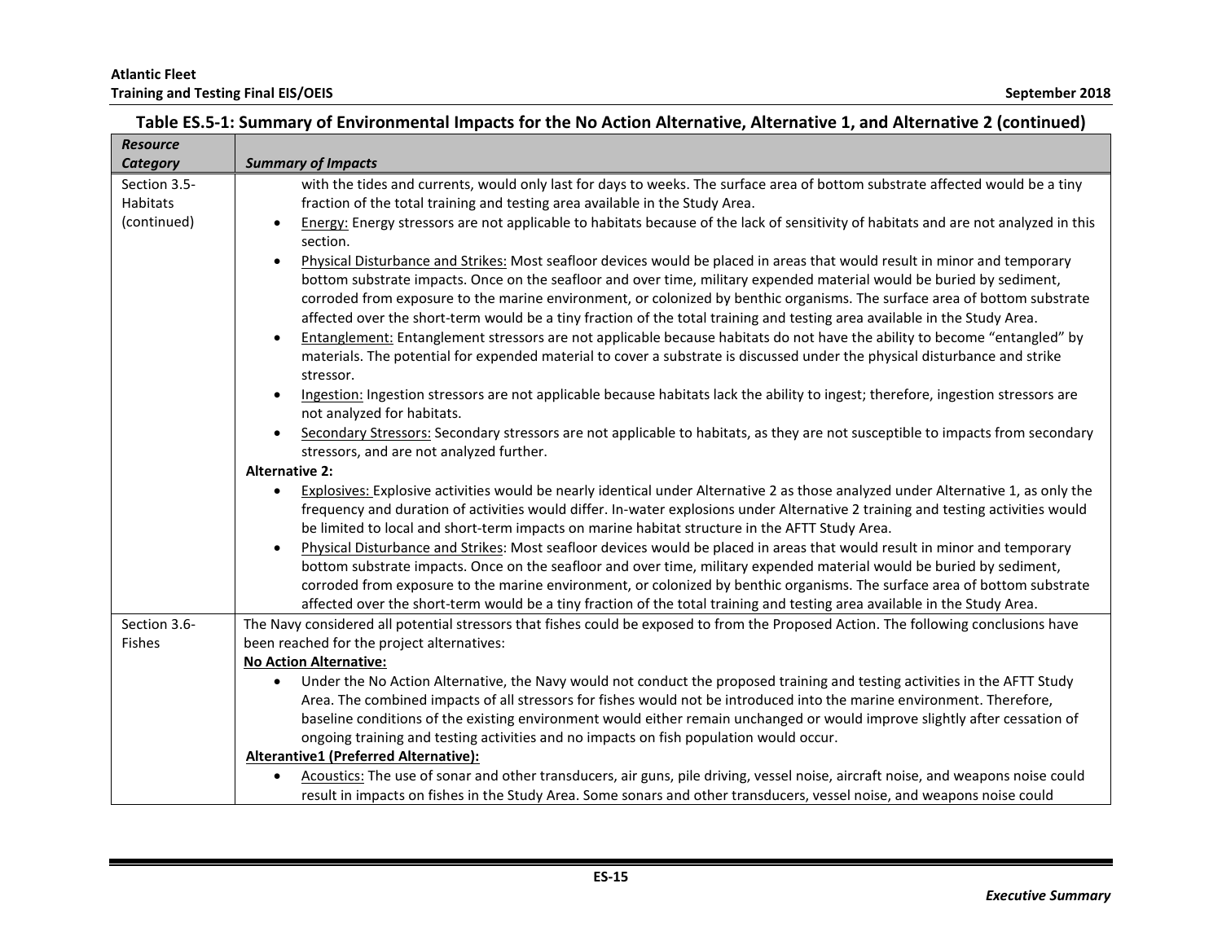## Table ES.5-1: Summary of Environmental Impacts for the No Action Alternative, Alternative 1, and Alternative 2 (continued)

| *Resource Category* | *Summary of Impacts* |
|---|---|
| Section 3.5-Habitats (continued) | with the tides and currents, would only last for days to weeks. The surface area of bottom substrate affected would be a tiny fraction of the total training and testing area available in the Study Area.<br>• Energy: Energy stressors are not applicable to habitats because of the lack of sensitivity of habitats and are not analyzed in this section.<br>• Physical Disturbance and Strikes: Most seafloor devices would be placed in areas that would result in minor and temporary bottom substrate impacts. Once on the seafloor and over time, military expended material would be buried by sediment, corroded from exposure to the marine environment, or colonized by benthic organisms. The surface area of bottom substrate affected over the short-term would be a tiny fraction of the total training and testing area available in the Study Area.<br>• Entanglement: Entanglement stressors are not applicable because habitats do not have the ability to become "entangled" by materials. The potential for expended material to cover a substrate is discussed under the physical disturbance and strike stressor.<br>• Ingestion: Ingestion stressors are not applicable because habitats lack the ability to ingest; therefore, ingestion stressors are not analyzed for habitats.<br>• Secondary Stressors: Secondary stressors are not applicable to habitats, as they are not susceptible to impacts from secondary stressors, and are not analyzed further.<br>**Alternative 2:**<br>• Explosives: Explosive activities would be nearly identical under Alternative 2 as those analyzed under Alternative 1, as only the frequency and duration of activities would differ. In-water explosions under Alternative 2 training and testing activities would be limited to local and short-term impacts on marine habitat structure in the AFTT Study Area.<br>• Physical Disturbance and Strikes: Most seafloor devices would be placed in areas that would result in minor and temporary bottom substrate impacts. Once on the seafloor and over time, military expended material would be buried by sediment, corroded from exposure to the marine environment, or colonized by benthic organisms. The surface area of bottom substrate affected over the short-term would be a tiny fraction of the total training and testing area available in the Study Area. |
| Section 3.6-Fishes | The Navy considered all potential stressors that fishes could be exposed to from the Proposed Action. The following conclusions have been reached for the project alternatives:<br>**No Action Alternative:**<br>• Under the No Action Alternative, the Navy would not conduct the proposed training and testing activities in the AFTT Study Area. The combined impacts of all stressors for fishes would not be introduced into the marine environment. Therefore, baseline conditions of the existing environment would either remain unchanged or would improve slightly after cessation of ongoing training and testing activities and no impacts on fish population would occur.<br>**Alterantive1 (Preferred Alternative):**<br>• Acoustics: The use of sonar and other transducers, air guns, pile driving, vessel noise, aircraft noise, and weapons noise could result in impacts on fishes in the Study Area. Some sonars and other transducers, vessel noise, and weapons noise could |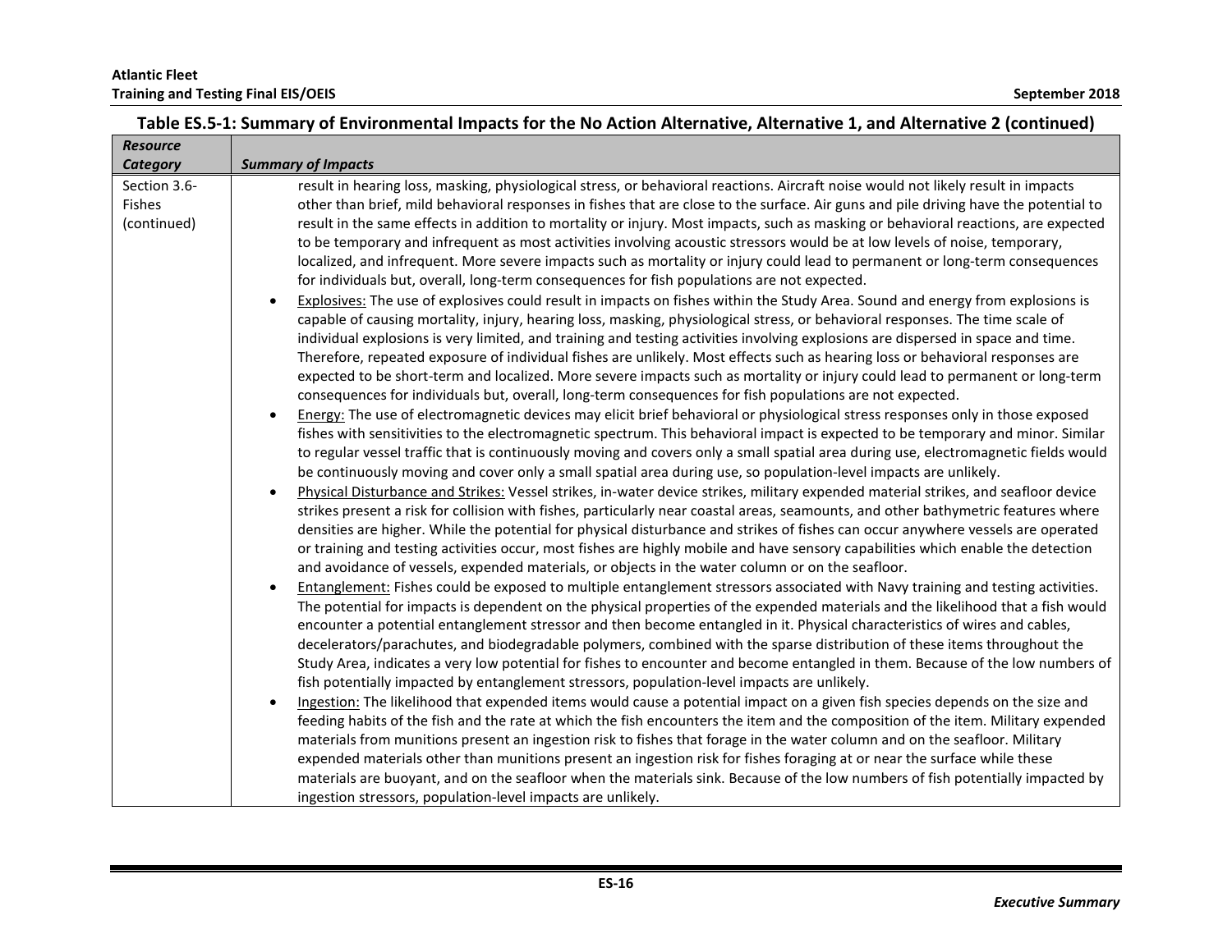**Table ES.5-1: Summary of Environmental Impacts for the No Action Alternative, Alternative 1, and Alternative 2 (continued)**

| *Resource Category* | *Summary of Impacts* |
|---|---|
| Section 3.6- Fishes (continued) | result in hearing loss, masking, physiological stress, or behavioral reactions. Aircraft noise would not likely result in impacts other than brief, mild behavioral responses in fishes that are close to the surface. Air guns and pile driving have the potential to result in the same effects in addition to mortality or injury. Most impacts, such as masking or behavioral reactions, are expected to be temporary and infrequent as most activities involving acoustic stressors would be at low levels of noise, temporary, localized, and infrequent. More severe impacts such as mortality or injury could lead to permanent or long-term consequences for individuals but, overall, long-term consequences for fish populations are not expected.<br>• Explosives: The use of explosives could result in impacts on fishes within the Study Area. Sound and energy from explosions is capable of causing mortality, injury, hearing loss, masking, physiological stress, or behavioral responses. The time scale of individual explosions is very limited, and training and testing activities involving explosions are dispersed in space and time. Therefore, repeated exposure of individual fishes are unlikely. Most effects such as hearing loss or behavioral responses are expected to be short-term and localized. More severe impacts such as mortality or injury could lead to permanent or long-term consequences for individuals but, overall, long-term consequences for fish populations are not expected.<br>• Energy: The use of electromagnetic devices may elicit brief behavioral or physiological stress responses only in those exposed fishes with sensitivities to the electromagnetic spectrum. This behavioral impact is expected to be temporary and minor. Similar to regular vessel traffic that is continuously moving and covers only a small spatial area during use, electromagnetic fields would be continuously moving and cover only a small spatial area during use, so population-level impacts are unlikely.<br>• Physical Disturbance and Strikes: Vessel strikes, in-water device strikes, military expended material strikes, and seafloor device strikes present a risk for collision with fishes, particularly near coastal areas, seamounts, and other bathymetric features where densities are higher. While the potential for physical disturbance and strikes of fishes can occur anywhere vessels are operated or training and testing activities occur, most fishes are highly mobile and have sensory capabilities which enable the detection and avoidance of vessels, expended materials, or objects in the water column or on the seafloor.<br>• Entanglement: Fishes could be exposed to multiple entanglement stressors associated with Navy training and testing activities. The potential for impacts is dependent on the physical properties of the expended materials and the likelihood that a fish would encounter a potential entanglement stressor and then become entangled in it. Physical characteristics of wires and cables, decelerators/parachutes, and biodegradable polymers, combined with the sparse distribution of these items throughout the Study Area, indicates a very low potential for fishes to encounter and become entangled in them. Because of the low numbers of fish potentially impacted by entanglement stressors, population-level impacts are unlikely.<br>• Ingestion: The likelihood that expended items would cause a potential impact on a given fish species depends on the size and feeding habits of the fish and the rate at which the fish encounters the item and the composition of the item. Military expended materials from munitions present an ingestion risk to fishes that forage in the water column and on the seafloor. Military expended materials other than munitions present an ingestion risk for fishes foraging at or near the surface while these materials are buoyant, and on the seafloor when the materials sink. Because of the low numbers of fish potentially impacted by ingestion stressors, population-level impacts are unlikely. |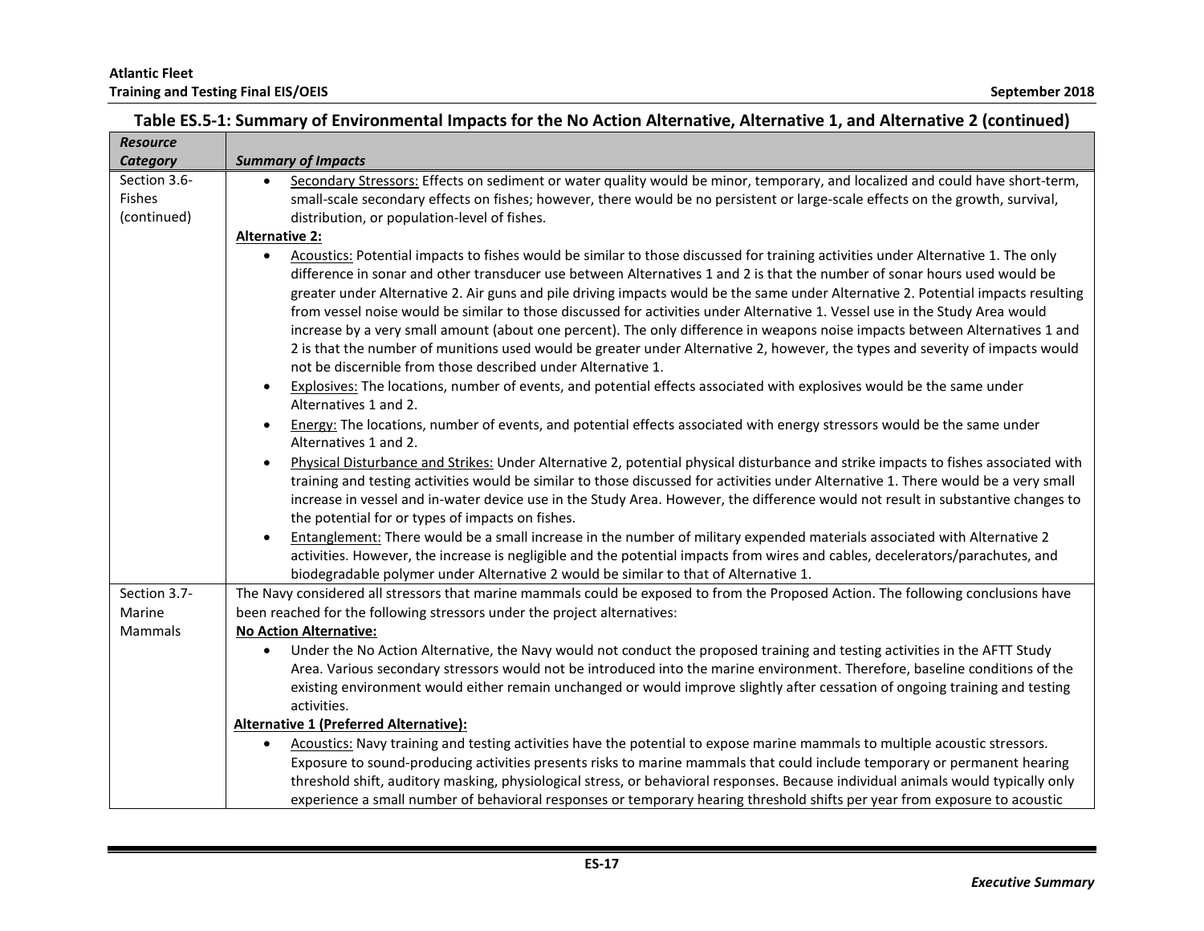**Table ES.5-1: Summary of Environmental Impacts for the No Action Alternative, Alternative 1, and Alternative 2 (continued)**

| *Resource Category* | *Summary of Impacts* |
|---|---|
| Section 3.6-Fishes (continued) | • Secondary Stressors: Effects on sediment or water quality would be minor, temporary, and localized and could have short-term, small-scale secondary effects on fishes; however, there would be no persistent or large-scale effects on the growth, survival, distribution, or population-level of fishes.<br>**Alternative 2:**<br>• Acoustics: Potential impacts to fishes would be similar to those discussed for training activities under Alternative 1. The only difference in sonar and other transducer use between Alternatives 1 and 2 is that the number of sonar hours used would be greater under Alternative 2. Air guns and pile driving impacts would be the same under Alternative 2. Potential impacts resulting from vessel noise would be similar to those discussed for activities under Alternative 1. Vessel use in the Study Area would increase by a very small amount (about one percent). The only difference in weapons noise impacts between Alternatives 1 and 2 is that the number of munitions used would be greater under Alternative 2, however, the types and severity of impacts would not be discernible from those described under Alternative 1.<br>• Explosives: The locations, number of events, and potential effects associated with explosives would be the same under Alternatives 1 and 2.<br>• Energy: The locations, number of events, and potential effects associated with energy stressors would be the same under Alternatives 1 and 2.<br>• Physical Disturbance and Strikes: Under Alternative 2, potential physical disturbance and strike impacts to fishes associated with training and testing activities would be similar to those discussed for activities under Alternative 1. There would be a very small increase in vessel and in-water device use in the Study Area. However, the difference would not result in substantive changes to the potential for or types of impacts on fishes.<br>• Entanglement: There would be a small increase in the number of military expended materials associated with Alternative 2 activities. However, the increase is negligible and the potential impacts from wires and cables, decelerators/parachutes, and biodegradable polymer under Alternative 2 would be similar to that of Alternative 1. |
| Section 3.7-Marine Mammals | The Navy considered all stressors that marine mammals could be exposed to from the Proposed Action. The following conclusions have been reached for the following stressors under the project alternatives:<br>**No Action Alternative:**<br>• Under the No Action Alternative, the Navy would not conduct the proposed training and testing activities in the AFTT Study Area. Various secondary stressors would not be introduced into the marine environment. Therefore, baseline conditions of the existing environment would either remain unchanged or would improve slightly after cessation of ongoing training and testing activities.<br>**Alternative 1 (Preferred Alternative):**<br>• Acoustics: Navy training and testing activities have the potential to expose marine mammals to multiple acoustic stressors. Exposure to sound-producing activities presents risks to marine mammals that could include temporary or permanent hearing threshold shift, auditory masking, physiological stress, or behavioral responses. Because individual animals would typically only experience a small number of behavioral responses or temporary hearing threshold shifts per year from exposure to acoustic |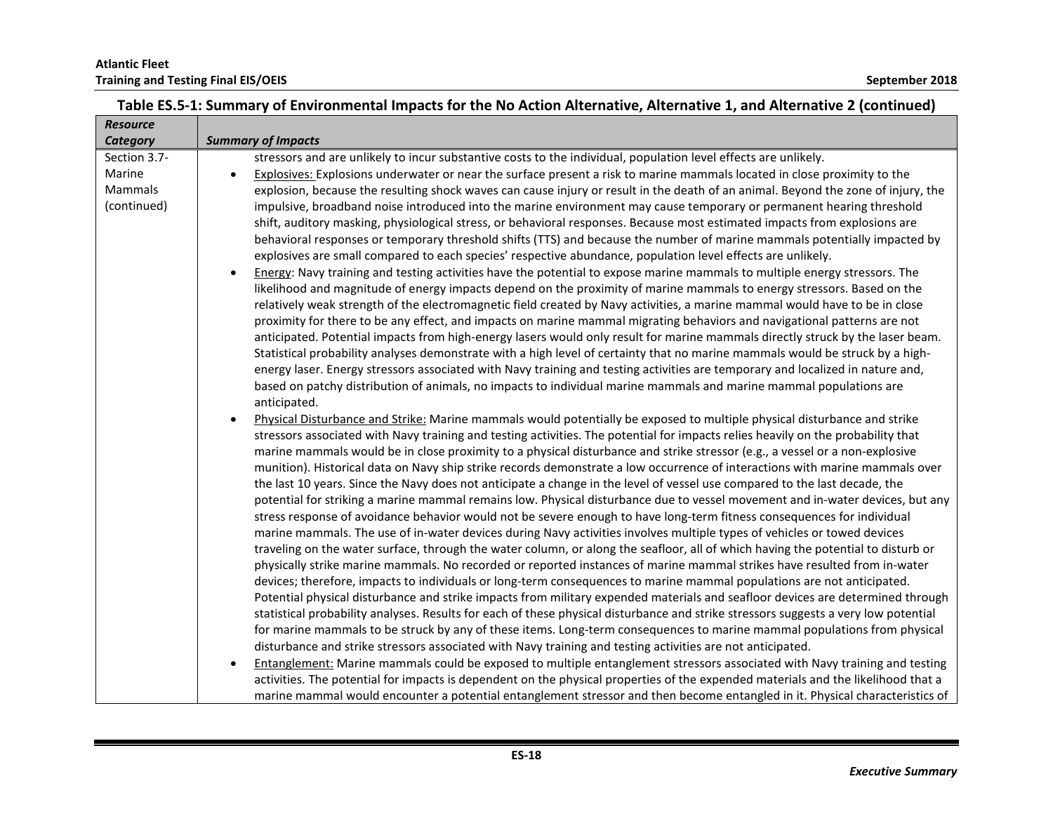**Table ES.5-1: Summary of Environmental Impacts for the No Action Alternative, Alternative 1, and Alternative 2 (continued)**

| *Resource Category* | *Summary of Impacts* |
|---|---|
| Section 3.7-Marine Mammals (continued) | stressors and are unlikely to incur substantive costs to the individual, population level effects are unlikely.<br>• Explosives: Explosions underwater or near the surface present a risk to marine mammals located in close proximity to the explosion, because the resulting shock waves can cause injury or result in the death of an animal. Beyond the zone of injury, the impulsive, broadband noise introduced into the marine environment may cause temporary or permanent hearing threshold shift, auditory masking, physiological stress, or behavioral responses. Because most estimated impacts from explosions are behavioral responses or temporary threshold shifts (TTS) and because the number of marine mammals potentially impacted by explosives are small compared to each species' respective abundance, population level effects are unlikely.<br>• Energy: Navy training and testing activities have the potential to expose marine mammals to multiple energy stressors. The likelihood and magnitude of energy impacts depend on the proximity of marine mammals to energy stressors. Based on the relatively weak strength of the electromagnetic field created by Navy activities, a marine mammal would have to be in close proximity for there to be any effect, and impacts on marine mammal migrating behaviors and navigational patterns are not anticipated. Potential impacts from high-energy lasers would only result for marine mammals directly struck by the laser beam. Statistical probability analyses demonstrate with a high level of certainty that no marine mammals would be struck by a high-energy laser. Energy stressors associated with Navy training and testing activities are temporary and localized in nature and, based on patchy distribution of animals, no impacts to individual marine mammals and marine mammal populations are anticipated.<br>• Physical Disturbance and Strike: Marine mammals would potentially be exposed to multiple physical disturbance and strike stressors associated with Navy training and testing activities. The potential for impacts relies heavily on the probability that marine mammals would be in close proximity to a physical disturbance and strike stressor (e.g., a vessel or a non-explosive munition). Historical data on Navy ship strike records demonstrate a low occurrence of interactions with marine mammals over the last 10 years. Since the Navy does not anticipate a change in the level of vessel use compared to the last decade, the potential for striking a marine mammal remains low. Physical disturbance due to vessel movement and in-water devices, but any stress response of avoidance behavior would not be severe enough to have long-term fitness consequences for individual marine mammals. The use of in-water devices during Navy activities involves multiple types of vehicles or towed devices traveling on the water surface, through the water column, or along the seafloor, all of which having the potential to disturb or physically strike marine mammals. No recorded or reported instances of marine mammal strikes have resulted from in-water devices; therefore, impacts to individuals or long-term consequences to marine mammal populations are not anticipated. Potential physical disturbance and strike impacts from military expended materials and seafloor devices are determined through statistical probability analyses. Results for each of these physical disturbance and strike stressors suggests a very low potential for marine mammals to be struck by any of these items. Long-term consequences to marine mammal populations from physical disturbance and strike stressors associated with Navy training and testing activities are not anticipated.<br>• Entanglement: Marine mammals could be exposed to multiple entanglement stressors associated with Navy training and testing activities. The potential for impacts is dependent on the physical properties of the expended materials and the likelihood that a marine mammal would encounter a potential entanglement stressor and then become entangled in it. Physical characteristics of |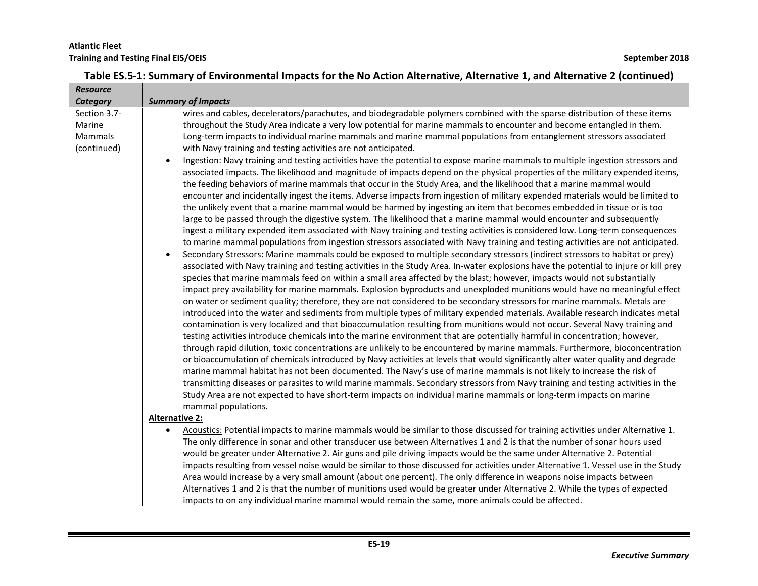**Table ES.5-1: Summary of Environmental Impacts for the No Action Alternative, Alternative 1, and Alternative 2 (continued)**

| *Resource Category* | *Summary of Impacts* |
|---|---|
| Section 3.7- Marine Mammals (continued) | wires and cables, decelerators/parachutes, and biodegradable polymers combined with the sparse distribution of these items throughout the Study Area indicate a very low potential for marine mammals to encounter and become entangled in them. Long-term impacts to individual marine mammals and marine mammal populations from entanglement stressors associated with Navy training and testing activities are not anticipated.<br>• Ingestion: Navy training and testing activities have the potential to expose marine mammals to multiple ingestion stressors and associated impacts. The likelihood and magnitude of impacts depend on the physical properties of the military expended items, the feeding behaviors of marine mammals that occur in the Study Area, and the likelihood that a marine mammal would encounter and incidentally ingest the items. Adverse impacts from ingestion of military expended materials would be limited to the unlikely event that a marine mammal would be harmed by ingesting an item that becomes embedded in tissue or is too large to be passed through the digestive system. The likelihood that a marine mammal would encounter and subsequently ingest a military expended item associated with Navy training and testing activities is considered low. Long-term consequences to marine mammal populations from ingestion stressors associated with Navy training and testing activities are not anticipated.<br>• Secondary Stressors: Marine mammals could be exposed to multiple secondary stressors (indirect stressors to habitat or prey) associated with Navy training and testing activities in the Study Area. In-water explosions have the potential to injure or kill prey species that marine mammals feed on within a small area affected by the blast; however, impacts would not substantially impact prey availability for marine mammals. Explosion byproducts and unexploded munitions would have no meaningful effect on water or sediment quality; therefore, they are not considered to be secondary stressors for marine mammals. Metals are introduced into the water and sediments from multiple types of military expended materials. Available research indicates metal contamination is very localized and that bioaccumulation resulting from munitions would not occur. Several Navy training and testing activities introduce chemicals into the marine environment that are potentially harmful in concentration; however, through rapid dilution, toxic concentrations are unlikely to be encountered by marine mammals. Furthermore, bioconcentration or bioaccumulation of chemicals introduced by Navy activities at levels that would significantly alter water quality and degrade marine mammal habitat has not been documented. The Navy's use of marine mammals is not likely to increase the risk of transmitting diseases or parasites to wild marine mammals. Secondary stressors from Navy training and testing activities in the Study Area are not expected to have short-term impacts on individual marine mammals or long-term impacts on marine mammal populations.<br>**Alternative 2:**<br>• Acoustics: Potential impacts to marine mammals would be similar to those discussed for training activities under Alternative 1. The only difference in sonar and other transducer use between Alternatives 1 and 2 is that the number of sonar hours used would be greater under Alternative 2. Air guns and pile driving impacts would be the same under Alternative 2. Potential impacts resulting from vessel noise would be similar to those discussed for activities under Alternative 1. Vessel use in the Study Area would increase by a very small amount (about one percent). The only difference in weapons noise impacts between Alternatives 1 and 2 is that the number of munitions used would be greater under Alternative 2. While the types of expected impacts to on any individual marine mammal would remain the same, more animals could be affected. |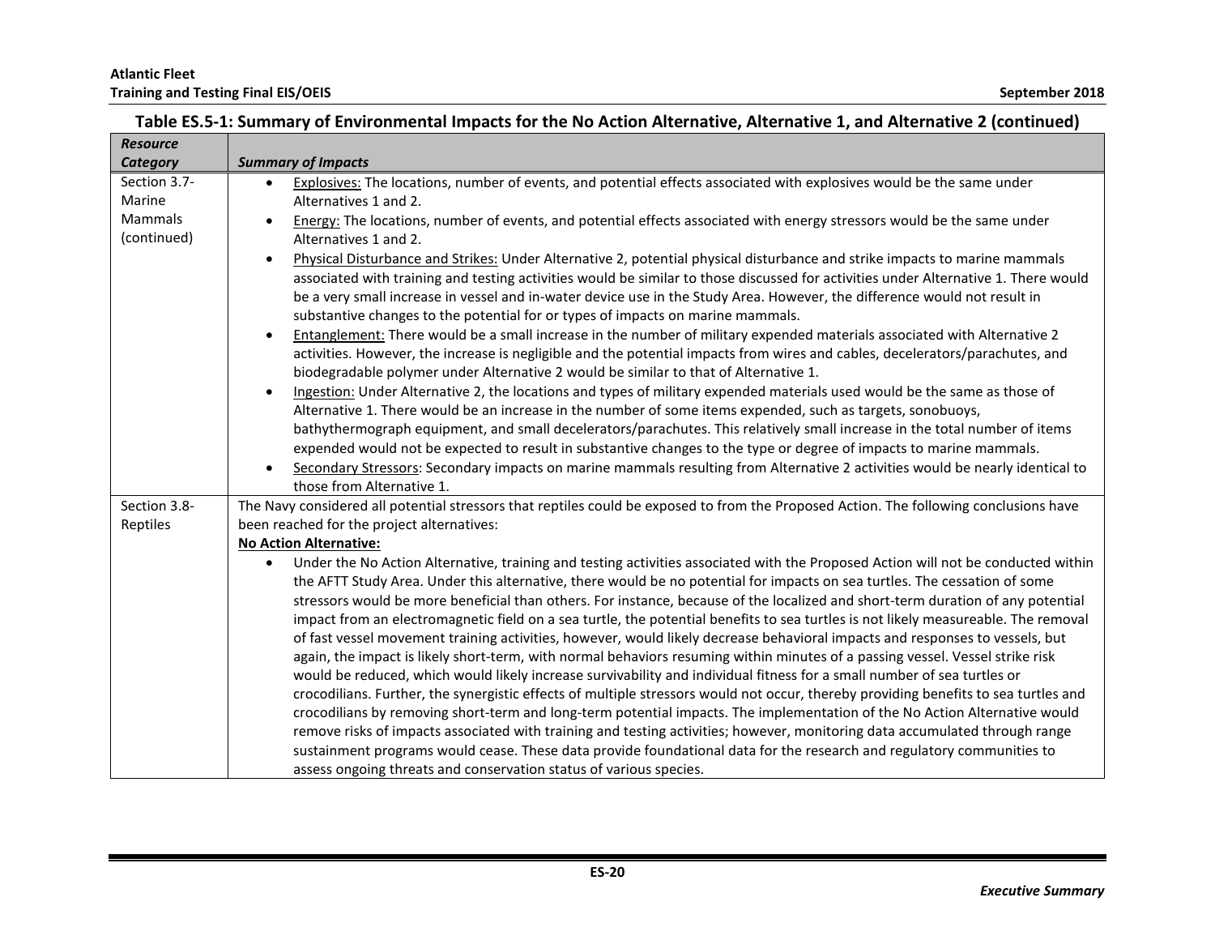**Table ES.5-1: Summary of Environmental Impacts for the No Action Alternative, Alternative 1, and Alternative 2 (continued)**

| *Resource Category* | *Summary of Impacts* |
|---|---|
| Section 3.7-Marine Mammals (continued) | • Explosives: The locations, number of events, and potential effects associated with explosives would be the same under Alternatives 1 and 2.<br>• Energy: The locations, number of events, and potential effects associated with energy stressors would be the same under Alternatives 1 and 2.<br>• Physical Disturbance and Strikes: Under Alternative 2, potential physical disturbance and strike impacts to marine mammals associated with training and testing activities would be similar to those discussed for activities under Alternative 1. There would be a very small increase in vessel and in-water device use in the Study Area. However, the difference would not result in substantive changes to the potential for or types of impacts on marine mammals.<br>• Entanglement: There would be a small increase in the number of military expended materials associated with Alternative 2 activities. However, the increase is negligible and the potential impacts from wires and cables, decelerators/parachutes, and biodegradable polymer under Alternative 2 would be similar to that of Alternative 1.<br>• Ingestion: Under Alternative 2, the locations and types of military expended materials used would be the same as those of Alternative 1. There would be an increase in the number of some items expended, such as targets, sonobuoys, bathythermograph equipment, and small decelerators/parachutes. This relatively small increase in the total number of items expended would not be expected to result in substantive changes to the type or degree of impacts to marine mammals.<br>• Secondary Stressors: Secondary impacts on marine mammals resulting from Alternative 2 activities would be nearly identical to those from Alternative 1. |
| Section 3.8-Reptiles | The Navy considered all potential stressors that reptiles could be exposed to from the Proposed Action. The following conclusions have been reached for the project alternatives:<br>**No Action Alternative:**<br>• Under the No Action Alternative, training and testing activities associated with the Proposed Action will not be conducted within the AFTT Study Area. Under this alternative, there would be no potential for impacts on sea turtles. The cessation of some stressors would be more beneficial than others. For instance, because of the localized and short-term duration of any potential impact from an electromagnetic field on a sea turtle, the potential benefits to sea turtles is not likely measureable. The removal of fast vessel movement training activities, however, would likely decrease behavioral impacts and responses to vessels, but again, the impact is likely short-term, with normal behaviors resuming within minutes of a passing vessel. Vessel strike risk would be reduced, which would likely increase survivability and individual fitness for a small number of sea turtles or crocodilians. Further, the synergistic effects of multiple stressors would not occur, thereby providing benefits to sea turtles and crocodilians by removing short-term and long-term potential impacts. The implementation of the No Action Alternative would remove risks of impacts associated with training and testing activities; however, monitoring data accumulated through range sustainment programs would cease. These data provide foundational data for the research and regulatory communities to assess ongoing threats and conservation status of various species. |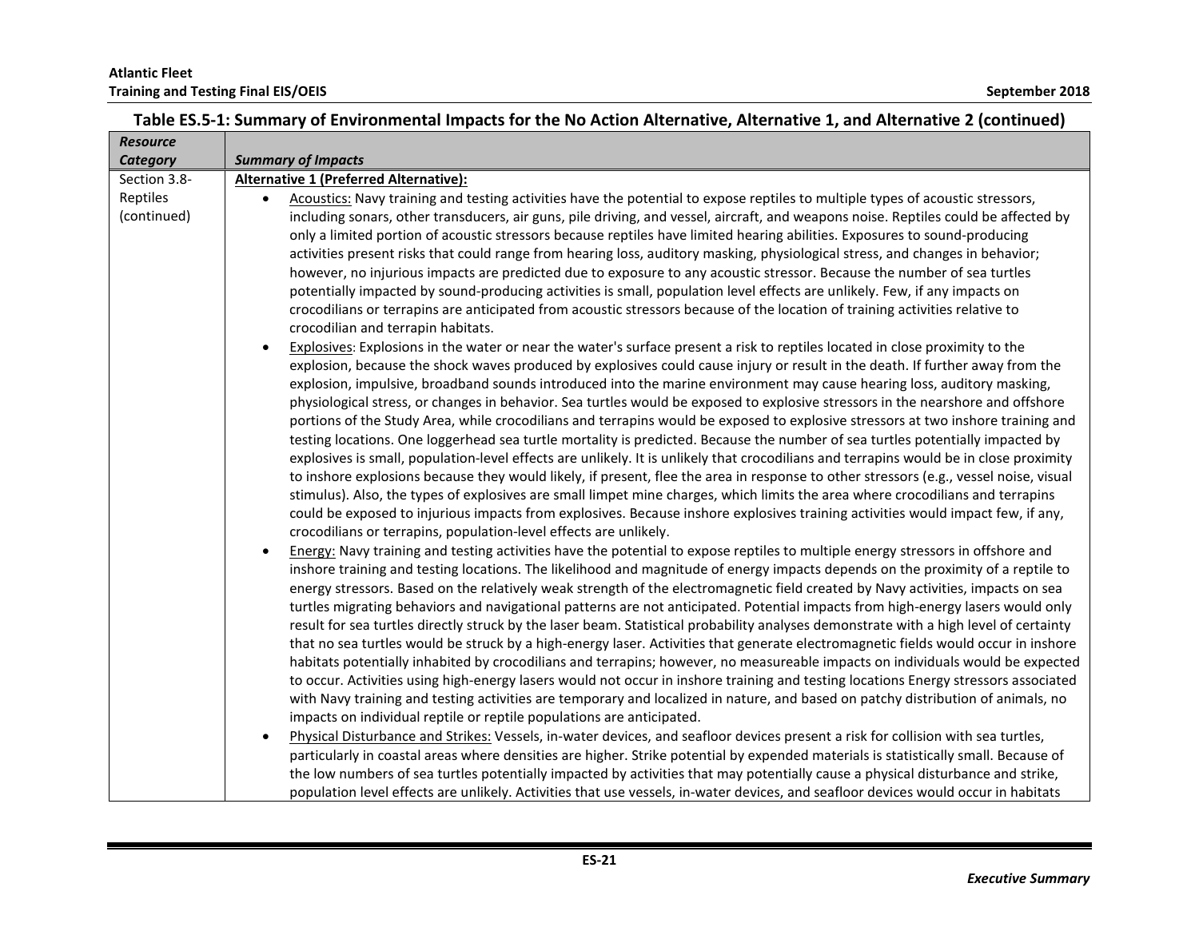**Table ES.5-1: Summary of Environmental Impacts for the No Action Alternative, Alternative 1, and Alternative 2 (continued)**

| *Resource Category* | *Summary of Impacts* |
|---|---|
| Section 3.8- Reptiles (continued) | **Alternative 1 (Preferred Alternative):**<br>• Acoustics: Navy training and testing activities have the potential to expose reptiles to multiple types of acoustic stressors, including sonars, other transducers, air guns, pile driving, and vessel, aircraft, and weapons noise. Reptiles could be affected by only a limited portion of acoustic stressors because reptiles have limited hearing abilities. Exposures to sound-producing activities present risks that could range from hearing loss, auditory masking, physiological stress, and changes in behavior; however, no injurious impacts are predicted due to exposure to any acoustic stressor. Because the number of sea turtles potentially impacted by sound-producing activities is small, population level effects are unlikely. Few, if any impacts on crocodilians or terrapins are anticipated from acoustic stressors because of the location of training activities relative to crocodilian and terrapin habitats.<br>• Explosives: Explosions in the water or near the water's surface present a risk to reptiles located in close proximity to the explosion, because the shock waves produced by explosives could cause injury or result in the death. If further away from the explosion, impulsive, broadband sounds introduced into the marine environment may cause hearing loss, auditory masking, physiological stress, or changes in behavior. Sea turtles would be exposed to explosive stressors in the nearshore and offshore portions of the Study Area, while crocodilians and terrapins would be exposed to explosive stressors at two inshore training and testing locations. One loggerhead sea turtle mortality is predicted. Because the number of sea turtles potentially impacted by explosives is small, population-level effects are unlikely. It is unlikely that crocodilians and terrapins would be in close proximity to inshore explosions because they would likely, if present, flee the area in response to other stressors (e.g., vessel noise, visual stimulus). Also, the types of explosives are small limpet mine charges, which limits the area where crocodilians and terrapins could be exposed to injurious impacts from explosives. Because inshore explosives training activities would impact few, if any, crocodilians or terrapins, population-level effects are unlikely.<br>• Energy: Navy training and testing activities have the potential to expose reptiles to multiple energy stressors in offshore and inshore training and testing locations. The likelihood and magnitude of energy impacts depends on the proximity of a reptile to energy stressors. Based on the relatively weak strength of the electromagnetic field created by Navy activities, impacts on sea turtles migrating behaviors and navigational patterns are not anticipated. Potential impacts from high-energy lasers would only result for sea turtles directly struck by the laser beam. Statistical probability analyses demonstrate with a high level of certainty that no sea turtles would be struck by a high-energy laser. Activities that generate electromagnetic fields would occur in inshore habitats potentially inhabited by crocodilians and terrapins; however, no measureable impacts on individuals would be expected to occur. Activities using high-energy lasers would not occur in inshore training and testing locations Energy stressors associated with Navy training and testing activities are temporary and localized in nature, and based on patchy distribution of animals, no impacts on individual reptile or reptile populations are anticipated.<br>• Physical Disturbance and Strikes: Vessels, in-water devices, and seafloor devices present a risk for collision with sea turtles, particularly in coastal areas where densities are higher. Strike potential by expended materials is statistically small. Because of the low numbers of sea turtles potentially impacted by activities that may potentially cause a physical disturbance and strike, population level effects are unlikely. Activities that use vessels, in-water devices, and seafloor devices would occur in habitats |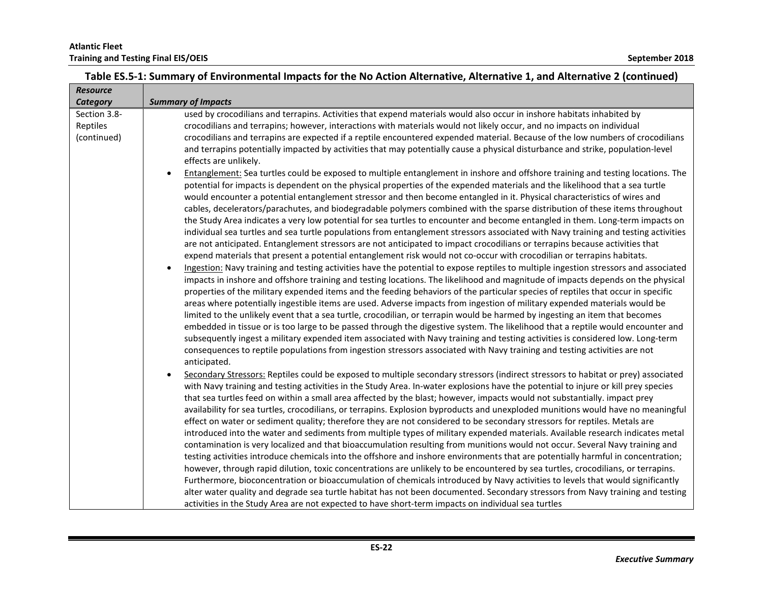**Table ES.5-1: Summary of Environmental Impacts for the No Action Alternative, Alternative 1, and Alternative 2 (continued)**

| *Resource Category* | *Summary of Impacts* |
|---|---|
| Section 3.8-Reptiles (continued) | used by crocodilians and terrapins. Activities that expend materials would also occur in inshore habitats inhabited by crocodilians and terrapins; however, interactions with materials would not likely occur, and no impacts on individual crocodilians and terrapins are expected if a reptile encountered expended material. Because of the low numbers of crocodilians and terrapins potentially impacted by activities that may potentially cause a physical disturbance and strike, population-level effects are unlikely.<br>• <u>Entanglement:</u> Sea turtles could be exposed to multiple entanglement in inshore and offshore training and testing locations. The potential for impacts is dependent on the physical properties of the expended materials and the likelihood that a sea turtle would encounter a potential entanglement stressor and then become entangled in it. Physical characteristics of wires and cables, decelerators/parachutes, and biodegradable polymers combined with the sparse distribution of these items throughout the Study Area indicates a very low potential for sea turtles to encounter and become entangled in them. Long-term impacts on individual sea turtles and sea turtle populations from entanglement stressors associated with Navy training and testing activities are not anticipated. Entanglement stressors are not anticipated to impact crocodilians or terrapins because activities that expend materials that present a potential entanglement risk would not co-occur with crocodilian or terrapins habitats.<br>• <u>Ingestion:</u> Navy training and testing activities have the potential to expose reptiles to multiple ingestion stressors and associated impacts in inshore and offshore training and testing locations. The likelihood and magnitude of impacts depends on the physical properties of the military expended items and the feeding behaviors of the particular species of reptiles that occur in specific areas where potentially ingestible items are used. Adverse impacts from ingestion of military expended materials would be limited to the unlikely event that a sea turtle, crocodilian, or terrapin would be harmed by ingesting an item that becomes embedded in tissue or is too large to be passed through the digestive system. The likelihood that a reptile would encounter and subsequently ingest a military expended item associated with Navy training and testing activities is considered low. Long-term consequences to reptile populations from ingestion stressors associated with Navy training and testing activities are not anticipated.<br>• <u>Secondary Stressors:</u> Reptiles could be exposed to multiple secondary stressors (indirect stressors to habitat or prey) associated with Navy training and testing activities in the Study Area. In-water explosions have the potential to injure or kill prey species that sea turtles feed on within a small area affected by the blast; however, impacts would not substantially. impact prey availability for sea turtles, crocodilians, or terrapins. Explosion byproducts and unexploded munitions would have no meaningful effect on water or sediment quality; therefore they are not considered to be secondary stressors for reptiles. Metals are introduced into the water and sediments from multiple types of military expended materials. Available research indicates metal contamination is very localized and that bioaccumulation resulting from munitions would not occur. Several Navy training and testing activities introduce chemicals into the offshore and inshore environments that are potentially harmful in concentration; however, through rapid dilution, toxic concentrations are unlikely to be encountered by sea turtles, crocodilians, or terrapins. Furthermore, bioconcentration or bioaccumulation of chemicals introduced by Navy activities to levels that would significantly alter water quality and degrade sea turtle habitat has not been documented. Secondary stressors from Navy training and testing activities in the Study Area are not expected to have short-term impacts on individual sea turtles |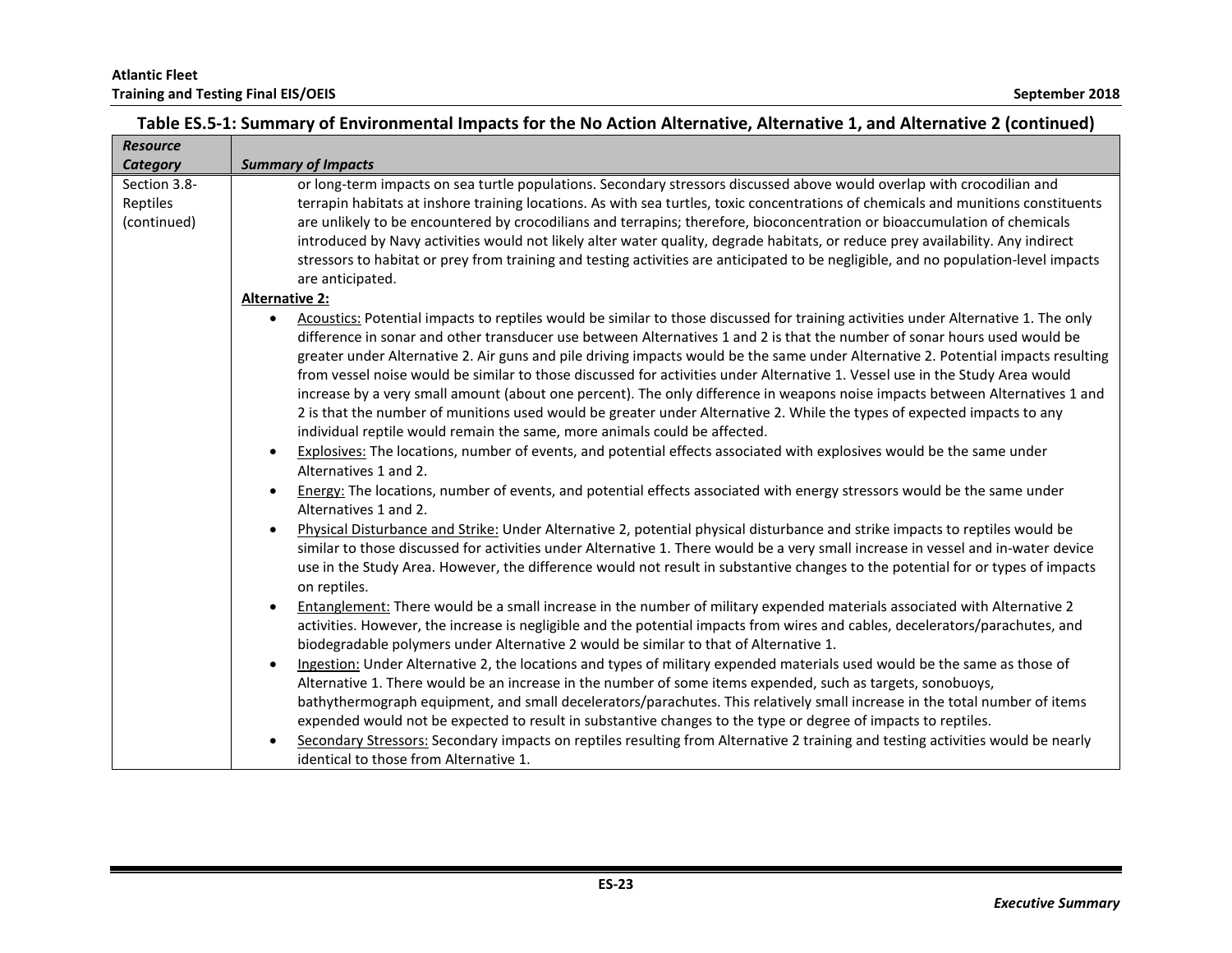**Table ES.5-1: Summary of Environmental Impacts for the No Action Alternative, Alternative 1, and Alternative 2 (continued)**

| *Resource Category* | *Summary of Impacts* |
|---|---|
| Section 3.8- Reptiles (continued) | or long-term impacts on sea turtle populations. Secondary stressors discussed above would overlap with crocodilian and terrapin habitats at inshore training locations. As with sea turtles, toxic concentrations of chemicals and munitions constituents are unlikely to be encountered by crocodilians and terrapins; therefore, bioconcentration or bioaccumulation of chemicals introduced by Navy activities would not likely alter water quality, degrade habitats, or reduce prey availability. Any indirect stressors to habitat or prey from training and testing activities are anticipated to be negligible, and no population-level impacts are anticipated.<br>**Alternative 2:**<br>• Acoustics: Potential impacts to reptiles would be similar to those discussed for training activities under Alternative 1. The only difference in sonar and other transducer use between Alternatives 1 and 2 is that the number of sonar hours used would be greater under Alternative 2. Air guns and pile driving impacts would be the same under Alternative 2. Potential impacts resulting from vessel noise would be similar to those discussed for activities under Alternative 1. Vessel use in the Study Area would increase by a very small amount (about one percent). The only difference in weapons noise impacts between Alternatives 1 and 2 is that the number of munitions used would be greater under Alternative 2. While the types of expected impacts to any individual reptile would remain the same, more animals could be affected.<br>• Explosives: The locations, number of events, and potential effects associated with explosives would be the same under Alternatives 1 and 2.<br>• Energy: The locations, number of events, and potential effects associated with energy stressors would be the same under Alternatives 1 and 2.<br>• Physical Disturbance and Strike: Under Alternative 2, potential physical disturbance and strike impacts to reptiles would be similar to those discussed for activities under Alternative 1. There would be a very small increase in vessel and in-water device use in the Study Area. However, the difference would not result in substantive changes to the potential for or types of impacts on reptiles.<br>• Entanglement: There would be a small increase in the number of military expended materials associated with Alternative 2 activities. However, the increase is negligible and the potential impacts from wires and cables, decelerators/parachutes, and biodegradable polymers under Alternative 2 would be similar to that of Alternative 1.<br>• Ingestion: Under Alternative 2, the locations and types of military expended materials used would be the same as those of Alternative 1. There would be an increase in the number of some items expended, such as targets, sonobuoys, bathythermograph equipment, and small decelerators/parachutes. This relatively small increase in the total number of items expended would not be expected to result in substantive changes to the type or degree of impacts to reptiles.<br>• Secondary Stressors: Secondary impacts on reptiles resulting from Alternative 2 training and testing activities would be nearly identical to those from Alternative 1. |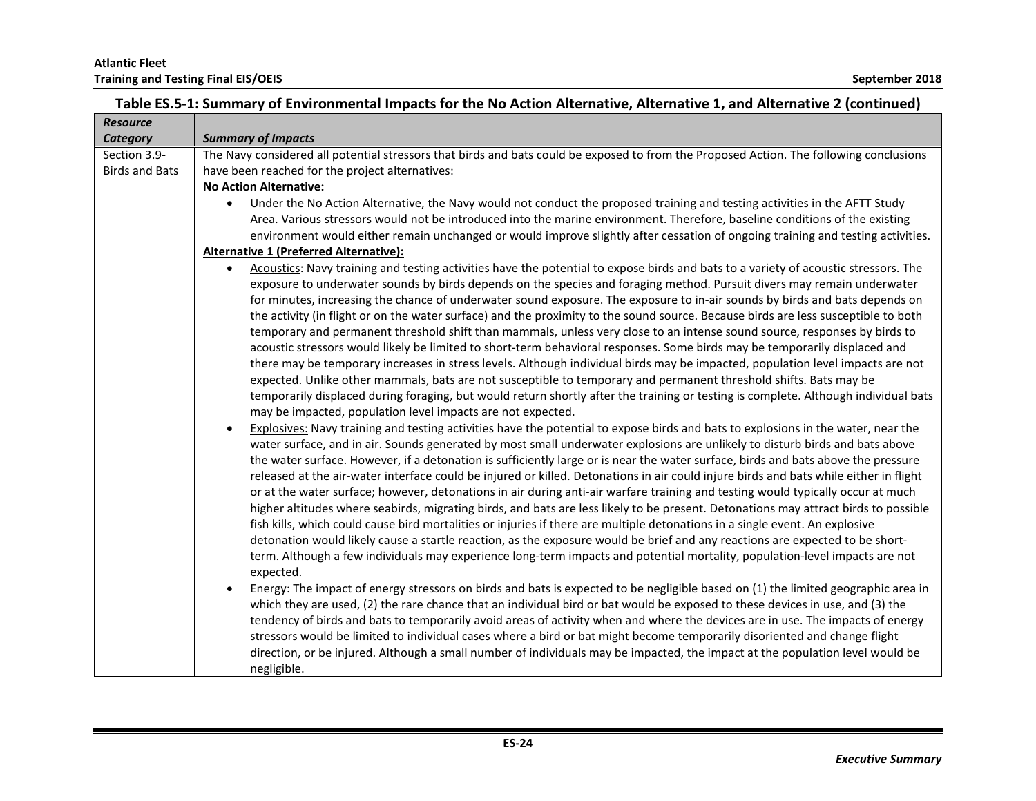**Table ES.5-1: Summary of Environmental Impacts for the No Action Alternative, Alternative 1, and Alternative 2 (continued)**

| *Resource Category* | *Summary of Impacts* |
|---|---|
| Section 3.9-Birds and Bats | The Navy considered all potential stressors that birds and bats could be exposed to from the Proposed Action. The following conclusions have been reached for the project alternatives:<br>**No Action Alternative:**<br>• Under the No Action Alternative, the Navy would not conduct the proposed training and testing activities in the AFTT Study Area. Various stressors would not be introduced into the marine environment. Therefore, baseline conditions of the existing environment would either remain unchanged or would improve slightly after cessation of ongoing training and testing activities.<br>**Alternative 1 (Preferred Alternative):**<br>• Acoustics: Navy training and testing activities have the potential to expose birds and bats to a variety of acoustic stressors. The exposure to underwater sounds by birds depends on the species and foraging method. Pursuit divers may remain underwater for minutes, increasing the chance of underwater sound exposure. The exposure to in-air sounds by birds and bats depends on the activity (in flight or on the water surface) and the proximity to the sound source. Because birds are less susceptible to both temporary and permanent threshold shift than mammals, unless very close to an intense sound source, responses by birds to acoustic stressors would likely be limited to short-term behavioral responses. Some birds may be temporarily displaced and there may be temporary increases in stress levels. Although individual birds may be impacted, population level impacts are not expected. Unlike other mammals, bats are not susceptible to temporary and permanent threshold shifts. Bats may be temporarily displaced during foraging, but would return shortly after the training or testing is complete. Although individual bats may be impacted, population level impacts are not expected.<br>• Explosives: Navy training and testing activities have the potential to expose birds and bats to explosions in the water, near the water surface, and in air. Sounds generated by most small underwater explosions are unlikely to disturb birds and bats above the water surface. However, if a detonation is sufficiently large or is near the water surface, birds and bats above the pressure released at the air-water interface could be injured or killed. Detonations in air could injure birds and bats while either in flight or at the water surface; however, detonations in air during anti-air warfare training and testing would typically occur at much higher altitudes where seabirds, migrating birds, and bats are less likely to be present. Detonations may attract birds to possible fish kills, which could cause bird mortalities or injuries if there are multiple detonations in a single event. An explosive detonation would likely cause a startle reaction, as the exposure would be brief and any reactions are expected to be short-term. Although a few individuals may experience long-term impacts and potential mortality, population-level impacts are not expected.<br>• Energy: The impact of energy stressors on birds and bats is expected to be negligible based on (1) the limited geographic area in which they are used, (2) the rare chance that an individual bird or bat would be exposed to these devices in use, and (3) the tendency of birds and bats to temporarily avoid areas of activity when and where the devices are in use. The impacts of energy stressors would be limited to individual cases where a bird or bat might become temporarily disoriented and change flight direction, or be injured. Although a small number of individuals may be impacted, the impact at the population level would be negligible. |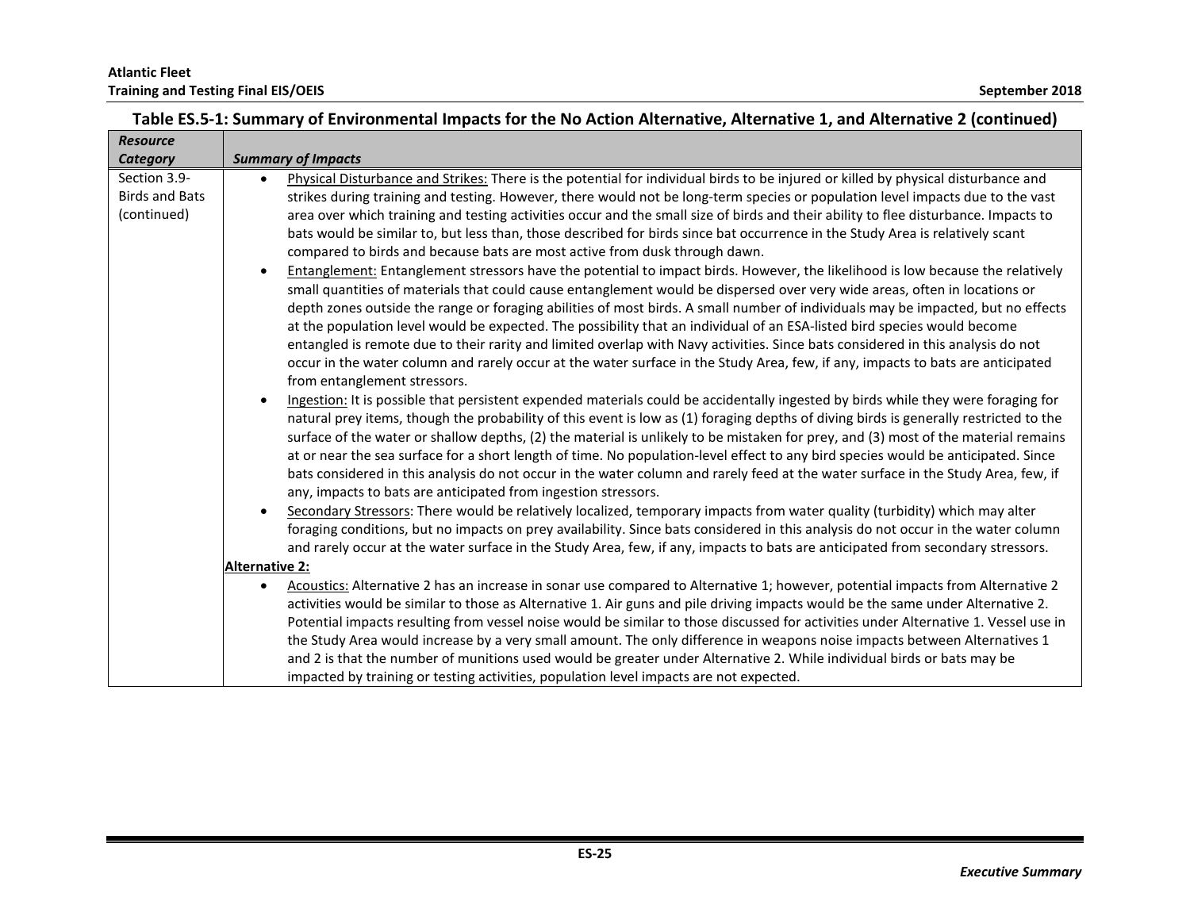**Table ES.5-1: Summary of Environmental Impacts for the No Action Alternative, Alternative 1, and Alternative 2 (continued)**

| *Resource Category* | *Summary of Impacts* |
|---|---|
| Section 3.9- Birds and Bats (continued) | • Physical Disturbance and Strikes: There is the potential for individual birds to be injured or killed by physical disturbance and strikes during training and testing. However, there would not be long-term species or population level impacts due to the vast area over which training and testing activities occur and the small size of birds and their ability to flee disturbance. Impacts to bats would be similar to, but less than, those described for birds since bat occurrence in the Study Area is relatively scant compared to birds and because bats are most active from dusk through dawn.<br>• Entanglement: Entanglement stressors have the potential to impact birds. However, the likelihood is low because the relatively small quantities of materials that could cause entanglement would be dispersed over very wide areas, often in locations or depth zones outside the range or foraging abilities of most birds. A small number of individuals may be impacted, but no effects at the population level would be expected. The possibility that an individual of an ESA-listed bird species would become entangled is remote due to their rarity and limited overlap with Navy activities. Since bats considered in this analysis do not occur in the water column and rarely occur at the water surface in the Study Area, few, if any, impacts to bats are anticipated from entanglement stressors.<br>• Ingestion: It is possible that persistent expended materials could be accidentally ingested by birds while they were foraging for natural prey items, though the probability of this event is low as (1) foraging depths of diving birds is generally restricted to the surface of the water or shallow depths, (2) the material is unlikely to be mistaken for prey, and (3) most of the material remains at or near the sea surface for a short length of time. No population-level effect to any bird species would be anticipated. Since bats considered in this analysis do not occur in the water column and rarely feed at the water surface in the Study Area, few, if any, impacts to bats are anticipated from ingestion stressors.<br>• Secondary Stressors: There would be relatively localized, temporary impacts from water quality (turbidity) which may alter foraging conditions, but no impacts on prey availability. Since bats considered in this analysis do not occur in the water column and rarely occur at the water surface in the Study Area, few, if any, impacts to bats are anticipated from secondary stressors.<br>**Alternative 2:**<br>• Acoustics: Alternative 2 has an increase in sonar use compared to Alternative 1; however, potential impacts from Alternative 2 activities would be similar to those as Alternative 1. Air guns and pile driving impacts would be the same under Alternative 2. Potential impacts resulting from vessel noise would be similar to those discussed for activities under Alternative 1. Vessel use in the Study Area would increase by a very small amount. The only difference in weapons noise impacts between Alternatives 1 and 2 is that the number of munitions used would be greater under Alternative 2. While individual birds or bats may be impacted by training or testing activities, population level impacts are not expected. |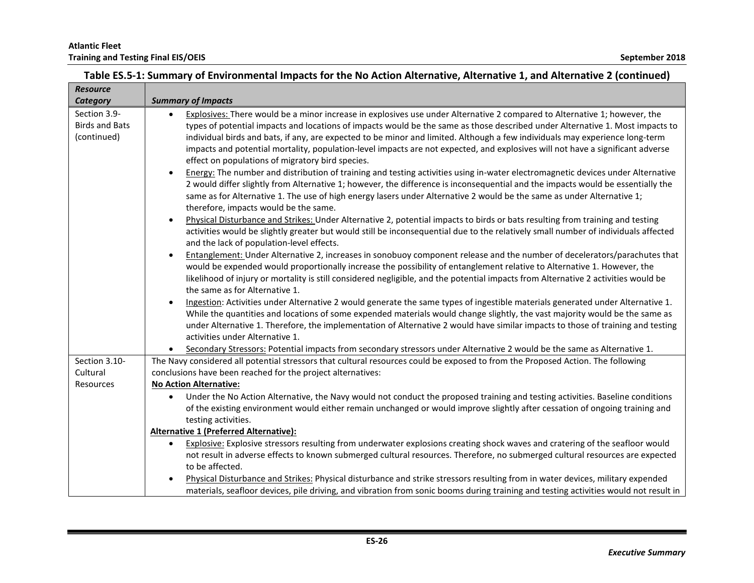**Table ES.5-1: Summary of Environmental Impacts for the No Action Alternative, Alternative 1, and Alternative 2 (continued)**

| *Resource Category* | *Summary of Impacts* |
|---|---|
| Section 3.9- Birds and Bats (continued) | • Explosives: There would be a minor increase in explosives use under Alternative 2 compared to Alternative 1; however, the types of potential impacts and locations of impacts would be the same as those described under Alternative 1. Most impacts to individual birds and bats, if any, are expected to be minor and limited. Although a few individuals may experience long-term impacts and potential mortality, population-level impacts are not expected, and explosives will not have a significant adverse effect on populations of migratory bird species.<br>• Energy: The number and distribution of training and testing activities using in-water electromagnetic devices under Alternative 2 would differ slightly from Alternative 1; however, the difference is inconsequential and the impacts would be essentially the same as for Alternative 1. The use of high energy lasers under Alternative 2 would be the same as under Alternative 1; therefore, impacts would be the same.<br>• Physical Disturbance and Strikes: Under Alternative 2, potential impacts to birds or bats resulting from training and testing activities would be slightly greater but would still be inconsequential due to the relatively small number of individuals affected and the lack of population-level effects.<br>• Entanglement: Under Alternative 2, increases in sonobuoy component release and the number of decelerators/parachutes that would be expended would proportionally increase the possibility of entanglement relative to Alternative 1. However, the likelihood of injury or mortality is still considered negligible, and the potential impacts from Alternative 2 activities would be the same as for Alternative 1.<br>• Ingestion: Activities under Alternative 2 would generate the same types of ingestible materials generated under Alternative 1. While the quantities and locations of some expended materials would change slightly, the vast majority would be the same as under Alternative 1. Therefore, the implementation of Alternative 2 would have similar impacts to those of training and testing activities under Alternative 1.<br>• Secondary Stressors: Potential impacts from secondary stressors under Alternative 2 would be the same as Alternative 1. |
| Section 3.10- Cultural Resources | The Navy considered all potential stressors that cultural resources could be exposed to from the Proposed Action. The following conclusions have been reached for the project alternatives:<br>**No Action Alternative:**<br>• Under the No Action Alternative, the Navy would not conduct the proposed training and testing activities. Baseline conditions of the existing environment would either remain unchanged or would improve slightly after cessation of ongoing training and testing activities.<br>**Alternative 1 (Preferred Alternative):**<br>• Explosive: Explosive stressors resulting from underwater explosions creating shock waves and cratering of the seafloor would not result in adverse effects to known submerged cultural resources. Therefore, no submerged cultural resources are expected to be affected.<br>• Physical Disturbance and Strikes: Physical disturbance and strike stressors resulting from in water devices, military expended materials, seafloor devices, pile driving, and vibration from sonic booms during training and testing activities would not result in |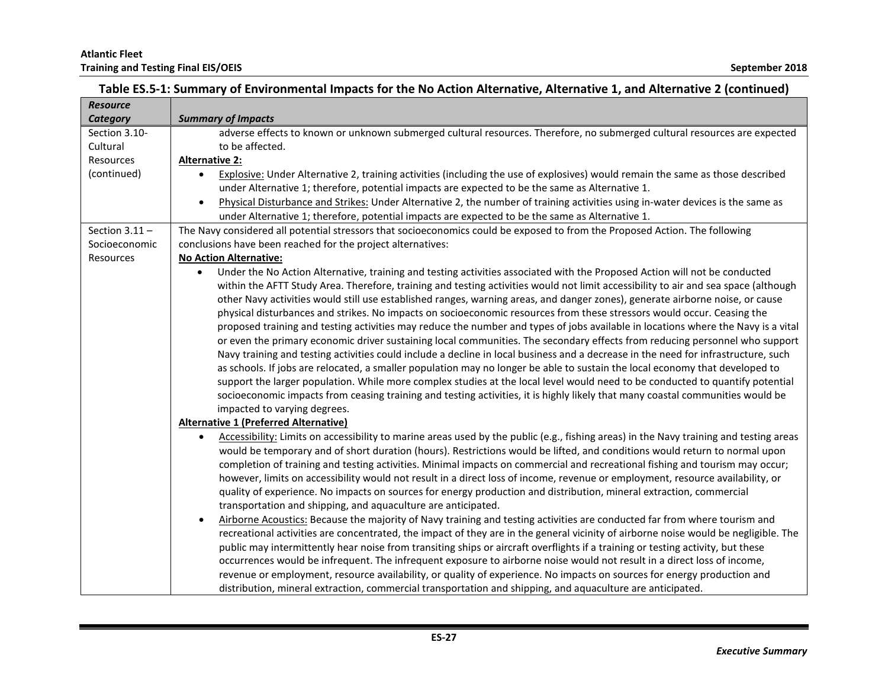## Table ES.5-1: Summary of Environmental Impacts for the No Action Alternative, Alternative 1, and Alternative 2 (continued)

| *Resource Category* | *Summary of Impacts* |
|---|---|
| Section 3.10-Cultural Resources (continued) | adverse effects to known or unknown submerged cultural resources. Therefore, no submerged cultural resources are expected to be affected.<br>**Alternative 2:**<br>• Explosive: Under Alternative 2, training activities (including the use of explosives) would remain the same as those described under Alternative 1; therefore, potential impacts are expected to be the same as Alternative 1.<br>• Physical Disturbance and Strikes: Under Alternative 2, the number of training activities using in-water devices is the same as under Alternative 1; therefore, potential impacts are expected to be the same as Alternative 1. |
| Section 3.11 – Socioeconomic Resources | The Navy considered all potential stressors that socioeconomics could be exposed to from the Proposed Action. The following conclusions have been reached for the project alternatives:<br>**No Action Alternative:**<br>• Under the No Action Alternative, training and testing activities associated with the Proposed Action will not be conducted within the AFTT Study Area. Therefore, training and testing activities would not limit accessibility to air and sea space (although other Navy activities would still use established ranges, warning areas, and danger zones), generate airborne noise, or cause physical disturbances and strikes. No impacts on socioeconomic resources from these stressors would occur. Ceasing the proposed training and testing activities may reduce the number and types of jobs available in locations where the Navy is a vital or even the primary economic driver sustaining local communities. The secondary effects from reducing personnel who support Navy training and testing activities could include a decline in local business and a decrease in the need for infrastructure, such as schools. If jobs are relocated, a smaller population may no longer be able to sustain the local economy that developed to support the larger population. While more complex studies at the local level would need to be conducted to quantify potential socioeconomic impacts from ceasing training and testing activities, it is highly likely that many coastal communities would be impacted to varying degrees.<br>**Alternative 1 (Preferred Alternative)**<br>• Accessibility: Limits on accessibility to marine areas used by the public (e.g., fishing areas) in the Navy training and testing areas would be temporary and of short duration (hours). Restrictions would be lifted, and conditions would return to normal upon completion of training and testing activities. Minimal impacts on commercial and recreational fishing and tourism may occur; however, limits on accessibility would not result in a direct loss of income, revenue or employment, resource availability, or quality of experience. No impacts on sources for energy production and distribution, mineral extraction, commercial transportation and shipping, and aquaculture are anticipated.<br>• Airborne Acoustics: Because the majority of Navy training and testing activities are conducted far from where tourism and recreational activities are concentrated, the impact of they are in the general vicinity of airborne noise would be negligible. The public may intermittently hear noise from transiting ships or aircraft overflights if a training or testing activity, but these occurrences would be infrequent. The infrequent exposure to airborne noise would not result in a direct loss of income, revenue or employment, resource availability, or quality of experience. No impacts on sources for energy production and distribution, mineral extraction, commercial transportation and shipping, and aquaculture are anticipated. |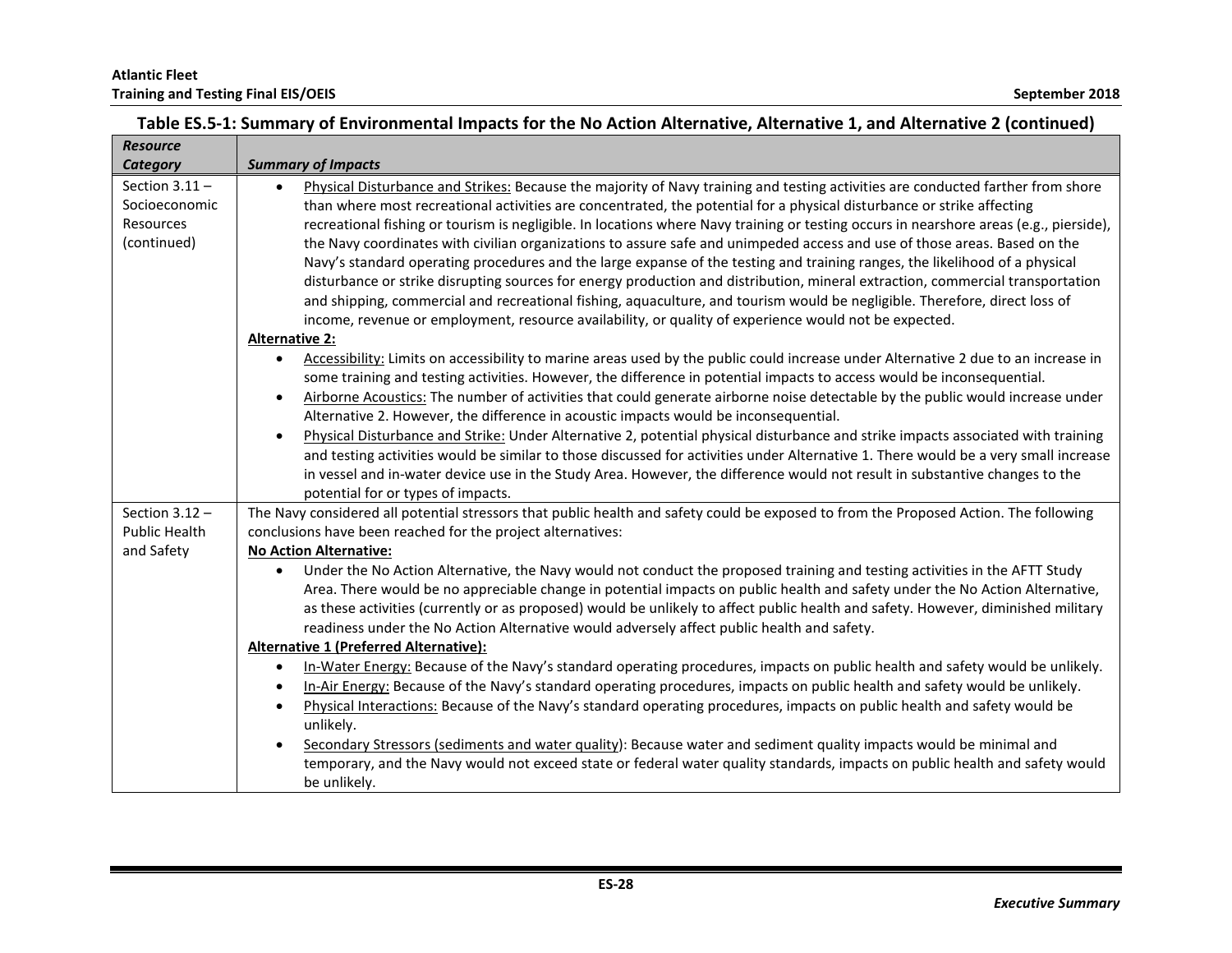**Table ES.5-1: Summary of Environmental Impacts for the No Action Alternative, Alternative 1, and Alternative 2 (continued)**

| *Resource Category* | *Summary of Impacts* |
|---|---|
| Section 3.11 – Socioeconomic Resources (continued) | • Physical Disturbance and Strikes: Because the majority of Navy training and testing activities are conducted farther from shore than where most recreational activities are concentrated, the potential for a physical disturbance or strike affecting recreational fishing or tourism is negligible. In locations where Navy training or testing occurs in nearshore areas (e.g., pierside), the Navy coordinates with civilian organizations to assure safe and unimpeded access and use of those areas. Based on the Navy's standard operating procedures and the large expanse of the testing and training ranges, the likelihood of a physical disturbance or strike disrupting sources for energy production and distribution, mineral extraction, commercial transportation and shipping, commercial and recreational fishing, aquaculture, and tourism would be negligible. Therefore, direct loss of income, revenue or employment, resource availability, or quality of experience would not be expected.<br>**Alternative 2:**<br>• Accessibility: Limits on accessibility to marine areas used by the public could increase under Alternative 2 due to an increase in some training and testing activities. However, the difference in potential impacts to access would be inconsequential.<br>• Airborne Acoustics: The number of activities that could generate airborne noise detectable by the public would increase under Alternative 2. However, the difference in acoustic impacts would be inconsequential.<br>• Physical Disturbance and Strike: Under Alternative 2, potential physical disturbance and strike impacts associated with training and testing activities would be similar to those discussed for activities under Alternative 1. There would be a very small increase in vessel and in-water device use in the Study Area. However, the difference would not result in substantive changes to the potential for or types of impacts. |
| Section 3.12 – Public Health and Safety | The Navy considered all potential stressors that public health and safety could be exposed to from the Proposed Action. The following conclusions have been reached for the project alternatives:<br>**No Action Alternative:**<br>• Under the No Action Alternative, the Navy would not conduct the proposed training and testing activities in the AFTT Study Area. There would be no appreciable change in potential impacts on public health and safety under the No Action Alternative, as these activities (currently or as proposed) would be unlikely to affect public health and safety. However, diminished military readiness under the No Action Alternative would adversely affect public health and safety.<br>**Alternative 1 (Preferred Alternative):**<br>• In-Water Energy: Because of the Navy's standard operating procedures, impacts on public health and safety would be unlikely.<br>• In-Air Energy: Because of the Navy's standard operating procedures, impacts on public health and safety would be unlikely.<br>• Physical Interactions: Because of the Navy's standard operating procedures, impacts on public health and safety would be unlikely.<br>• Secondary Stressors (sediments and water quality): Because water and sediment quality impacts would be minimal and temporary, and the Navy would not exceed state or federal water quality standards, impacts on public health and safety would be unlikely. |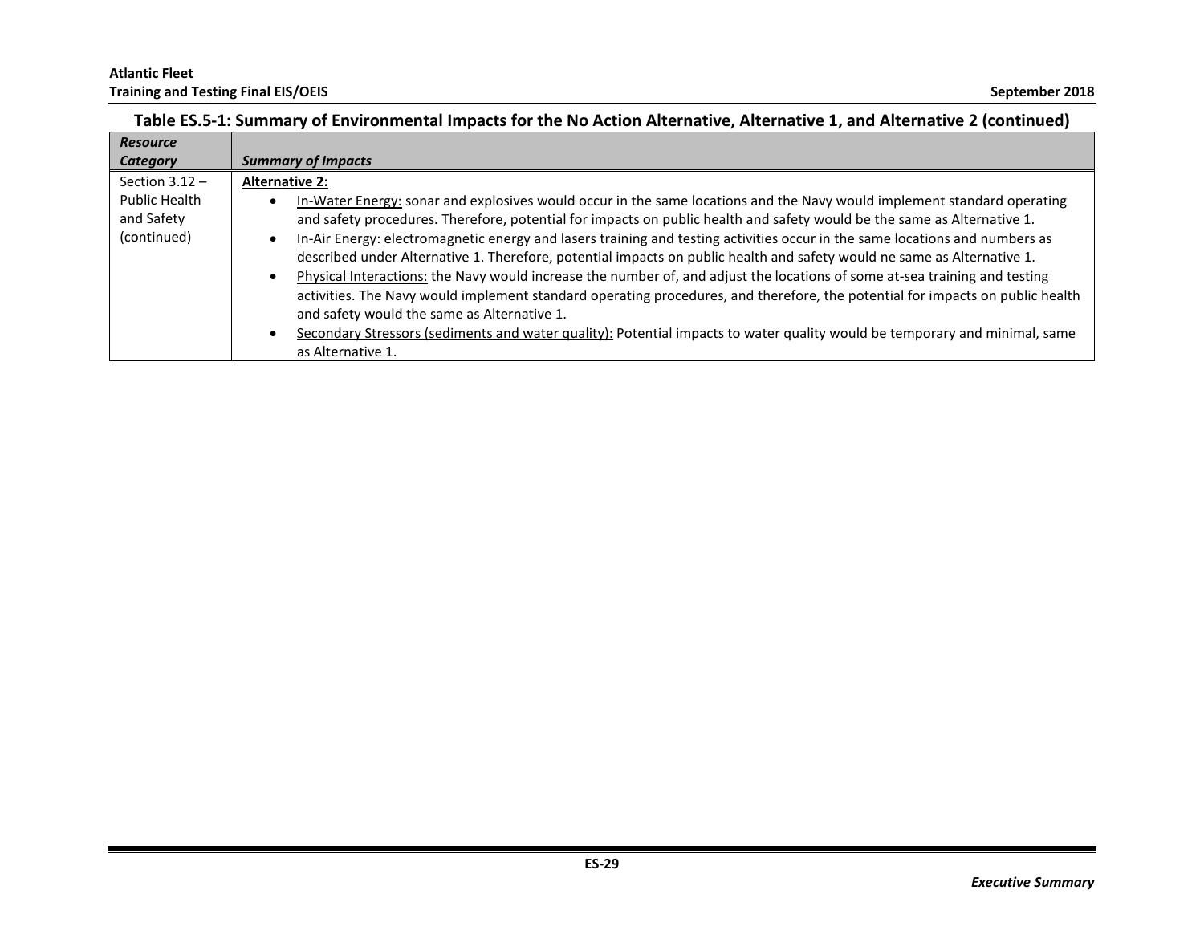**Table ES.5-1: Summary of Environmental Impacts for the No Action Alternative, Alternative 1, and Alternative 2 (continued)**

| *Resource Category* | *Summary of Impacts* |
|---|---|
| Section 3.12 – Public Health and Safety (continued) | **Alternative 2:**<br>• In-Water Energy: sonar and explosives would occur in the same locations and the Navy would implement standard operating and safety procedures. Therefore, potential for impacts on public health and safety would be the same as Alternative 1.<br>• In-Air Energy: electromagnetic energy and lasers training and testing activities occur in the same locations and numbers as described under Alternative 1. Therefore, potential impacts on public health and safety would ne same as Alternative 1.<br>• Physical Interactions: the Navy would increase the number of, and adjust the locations of some at-sea training and testing activities. The Navy would implement standard operating procedures, and therefore, the potential for impacts on public health and safety would the same as Alternative 1.<br>• Secondary Stressors (sediments and water quality): Potential impacts to water quality would be temporary and minimal, same as Alternative 1. |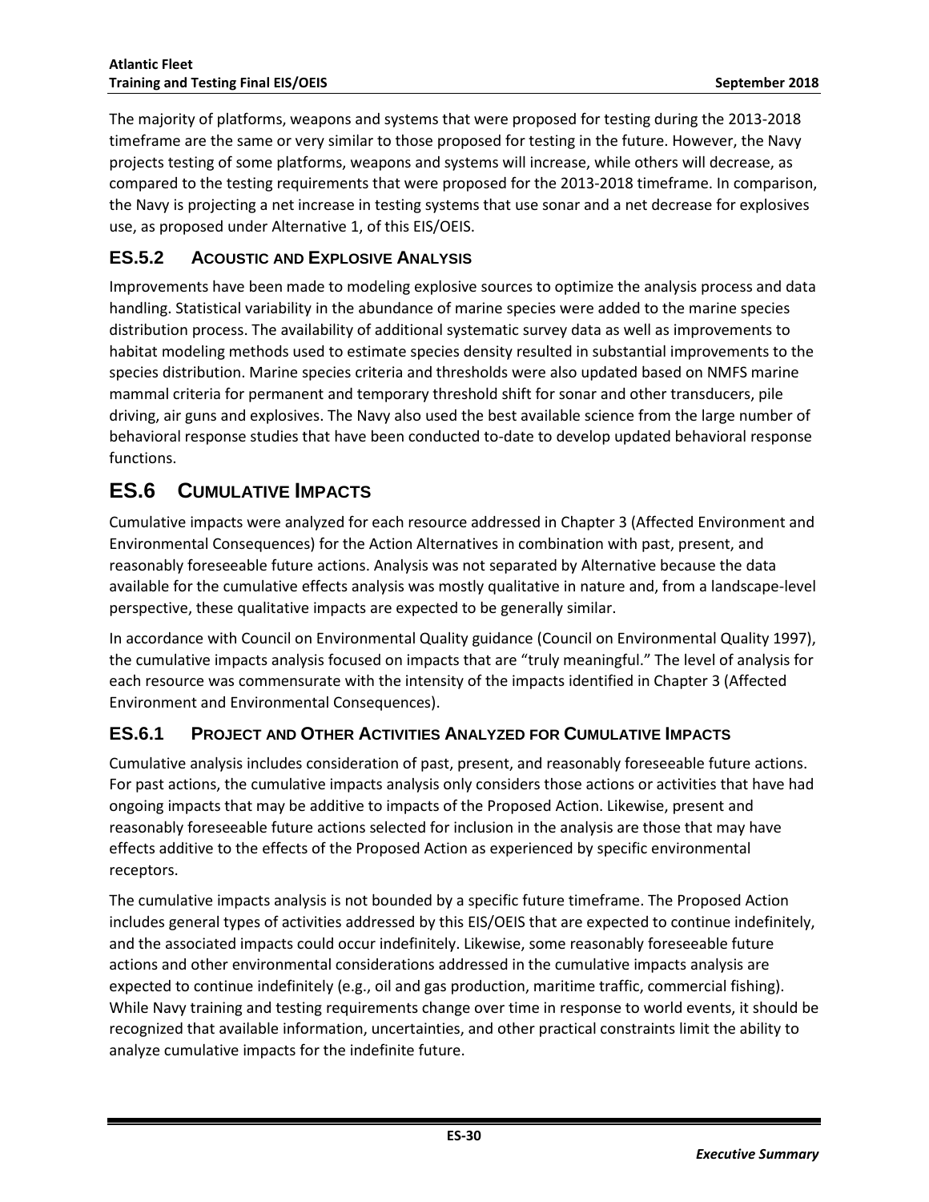The majority of platforms, weapons and systems that were proposed for testing during the 2013-2018 timeframe are the same or very similar to those proposed for testing in the future. However, the Navy projects testing of some platforms, weapons and systems will increase, while others will decrease, as compared to the testing requirements that were proposed for the 2013-2018 timeframe. In comparison, the Navy is projecting a net increase in testing systems that use sonar and a net decrease for explosives use, as proposed under Alternative 1, of this EIS/OEIS.

### ES.5.2 Acoustic and Explosive Analysis

Improvements have been made to modeling explosive sources to optimize the analysis process and data handling. Statistical variability in the abundance of marine species were added to the marine species distribution process. The availability of additional systematic survey data as well as improvements to habitat modeling methods used to estimate species density resulted in substantial improvements to the species distribution. Marine species criteria and thresholds were also updated based on NMFS marine mammal criteria for permanent and temporary threshold shift for sonar and other transducers, pile driving, air guns and explosives. The Navy also used the best available science from the large number of behavioral response studies that have been conducted to-date to develop updated behavioral response functions.

## ES.6 Cumulative Impacts

Cumulative impacts were analyzed for each resource addressed in Chapter 3 (Affected Environment and Environmental Consequences) for the Action Alternatives in combination with past, present, and reasonably foreseeable future actions. Analysis was not separated by Alternative because the data available for the cumulative effects analysis was mostly qualitative in nature and, from a landscape-level perspective, these qualitative impacts are expected to be generally similar.

In accordance with Council on Environmental Quality guidance (Council on Environmental Quality 1997), the cumulative impacts analysis focused on impacts that are "truly meaningful." The level of analysis for each resource was commensurate with the intensity of the impacts identified in Chapter 3 (Affected Environment and Environmental Consequences).

### ES.6.1 Project and Other Activities Analyzed for Cumulative Impacts

Cumulative analysis includes consideration of past, present, and reasonably foreseeable future actions. For past actions, the cumulative impacts analysis only considers those actions or activities that have had ongoing impacts that may be additive to impacts of the Proposed Action. Likewise, present and reasonably foreseeable future actions selected for inclusion in the analysis are those that may have effects additive to the effects of the Proposed Action as experienced by specific environmental receptors.

The cumulative impacts analysis is not bounded by a specific future timeframe. The Proposed Action includes general types of activities addressed by this EIS/OEIS that are expected to continue indefinitely, and the associated impacts could occur indefinitely. Likewise, some reasonably foreseeable future actions and other environmental considerations addressed in the cumulative impacts analysis are expected to continue indefinitely (e.g., oil and gas production, maritime traffic, commercial fishing). While Navy training and testing requirements change over time in response to world events, it should be recognized that available information, uncertainties, and other practical constraints limit the ability to analyze cumulative impacts for the indefinite future.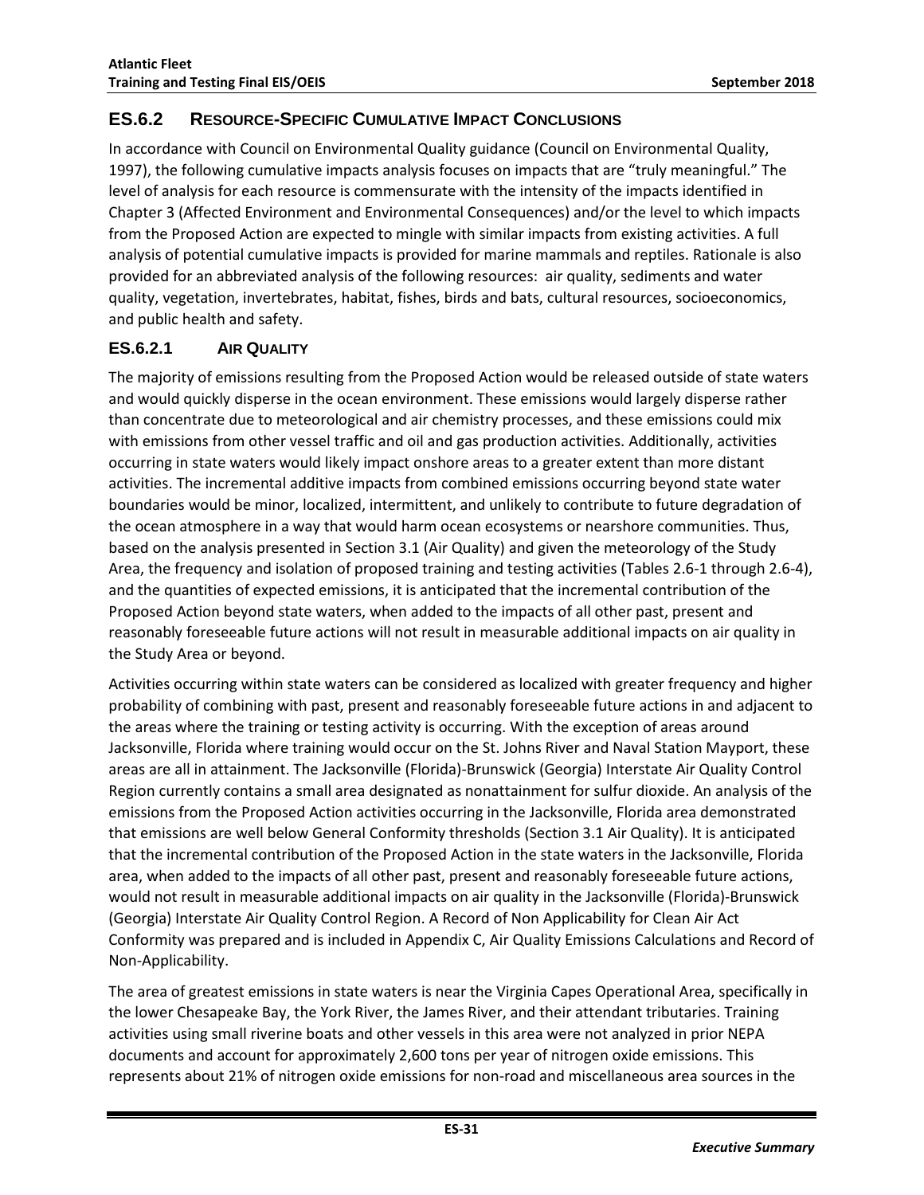### ES.6.2 RESOURCE-SPECIFIC CUMULATIVE IMPACT CONCLUSIONS

In accordance with Council on Environmental Quality guidance (Council on Environmental Quality, 1997), the following cumulative impacts analysis focuses on impacts that are "truly meaningful." The level of analysis for each resource is commensurate with the intensity of the impacts identified in Chapter 3 (Affected Environment and Environmental Consequences) and/or the level to which impacts from the Proposed Action are expected to mingle with similar impacts from existing activities. A full analysis of potential cumulative impacts is provided for marine mammals and reptiles. Rationale is also provided for an abbreviated analysis of the following resources: air quality, sediments and water quality, vegetation, invertebrates, habitat, fishes, birds and bats, cultural resources, socioeconomics, and public health and safety.

#### ES.6.2.1 AIR QUALITY

The majority of emissions resulting from the Proposed Action would be released outside of state waters and would quickly disperse in the ocean environment. These emissions would largely disperse rather than concentrate due to meteorological and air chemistry processes, and these emissions could mix with emissions from other vessel traffic and oil and gas production activities. Additionally, activities occurring in state waters would likely impact onshore areas to a greater extent than more distant activities. The incremental additive impacts from combined emissions occurring beyond state water boundaries would be minor, localized, intermittent, and unlikely to contribute to future degradation of the ocean atmosphere in a way that would harm ocean ecosystems or nearshore communities. Thus, based on the analysis presented in Section 3.1 (Air Quality) and given the meteorology of the Study Area, the frequency and isolation of proposed training and testing activities (Tables 2.6-1 through 2.6-4), and the quantities of expected emissions, it is anticipated that the incremental contribution of the Proposed Action beyond state waters, when added to the impacts of all other past, present and reasonably foreseeable future actions will not result in measurable additional impacts on air quality in the Study Area or beyond.

Activities occurring within state waters can be considered as localized with greater frequency and higher probability of combining with past, present and reasonably foreseeable future actions in and adjacent to the areas where the training or testing activity is occurring. With the exception of areas around Jacksonville, Florida where training would occur on the St. Johns River and Naval Station Mayport, these areas are all in attainment. The Jacksonville (Florida)-Brunswick (Georgia) Interstate Air Quality Control Region currently contains a small area designated as nonattainment for sulfur dioxide. An analysis of the emissions from the Proposed Action activities occurring in the Jacksonville, Florida area demonstrated that emissions are well below General Conformity thresholds (Section 3.1 Air Quality). It is anticipated that the incremental contribution of the Proposed Action in the state waters in the Jacksonville, Florida area, when added to the impacts of all other past, present and reasonably foreseeable future actions, would not result in measurable additional impacts on air quality in the Jacksonville (Florida)-Brunswick (Georgia) Interstate Air Quality Control Region. A Record of Non Applicability for Clean Air Act Conformity was prepared and is included in Appendix C, Air Quality Emissions Calculations and Record of Non-Applicability.

The area of greatest emissions in state waters is near the Virginia Capes Operational Area, specifically in the lower Chesapeake Bay, the York River, the James River, and their attendant tributaries. Training activities using small riverine boats and other vessels in this area were not analyzed in prior NEPA documents and account for approximately 2,600 tons per year of nitrogen oxide emissions. This represents about 21% of nitrogen oxide emissions for non-road and miscellaneous area sources in the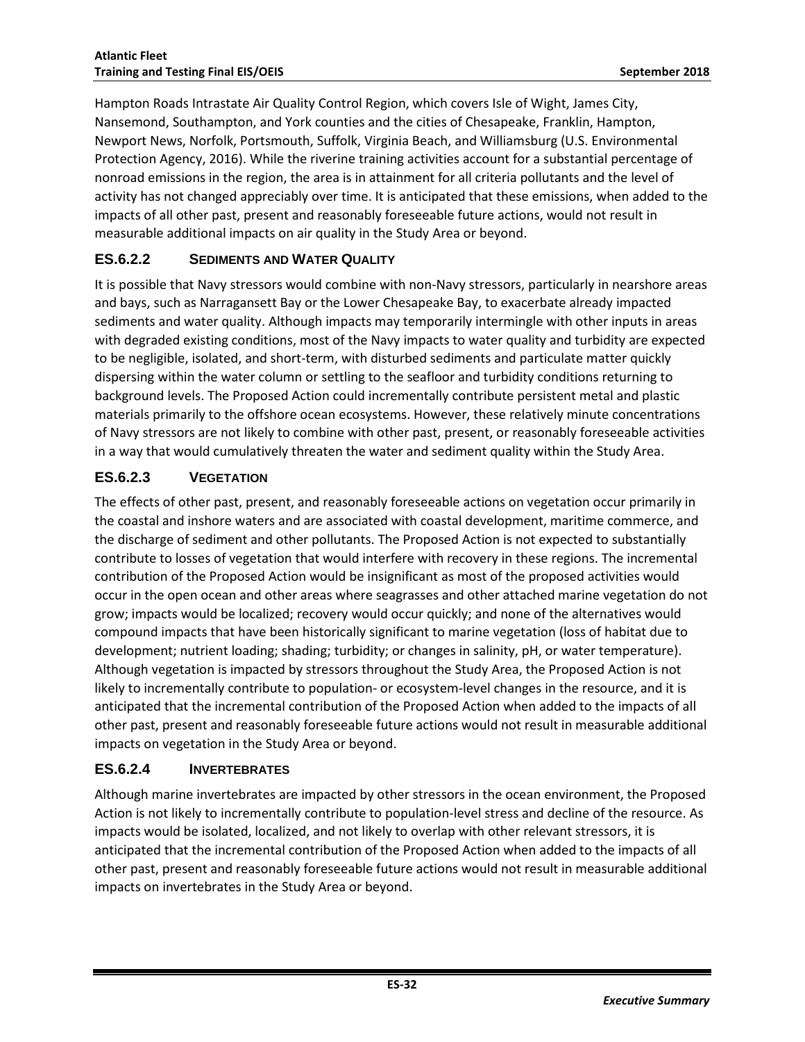Hampton Roads Intrastate Air Quality Control Region, which covers Isle of Wight, James City, Nansemond, Southampton, and York counties and the cities of Chesapeake, Franklin, Hampton, Newport News, Norfolk, Portsmouth, Suffolk, Virginia Beach, and Williamsburg (U.S. Environmental Protection Agency, 2016). While the riverine training activities account for a substantial percentage of nonroad emissions in the region, the area is in attainment for all criteria pollutants and the level of activity has not changed appreciably over time. It is anticipated that these emissions, when added to the impacts of all other past, present and reasonably foreseeable future actions, would not result in measurable additional impacts on air quality in the Study Area or beyond.

### ES.6.2.2 SEDIMENTS AND WATER QUALITY

It is possible that Navy stressors would combine with non-Navy stressors, particularly in nearshore areas and bays, such as Narragansett Bay or the Lower Chesapeake Bay, to exacerbate already impacted sediments and water quality. Although impacts may temporarily intermingle with other inputs in areas with degraded existing conditions, most of the Navy impacts to water quality and turbidity are expected to be negligible, isolated, and short-term, with disturbed sediments and particulate matter quickly dispersing within the water column or settling to the seafloor and turbidity conditions returning to background levels. The Proposed Action could incrementally contribute persistent metal and plastic materials primarily to the offshore ocean ecosystems. However, these relatively minute concentrations of Navy stressors are not likely to combine with other past, present, or reasonably foreseeable activities in a way that would cumulatively threaten the water and sediment quality within the Study Area.

### ES.6.2.3 VEGETATION

The effects of other past, present, and reasonably foreseeable actions on vegetation occur primarily in the coastal and inshore waters and are associated with coastal development, maritime commerce, and the discharge of sediment and other pollutants. The Proposed Action is not expected to substantially contribute to losses of vegetation that would interfere with recovery in these regions. The incremental contribution of the Proposed Action would be insignificant as most of the proposed activities would occur in the open ocean and other areas where seagrasses and other attached marine vegetation do not grow; impacts would be localized; recovery would occur quickly; and none of the alternatives would compound impacts that have been historically significant to marine vegetation (loss of habitat due to development; nutrient loading; shading; turbidity; or changes in salinity, pH, or water temperature). Although vegetation is impacted by stressors throughout the Study Area, the Proposed Action is not likely to incrementally contribute to population- or ecosystem-level changes in the resource, and it is anticipated that the incremental contribution of the Proposed Action when added to the impacts of all other past, present and reasonably foreseeable future actions would not result in measurable additional impacts on vegetation in the Study Area or beyond.

### ES.6.2.4 INVERTEBRATES

Although marine invertebrates are impacted by other stressors in the ocean environment, the Proposed Action is not likely to incrementally contribute to population-level stress and decline of the resource. As impacts would be isolated, localized, and not likely to overlap with other relevant stressors, it is anticipated that the incremental contribution of the Proposed Action when added to the impacts of all other past, present and reasonably foreseeable future actions would not result in measurable additional impacts on invertebrates in the Study Area or beyond.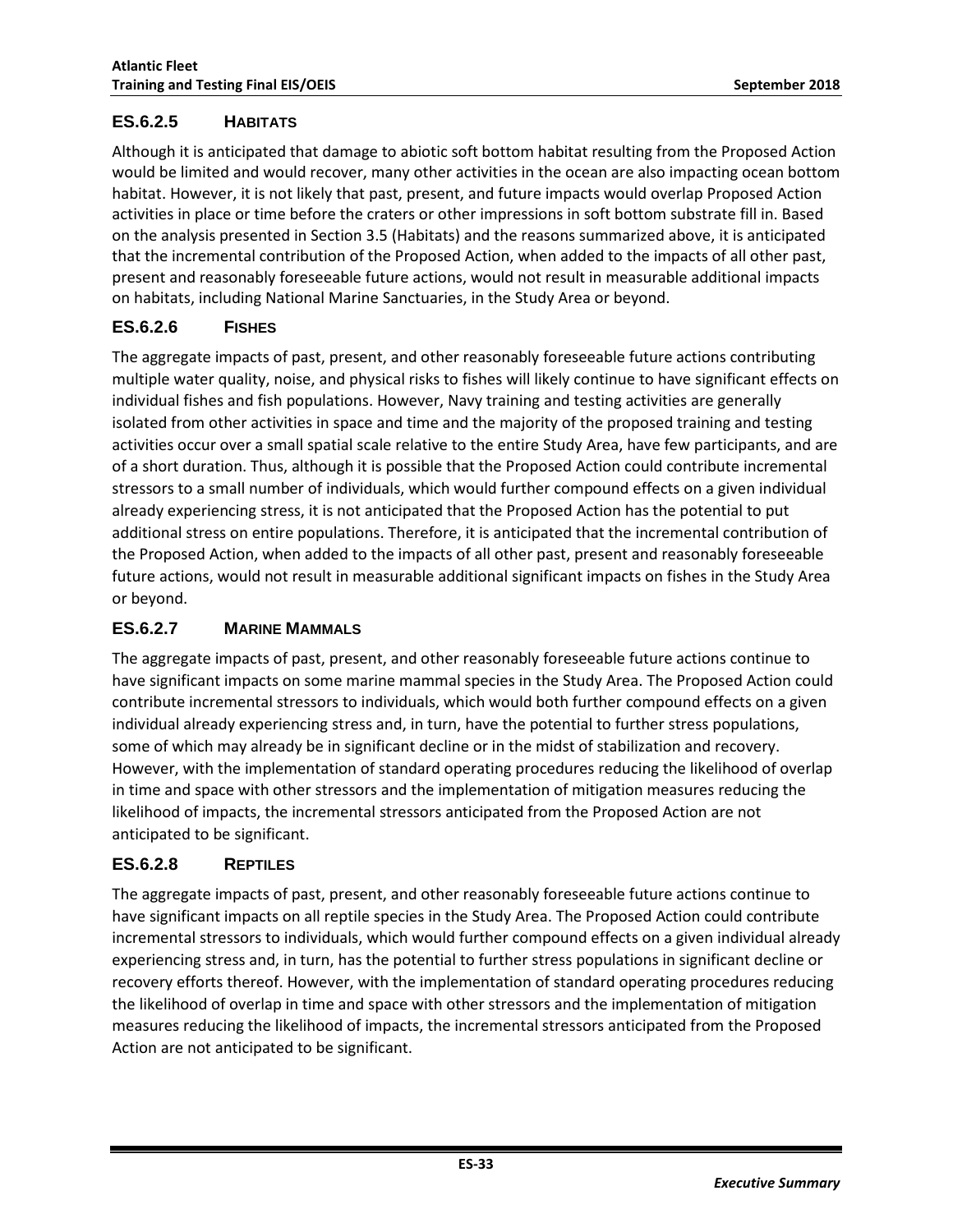### ES.6.2.5 HABITATS

Although it is anticipated that damage to abiotic soft bottom habitat resulting from the Proposed Action would be limited and would recover, many other activities in the ocean are also impacting ocean bottom habitat. However, it is not likely that past, present, and future impacts would overlap Proposed Action activities in place or time before the craters or other impressions in soft bottom substrate fill in. Based on the analysis presented in Section 3.5 (Habitats) and the reasons summarized above, it is anticipated that the incremental contribution of the Proposed Action, when added to the impacts of all other past, present and reasonably foreseeable future actions, would not result in measurable additional impacts on habitats, including National Marine Sanctuaries, in the Study Area or beyond.

### ES.6.2.6 FISHES

The aggregate impacts of past, present, and other reasonably foreseeable future actions contributing multiple water quality, noise, and physical risks to fishes will likely continue to have significant effects on individual fishes and fish populations. However, Navy training and testing activities are generally isolated from other activities in space and time and the majority of the proposed training and testing activities occur over a small spatial scale relative to the entire Study Area, have few participants, and are of a short duration. Thus, although it is possible that the Proposed Action could contribute incremental stressors to a small number of individuals, which would further compound effects on a given individual already experiencing stress, it is not anticipated that the Proposed Action has the potential to put additional stress on entire populations. Therefore, it is anticipated that the incremental contribution of the Proposed Action, when added to the impacts of all other past, present and reasonably foreseeable future actions, would not result in measurable additional significant impacts on fishes in the Study Area or beyond.

### ES.6.2.7 MARINE MAMMALS

The aggregate impacts of past, present, and other reasonably foreseeable future actions continue to have significant impacts on some marine mammal species in the Study Area. The Proposed Action could contribute incremental stressors to individuals, which would both further compound effects on a given individual already experiencing stress and, in turn, have the potential to further stress populations, some of which may already be in significant decline or in the midst of stabilization and recovery. However, with the implementation of standard operating procedures reducing the likelihood of overlap in time and space with other stressors and the implementation of mitigation measures reducing the likelihood of impacts, the incremental stressors anticipated from the Proposed Action are not anticipated to be significant.

### ES.6.2.8 REPTILES

The aggregate impacts of past, present, and other reasonably foreseeable future actions continue to have significant impacts on all reptile species in the Study Area. The Proposed Action could contribute incremental stressors to individuals, which would further compound effects on a given individual already experiencing stress and, in turn, has the potential to further stress populations in significant decline or recovery efforts thereof. However, with the implementation of standard operating procedures reducing the likelihood of overlap in time and space with other stressors and the implementation of mitigation measures reducing the likelihood of impacts, the incremental stressors anticipated from the Proposed Action are not anticipated to be significant.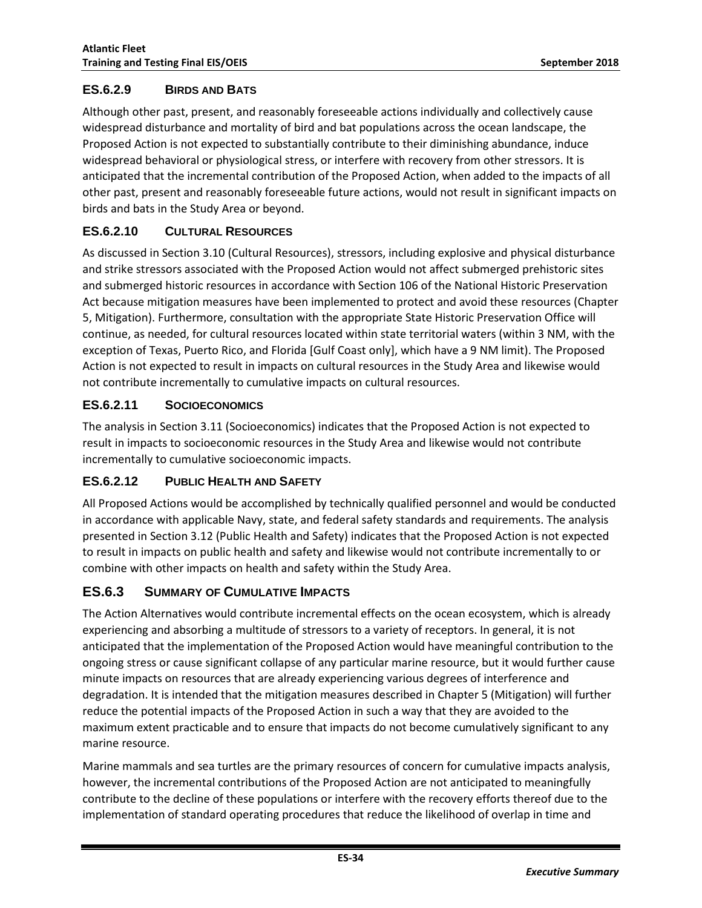### ES.6.2.9 BIRDS AND BATS

Although other past, present, and reasonably foreseeable actions individually and collectively cause widespread disturbance and mortality of bird and bat populations across the ocean landscape, the Proposed Action is not expected to substantially contribute to their diminishing abundance, induce widespread behavioral or physiological stress, or interfere with recovery from other stressors. It is anticipated that the incremental contribution of the Proposed Action, when added to the impacts of all other past, present and reasonably foreseeable future actions, would not result in significant impacts on birds and bats in the Study Area or beyond.

### ES.6.2.10 CULTURAL RESOURCES

As discussed in Section 3.10 (Cultural Resources), stressors, including explosive and physical disturbance and strike stressors associated with the Proposed Action would not affect submerged prehistoric sites and submerged historic resources in accordance with Section 106 of the National Historic Preservation Act because mitigation measures have been implemented to protect and avoid these resources (Chapter 5, Mitigation). Furthermore, consultation with the appropriate State Historic Preservation Office will continue, as needed, for cultural resources located within state territorial waters (within 3 NM, with the exception of Texas, Puerto Rico, and Florida [Gulf Coast only], which have a 9 NM limit). The Proposed Action is not expected to result in impacts on cultural resources in the Study Area and likewise would not contribute incrementally to cumulative impacts on cultural resources.

### ES.6.2.11 SOCIOECONOMICS

The analysis in Section 3.11 (Socioeconomics) indicates that the Proposed Action is not expected to result in impacts to socioeconomic resources in the Study Area and likewise would not contribute incrementally to cumulative socioeconomic impacts.

### ES.6.2.12 PUBLIC HEALTH AND SAFETY

All Proposed Actions would be accomplished by technically qualified personnel and would be conducted in accordance with applicable Navy, state, and federal safety standards and requirements. The analysis presented in Section 3.12 (Public Health and Safety) indicates that the Proposed Action is not expected to result in impacts on public health and safety and likewise would not contribute incrementally to or combine with other impacts on health and safety within the Study Area.

## ES.6.3 SUMMARY OF CUMULATIVE IMPACTS

The Action Alternatives would contribute incremental effects on the ocean ecosystem, which is already experiencing and absorbing a multitude of stressors to a variety of receptors. In general, it is not anticipated that the implementation of the Proposed Action would have meaningful contribution to the ongoing stress or cause significant collapse of any particular marine resource, but it would further cause minute impacts on resources that are already experiencing various degrees of interference and degradation. It is intended that the mitigation measures described in Chapter 5 (Mitigation) will further reduce the potential impacts of the Proposed Action in such a way that they are avoided to the maximum extent practicable and to ensure that impacts do not become cumulatively significant to any marine resource.

Marine mammals and sea turtles are the primary resources of concern for cumulative impacts analysis, however, the incremental contributions of the Proposed Action are not anticipated to meaningfully contribute to the decline of these populations or interfere with the recovery efforts thereof due to the implementation of standard operating procedures that reduce the likelihood of overlap in time and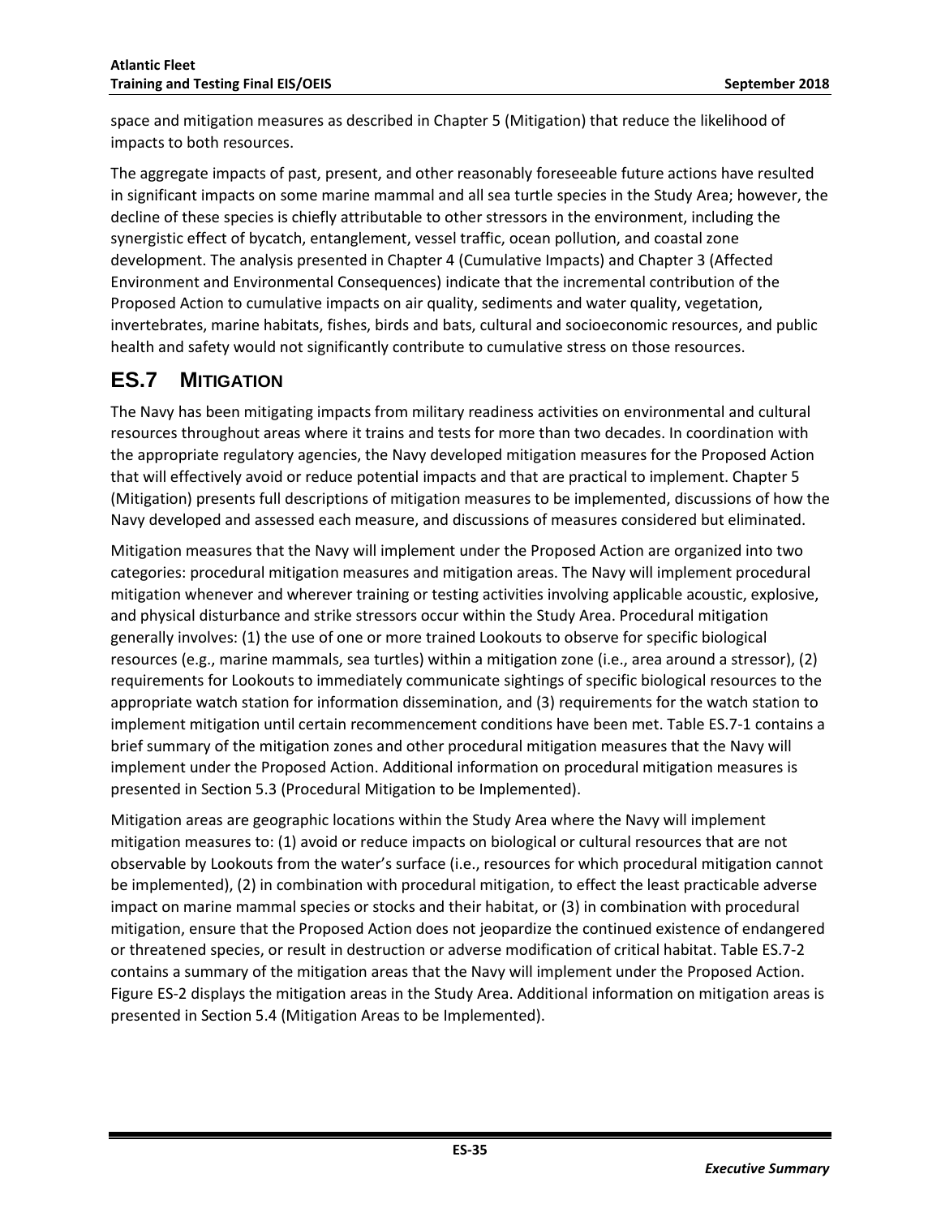space and mitigation measures as described in Chapter 5 (Mitigation) that reduce the likelihood of impacts to both resources.

The aggregate impacts of past, present, and other reasonably foreseeable future actions have resulted in significant impacts on some marine mammal and all sea turtle species in the Study Area; however, the decline of these species is chiefly attributable to other stressors in the environment, including the synergistic effect of bycatch, entanglement, vessel traffic, ocean pollution, and coastal zone development. The analysis presented in Chapter 4 (Cumulative Impacts) and Chapter 3 (Affected Environment and Environmental Consequences) indicate that the incremental contribution of the Proposed Action to cumulative impacts on air quality, sediments and water quality, vegetation, invertebrates, marine habitats, fishes, birds and bats, cultural and socioeconomic resources, and public health and safety would not significantly contribute to cumulative stress on those resources.

## ES.7 MITIGATION

The Navy has been mitigating impacts from military readiness activities on environmental and cultural resources throughout areas where it trains and tests for more than two decades. In coordination with the appropriate regulatory agencies, the Navy developed mitigation measures for the Proposed Action that will effectively avoid or reduce potential impacts and that are practical to implement. Chapter 5 (Mitigation) presents full descriptions of mitigation measures to be implemented, discussions of how the Navy developed and assessed each measure, and discussions of measures considered but eliminated.

Mitigation measures that the Navy will implement under the Proposed Action are organized into two categories: procedural mitigation measures and mitigation areas. The Navy will implement procedural mitigation whenever and wherever training or testing activities involving applicable acoustic, explosive, and physical disturbance and strike stressors occur within the Study Area. Procedural mitigation generally involves: (1) the use of one or more trained Lookouts to observe for specific biological resources (e.g., marine mammals, sea turtles) within a mitigation zone (i.e., area around a stressor), (2) requirements for Lookouts to immediately communicate sightings of specific biological resources to the appropriate watch station for information dissemination, and (3) requirements for the watch station to implement mitigation until certain recommencement conditions have been met. Table ES.7-1 contains a brief summary of the mitigation zones and other procedural mitigation measures that the Navy will implement under the Proposed Action. Additional information on procedural mitigation measures is presented in Section 5.3 (Procedural Mitigation to be Implemented).

Mitigation areas are geographic locations within the Study Area where the Navy will implement mitigation measures to: (1) avoid or reduce impacts on biological or cultural resources that are not observable by Lookouts from the water's surface (i.e., resources for which procedural mitigation cannot be implemented), (2) in combination with procedural mitigation, to effect the least practicable adverse impact on marine mammal species or stocks and their habitat, or (3) in combination with procedural mitigation, ensure that the Proposed Action does not jeopardize the continued existence of endangered or threatened species, or result in destruction or adverse modification of critical habitat. Table ES.7-2 contains a summary of the mitigation areas that the Navy will implement under the Proposed Action. Figure ES-2 displays the mitigation areas in the Study Area. Additional information on mitigation areas is presented in Section 5.4 (Mitigation Areas to be Implemented).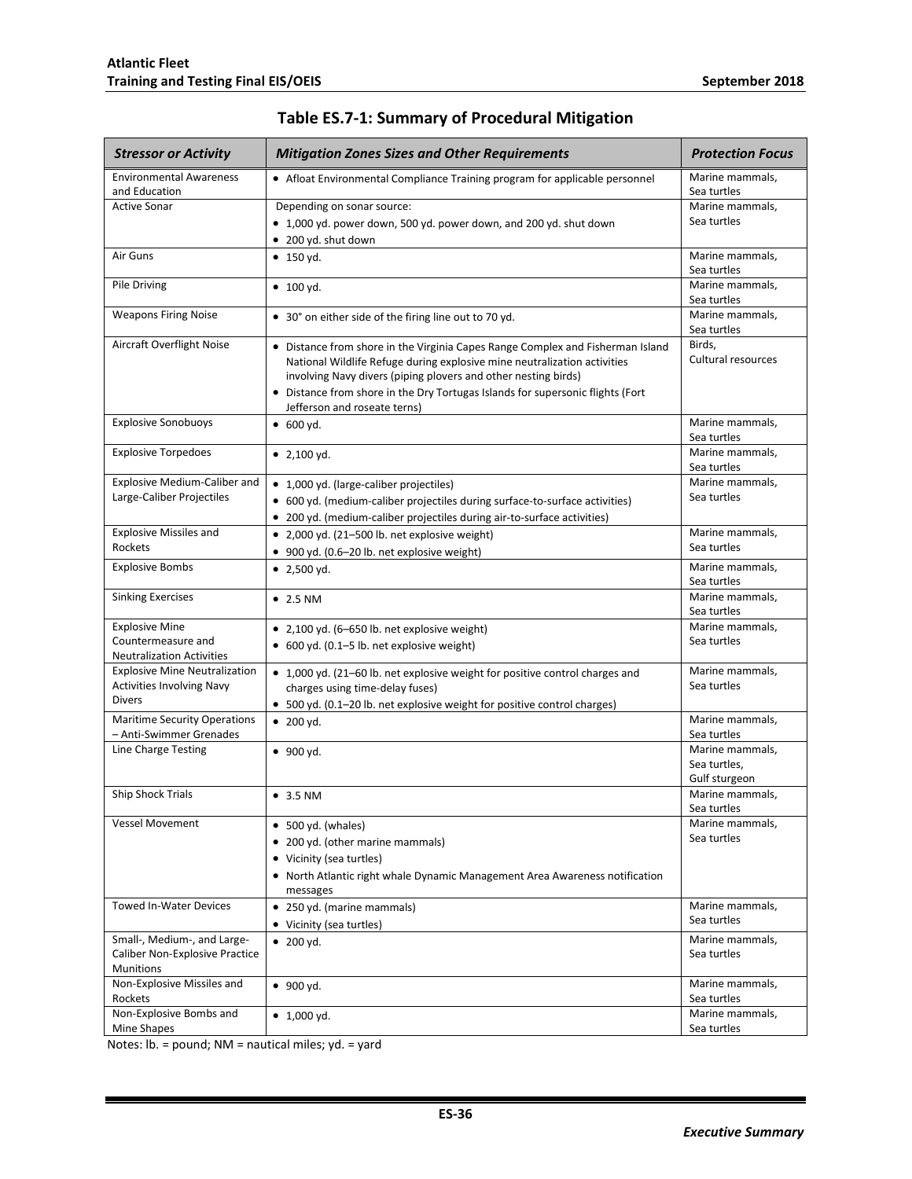## Table ES.7-1: Summary of Procedural Mitigation

| Stressor or Activity | Mitigation Zones Sizes and Other Requirements | Protection Focus |
|---|---|---|
| Environmental Awareness and Education | • Afloat Environmental Compliance Training program for applicable personnel | Marine mammals, Sea turtles |
| Active Sonar | Depending on sonar source:<br>• 1,000 yd. power down, 500 yd. power down, and 200 yd. shut down<br>• 200 yd. shut down | Marine mammals, Sea turtles |
| Air Guns | • 150 yd. | Marine mammals, Sea turtles |
| Pile Driving | • 100 yd. | Marine mammals, Sea turtles |
| Weapons Firing Noise | • 30° on either side of the firing line out to 70 yd. | Marine mammals, Sea turtles |
| Aircraft Overflight Noise | • Distance from shore in the Virginia Capes Range Complex and Fisherman Island National Wildlife Refuge during explosive mine neutralization activities involving Navy divers (piping plovers and other nesting birds)<br>• Distance from shore in the Dry Tortugas Islands for supersonic flights (Fort Jefferson and roseate terns) | Birds, Cultural resources |
| Explosive Sonobuoys | • 600 yd. | Marine mammals, Sea turtles |
| Explosive Torpedoes | • 2,100 yd. | Marine mammals, Sea turtles |
| Explosive Medium-Caliber and Large-Caliber Projectiles | • 1,000 yd. (large-caliber projectiles)<br>• 600 yd. (medium-caliber projectiles during surface-to-surface activities)<br>• 200 yd. (medium-caliber projectiles during air-to-surface activities) | Marine mammals, Sea turtles |
| Explosive Missiles and Rockets | • 2,000 yd. (21–500 lb. net explosive weight)<br>• 900 yd. (0.6–20 lb. net explosive weight) | Marine mammals, Sea turtles |
| Explosive Bombs | • 2,500 yd. | Marine mammals, Sea turtles |
| Sinking Exercises | • 2.5 NM | Marine mammals, Sea turtles |
| Explosive Mine Countermeasure and Neutralization Activities | • 2,100 yd. (6–650 lb. net explosive weight)<br>• 600 yd. (0.1–5 lb. net explosive weight) | Marine mammals, Sea turtles |
| Explosive Mine Neutralization Activities Involving Navy Divers | • 1,000 yd. (21–60 lb. net explosive weight for positive control charges and charges using time-delay fuses)<br>• 500 yd. (0.1–20 lb. net explosive weight for positive control charges) | Marine mammals, Sea turtles |
| Maritime Security Operations – Anti-Swimmer Grenades | • 200 yd. | Marine mammals, Sea turtles |
| Line Charge Testing | • 900 yd. | Marine mammals, Sea turtles, Gulf sturgeon |
| Ship Shock Trials | • 3.5 NM | Marine mammals, Sea turtles |
| Vessel Movement | • 500 yd. (whales)<br>• 200 yd. (other marine mammals)<br>• Vicinity (sea turtles)<br>• North Atlantic right whale Dynamic Management Area Awareness notification messages | Marine mammals, Sea turtles |
| Towed In-Water Devices | • 250 yd. (marine mammals)<br>• Vicinity (sea turtles) | Marine mammals, Sea turtles |
| Small-, Medium-, and Large-Caliber Non-Explosive Practice Munitions | • 200 yd. | Marine mammals, Sea turtles |
| Non-Explosive Missiles and Rockets | • 900 yd. | Marine mammals, Sea turtles |
| Non-Explosive Bombs and Mine Shapes | • 1,000 yd. | Marine mammals, Sea turtles |

Notes: lb. = pound; NM = nautical miles; yd. = yard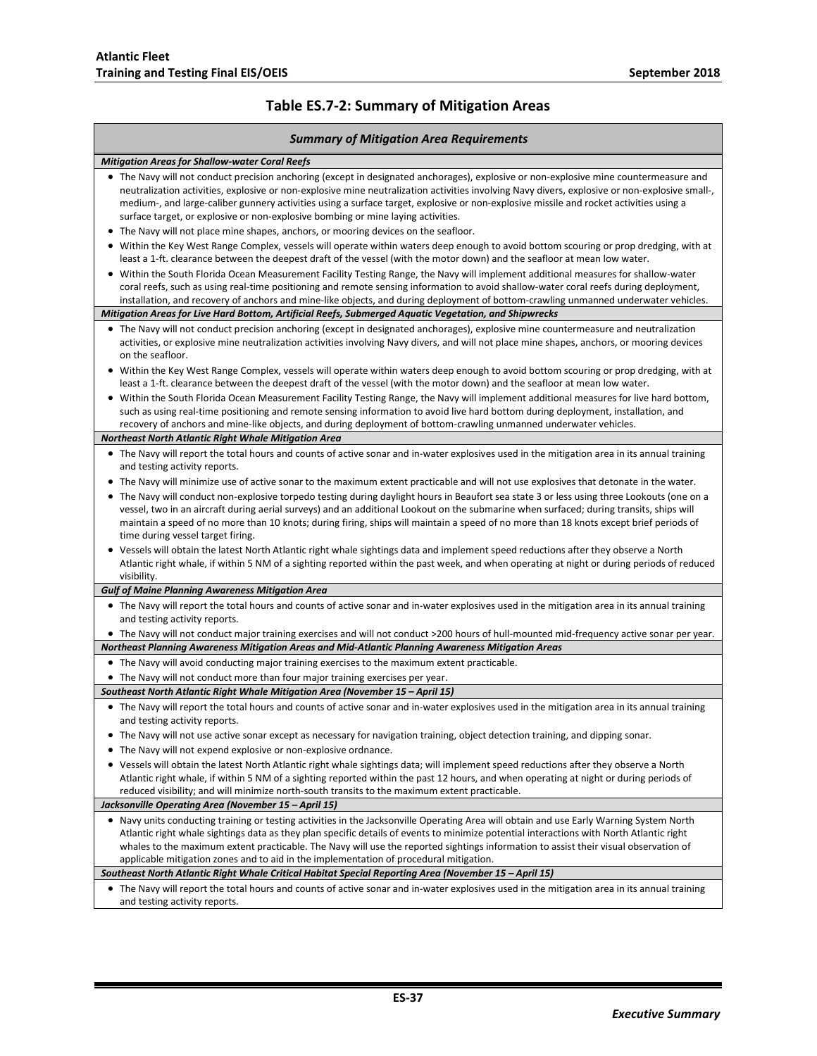## Table ES.7-2: Summary of Mitigation Areas

***Summary of Mitigation Area Requirements***

***Mitigation Areas for Shallow-water Coral Reefs***

- The Navy will not conduct precision anchoring (except in designated anchorages), explosive or non-explosive mine countermeasure and neutralization activities, explosive or non-explosive mine neutralization activities involving Navy divers, explosive or non-explosive small-, medium-, and large-caliber gunnery activities using a surface target, explosive or non-explosive missile and rocket activities using a surface target, or explosive or non-explosive bombing or mine laying activities.
- The Navy will not place mine shapes, anchors, or mooring devices on the seafloor.
- Within the Key West Range Complex, vessels will operate within waters deep enough to avoid bottom scouring or prop dredging, with at least a 1-ft. clearance between the deepest draft of the vessel (with the motor down) and the seafloor at mean low water.
- Within the South Florida Ocean Measurement Facility Testing Range, the Navy will implement additional measures for shallow-water coral reefs, such as using real-time positioning and remote sensing information to avoid shallow-water coral reefs during deployment, installation, and recovery of anchors and mine-like objects, and during deployment of bottom-crawling unmanned underwater vehicles.

***Mitigation Areas for Live Hard Bottom, Artificial Reefs, Submerged Aquatic Vegetation, and Shipwrecks***

- The Navy will not conduct precision anchoring (except in designated anchorages), explosive mine countermeasure and neutralization activities, or explosive mine neutralization activities involving Navy divers, and will not place mine shapes, anchors, or mooring devices on the seafloor.
- Within the Key West Range Complex, vessels will operate within waters deep enough to avoid bottom scouring or prop dredging, with at least a 1-ft. clearance between the deepest draft of the vessel (with the motor down) and the seafloor at mean low water.
- Within the South Florida Ocean Measurement Facility Testing Range, the Navy will implement additional measures for live hard bottom, such as using real-time positioning and remote sensing information to avoid live hard bottom during deployment, installation, and recovery of anchors and mine-like objects, and during deployment of bottom-crawling unmanned underwater vehicles.

***Northeast North Atlantic Right Whale Mitigation Area***

- The Navy will report the total hours and counts of active sonar and in-water explosives used in the mitigation area in its annual training and testing activity reports.
- The Navy will minimize use of active sonar to the maximum extent practicable and will not use explosives that detonate in the water.
- The Navy will conduct non-explosive torpedo testing during daylight hours in Beaufort sea state 3 or less using three Lookouts (one on a vessel, two in an aircraft during aerial surveys) and an additional Lookout on the submarine when surfaced; during transits, ships will maintain a speed of no more than 10 knots; during firing, ships will maintain a speed of no more than 18 knots except brief periods of time during vessel target firing.
- Vessels will obtain the latest North Atlantic right whale sightings data and implement speed reductions after they observe a North Atlantic right whale, if within 5 NM of a sighting reported within the past week, and when operating at night or during periods of reduced visibility.

***Gulf of Maine Planning Awareness Mitigation Area***

- The Navy will report the total hours and counts of active sonar and in-water explosives used in the mitigation area in its annual training and testing activity reports.
- The Navy will not conduct major training exercises and will not conduct >200 hours of hull-mounted mid-frequency active sonar per year.

***Northeast Planning Awareness Mitigation Areas and Mid-Atlantic Planning Awareness Mitigation Areas***

- The Navy will avoid conducting major training exercises to the maximum extent practicable.
- The Navy will not conduct more than four major training exercises per year.

***Southeast North Atlantic Right Whale Mitigation Area (November 15 – April 15)***

- The Navy will report the total hours and counts of active sonar and in-water explosives used in the mitigation area in its annual training and testing activity reports.
- The Navy will not use active sonar except as necessary for navigation training, object detection training, and dipping sonar.
- The Navy will not expend explosive or non-explosive ordnance.
- Vessels will obtain the latest North Atlantic right whale sightings data; will implement speed reductions after they observe a North Atlantic right whale, if within 5 NM of a sighting reported within the past 12 hours, and when operating at night or during periods of reduced visibility; and will minimize north-south transits to the maximum extent practicable.

***Jacksonville Operating Area (November 15 – April 15)***

- Navy units conducting training or testing activities in the Jacksonville Operating Area will obtain and use Early Warning System North Atlantic right whale sightings data as they plan specific details of events to minimize potential interactions with North Atlantic right whales to the maximum extent practicable. The Navy will use the reported sightings information to assist their visual observation of applicable mitigation zones and to aid in the implementation of procedural mitigation.

***Southeast North Atlantic Right Whale Critical Habitat Special Reporting Area (November 15 – April 15)***

- The Navy will report the total hours and counts of active sonar and in-water explosives used in the mitigation area in its annual training and testing activity reports.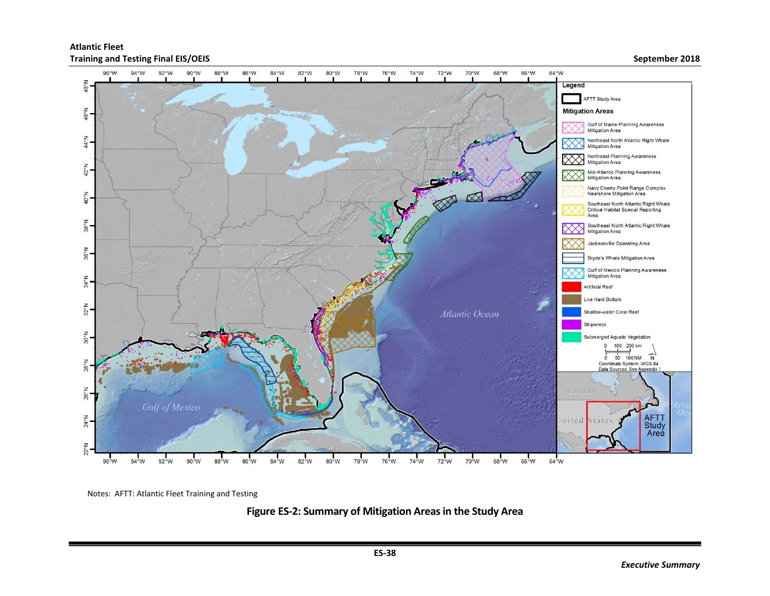Notes: AFTT: Atlantic Fleet Training and Testing

**Figure ES-2: Summary of Mitigation Areas in the Study Area**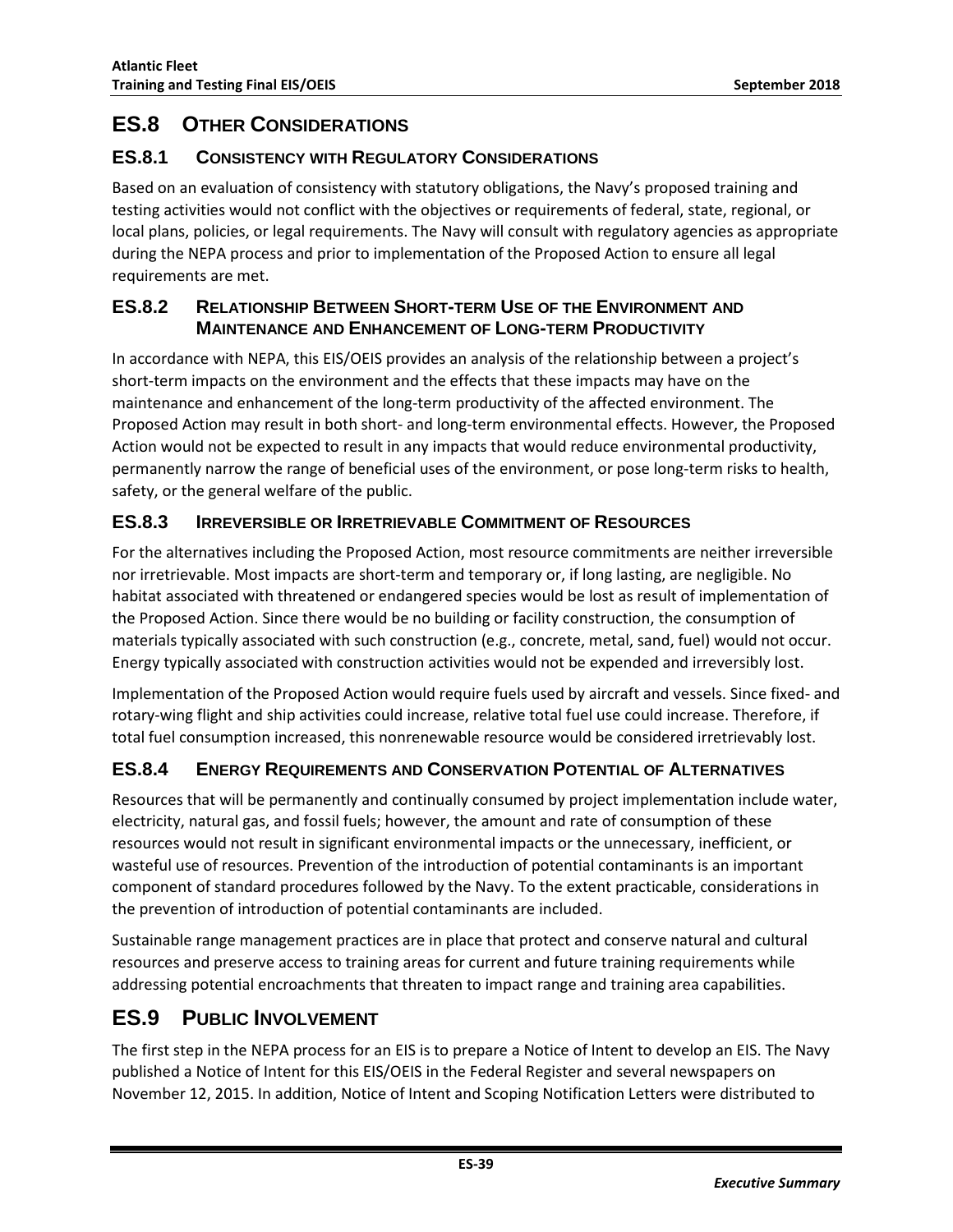## ES.8 OTHER CONSIDERATIONS

### ES.8.1 CONSISTENCY WITH REGULATORY CONSIDERATIONS

Based on an evaluation of consistency with statutory obligations, the Navy's proposed training and testing activities would not conflict with the objectives or requirements of federal, state, regional, or local plans, policies, or legal requirements. The Navy will consult with regulatory agencies as appropriate during the NEPA process and prior to implementation of the Proposed Action to ensure all legal requirements are met.

### ES.8.2 RELATIONSHIP BETWEEN SHORT-TERM USE OF THE ENVIRONMENT AND MAINTENANCE AND ENHANCEMENT OF LONG-TERM PRODUCTIVITY

In accordance with NEPA, this EIS/OEIS provides an analysis of the relationship between a project's short-term impacts on the environment and the effects that these impacts may have on the maintenance and enhancement of the long-term productivity of the affected environment. The Proposed Action may result in both short- and long-term environmental effects. However, the Proposed Action would not be expected to result in any impacts that would reduce environmental productivity, permanently narrow the range of beneficial uses of the environment, or pose long-term risks to health, safety, or the general welfare of the public.

### ES.8.3 IRREVERSIBLE OR IRRETRIEVABLE COMMITMENT OF RESOURCES

For the alternatives including the Proposed Action, most resource commitments are neither irreversible nor irretrievable. Most impacts are short-term and temporary or, if long lasting, are negligible. No habitat associated with threatened or endangered species would be lost as result of implementation of the Proposed Action. Since there would be no building or facility construction, the consumption of materials typically associated with such construction (e.g., concrete, metal, sand, fuel) would not occur. Energy typically associated with construction activities would not be expended and irreversibly lost.

Implementation of the Proposed Action would require fuels used by aircraft and vessels. Since fixed- and rotary-wing flight and ship activities could increase, relative total fuel use could increase. Therefore, if total fuel consumption increased, this nonrenewable resource would be considered irretrievably lost.

### ES.8.4 ENERGY REQUIREMENTS AND CONSERVATION POTENTIAL OF ALTERNATIVES

Resources that will be permanently and continually consumed by project implementation include water, electricity, natural gas, and fossil fuels; however, the amount and rate of consumption of these resources would not result in significant environmental impacts or the unnecessary, inefficient, or wasteful use of resources. Prevention of the introduction of potential contaminants is an important component of standard procedures followed by the Navy. To the extent practicable, considerations in the prevention of introduction of potential contaminants are included.

Sustainable range management practices are in place that protect and conserve natural and cultural resources and preserve access to training areas for current and future training requirements while addressing potential encroachments that threaten to impact range and training area capabilities.

## ES.9 PUBLIC INVOLVEMENT

The first step in the NEPA process for an EIS is to prepare a Notice of Intent to develop an EIS. The Navy published a Notice of Intent for this EIS/OEIS in the Federal Register and several newspapers on November 12, 2015. In addition, Notice of Intent and Scoping Notification Letters were distributed to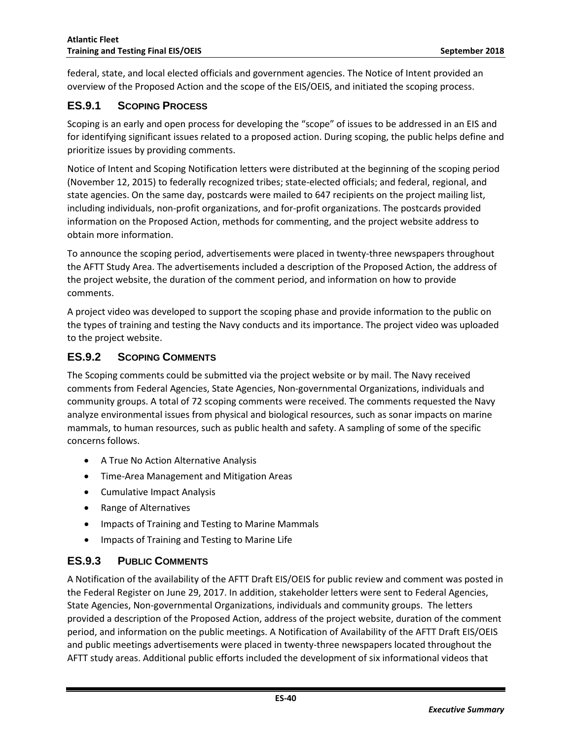federal, state, and local elected officials and government agencies. The Notice of Intent provided an overview of the Proposed Action and the scope of the EIS/OEIS, and initiated the scoping process.

### ES.9.1 Scoping Process

Scoping is an early and open process for developing the "scope" of issues to be addressed in an EIS and for identifying significant issues related to a proposed action. During scoping, the public helps define and prioritize issues by providing comments.

Notice of Intent and Scoping Notification letters were distributed at the beginning of the scoping period (November 12, 2015) to federally recognized tribes; state-elected officials; and federal, regional, and state agencies. On the same day, postcards were mailed to 647 recipients on the project mailing list, including individuals, non-profit organizations, and for-profit organizations. The postcards provided information on the Proposed Action, methods for commenting, and the project website address to obtain more information.

To announce the scoping period, advertisements were placed in twenty-three newspapers throughout the AFTT Study Area. The advertisements included a description of the Proposed Action, the address of the project website, the duration of the comment period, and information on how to provide comments.

A project video was developed to support the scoping phase and provide information to the public on the types of training and testing the Navy conducts and its importance. The project video was uploaded to the project website.

### ES.9.2 Scoping Comments

The Scoping comments could be submitted via the project website or by mail. The Navy received comments from Federal Agencies, State Agencies, Non-governmental Organizations, individuals and community groups. A total of 72 scoping comments were received. The comments requested the Navy analyze environmental issues from physical and biological resources, such as sonar impacts on marine mammals, to human resources, such as public health and safety. A sampling of some of the specific concerns follows.

- A True No Action Alternative Analysis
- Time-Area Management and Mitigation Areas
- Cumulative Impact Analysis
- Range of Alternatives
- Impacts of Training and Testing to Marine Mammals
- Impacts of Training and Testing to Marine Life

### ES.9.3 Public Comments

A Notification of the availability of the AFTT Draft EIS/OEIS for public review and comment was posted in the Federal Register on June 29, 2017. In addition, stakeholder letters were sent to Federal Agencies, State Agencies, Non-governmental Organizations, individuals and community groups. The letters provided a description of the Proposed Action, address of the project website, duration of the comment period, and information on the public meetings. A Notification of Availability of the AFTT Draft EIS/OEIS and public meetings advertisements were placed in twenty-three newspapers located throughout the AFTT study areas. Additional public efforts included the development of six informational videos that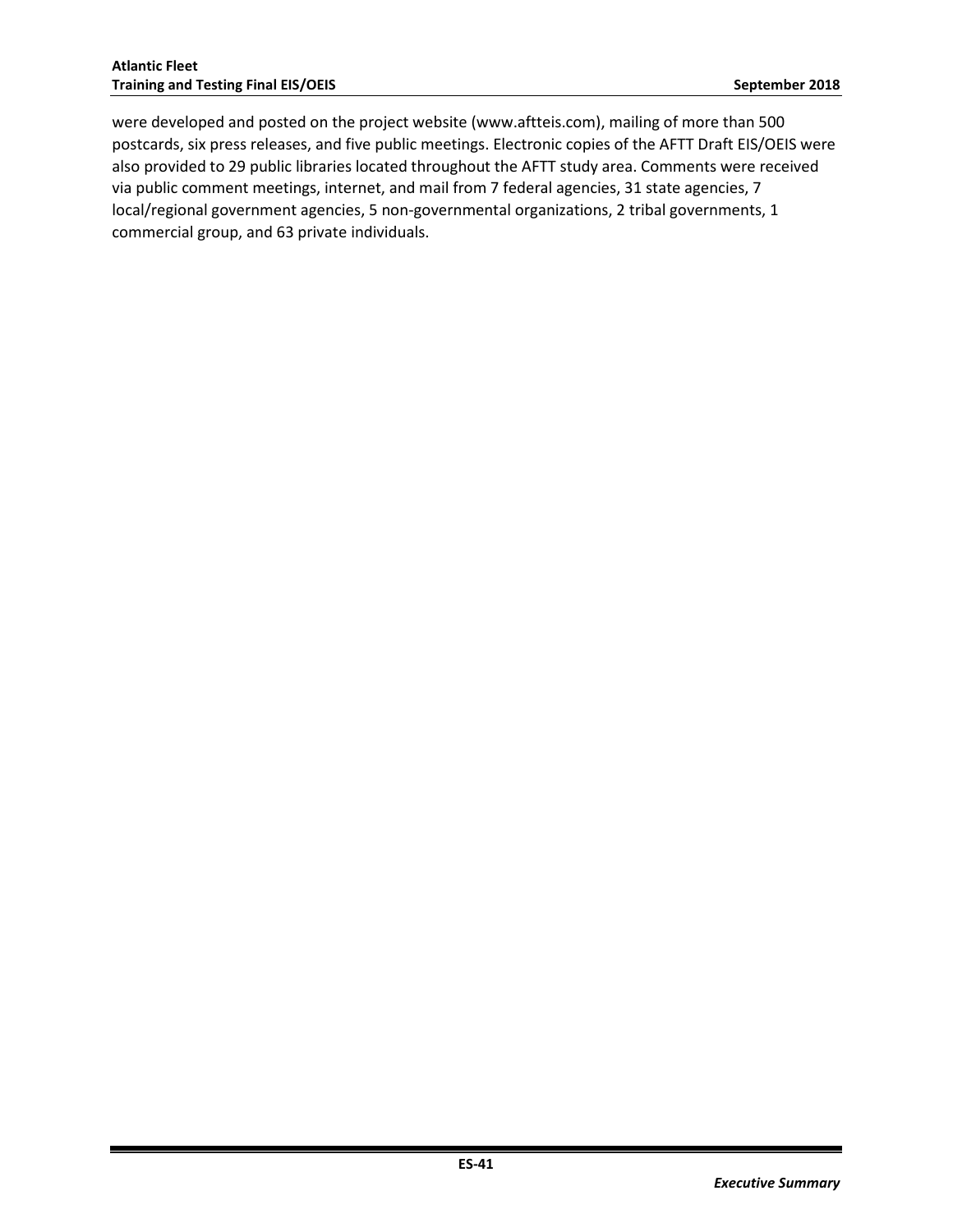were developed and posted on the project website (www.aftteis.com), mailing of more than 500 postcards, six press releases, and five public meetings. Electronic copies of the AFTT Draft EIS/OEIS were also provided to 29 public libraries located throughout the AFTT study area. Comments were received via public comment meetings, internet, and mail from 7 federal agencies, 31 state agencies, 7 local/regional government agencies, 5 non-governmental organizations, 2 tribal governments, 1 commercial group, and 63 private individuals.